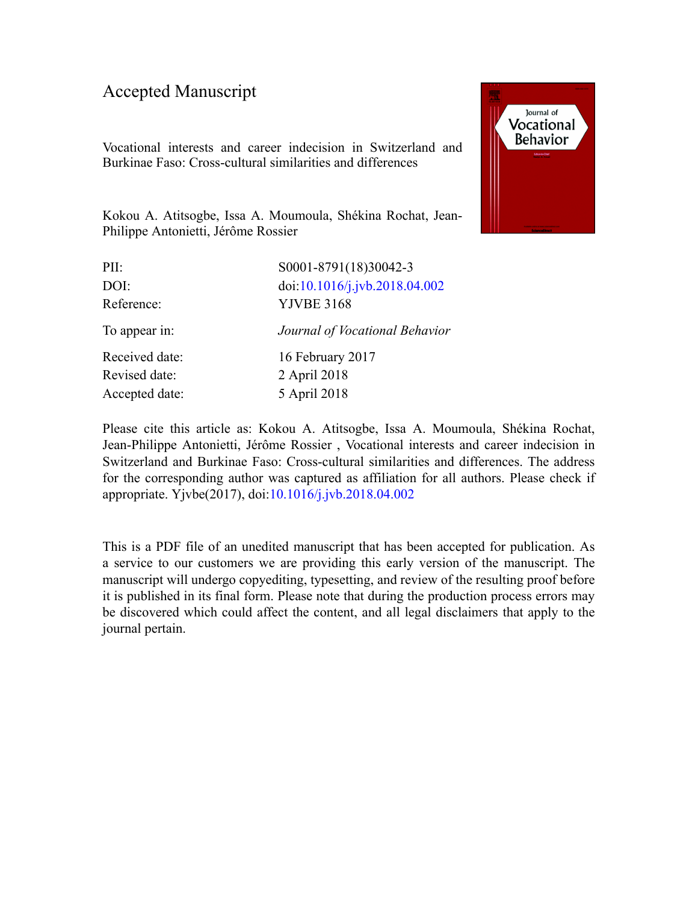# Accepted Manuscript

Vocational interests and career indecision in Switzerland and Burkinae Faso: Cross-cultural similarities and differences

Kokou A. Atitsogbe, Issa A. Moumoula, Shékina Rochat, Jean-Philippe Antonietti, Jérôme Rossier

| | |
|---|---|
| PII: | S0001-8791(18)30042-3 |
| DOI: | doi:10.1016/j.jvb.2018.04.002 |
| Reference: | YJVBE 3168 |
| To appear in: | *Journal of Vocational Behavior* |
| Received date: | 16 February 2017 |
| Revised date: | 2 April 2018 |
| Accepted date: | 5 April 2018 |

Please cite this article as: Kokou A. Atitsogbe, Issa A. Moumoula, Shékina Rochat, Jean-Philippe Antonietti, Jérôme Rossier , Vocational interests and career indecision in Switzerland and Burkinae Faso: Cross-cultural similarities and differences. The address for the corresponding author was captured as affiliation for all authors. Please check if appropriate. Yjvbe(2017), doi:10.1016/j.jvb.2018.04.002

This is a PDF file of an unedited manuscript that has been accepted for publication. As a service to our customers we are providing this early version of the manuscript. The manuscript will undergo copyediting, typesetting, and review of the resulting proof before it is published in its final form. Please note that during the production process errors may be discovered which could affect the content, and all legal disclaimers that apply to the journal pertain.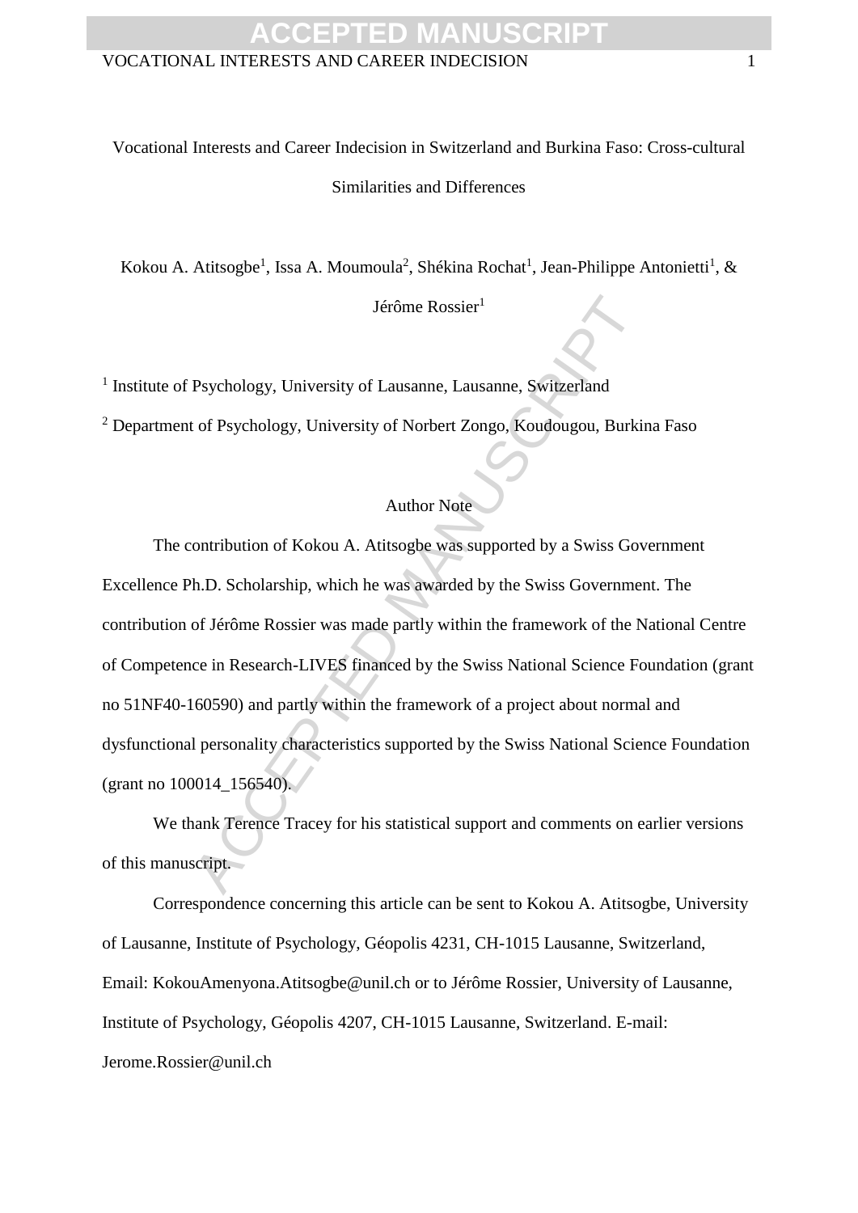# Vocational Interests and Career Indecision in Switzerland and Burkina Faso: Cross-cultural Similarities and Differences

Kokou A. Atitsogbe[1], Issa A. Moumoula[2], Shékina Rochat[1], Jean-Philippe Antonietti[1], & Jérôme Rossier[1]

[1] Institute of Psychology, University of Lausanne, Lausanne, Switzerland

[2] Department of Psychology, University of Norbert Zongo, Koudougou, Burkina Faso

## Author Note

The contribution of Kokou A. Atitsogbe was supported by a Swiss Government Excellence Ph.D. Scholarship, which he was awarded by the Swiss Government. The contribution of Jérôme Rossier was made partly within the framework of the National Centre of Competence in Research-LIVES financed by the Swiss National Science Foundation (grant no 51NF40-160590) and partly within the framework of a project about normal and dysfunctional personality characteristics supported by the Swiss National Science Foundation (grant no 100014_156540).

We thank Terence Tracey for his statistical support and comments on earlier versions of this manuscript.

Correspondence concerning this article can be sent to Kokou A. Atitsogbe, University of Lausanne, Institute of Psychology, Géopolis 4231, CH-1015 Lausanne, Switzerland, Email: KokouAmenyona.Atitsogbe@unil.ch or to Jérôme Rossier, University of Lausanne, Institute of Psychology, Géopolis 4207, CH-1015 Lausanne, Switzerland. E-mail: Jerome.Rossier@unil.ch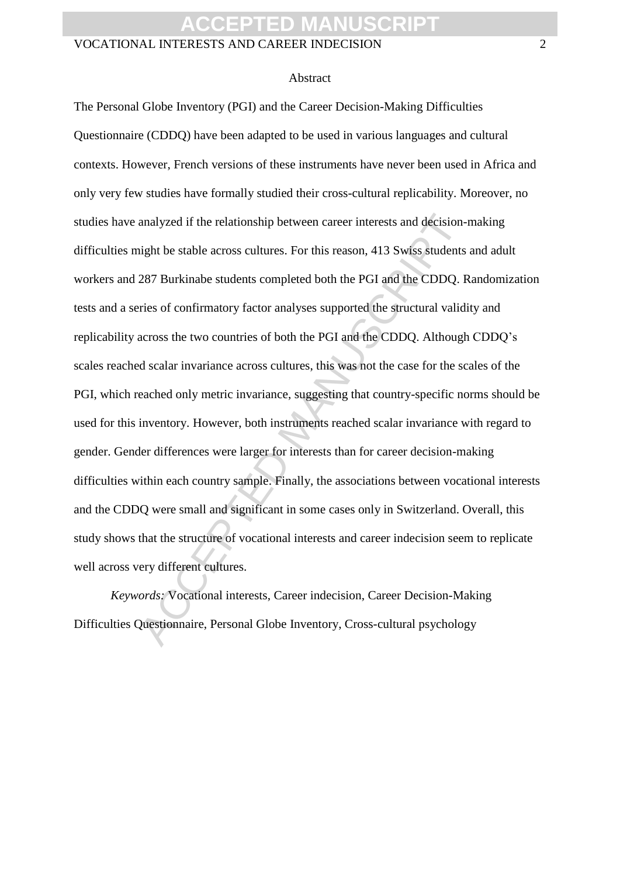# Abstract

The Personal Globe Inventory (PGI) and the Career Decision-Making Difficulties Questionnaire (CDDQ) have been adapted to be used in various languages and cultural contexts. However, French versions of these instruments have never been used in Africa and only very few studies have formally studied their cross-cultural replicability. Moreover, no studies have analyzed if the relationship between career interests and decision-making difficulties might be stable across cultures. For this reason, 413 Swiss students and adult workers and 287 Burkinabe students completed both the PGI and the CDDQ. Randomization tests and a series of confirmatory factor analyses supported the structural validity and replicability across the two countries of both the PGI and the CDDQ. Although CDDQ's scales reached scalar invariance across cultures, this was not the case for the scales of the PGI, which reached only metric invariance, suggesting that country-specific norms should be used for this inventory. However, both instruments reached scalar invariance with regard to gender. Gender differences were larger for interests than for career decision-making difficulties within each country sample. Finally, the associations between vocational interests and the CDDQ were small and significant in some cases only in Switzerland. Overall, this study shows that the structure of vocational interests and career indecision seem to replicate well across very different cultures.

*Keywords:* Vocational interests, Career indecision, Career Decision-Making Difficulties Questionnaire, Personal Globe Inventory, Cross-cultural psychology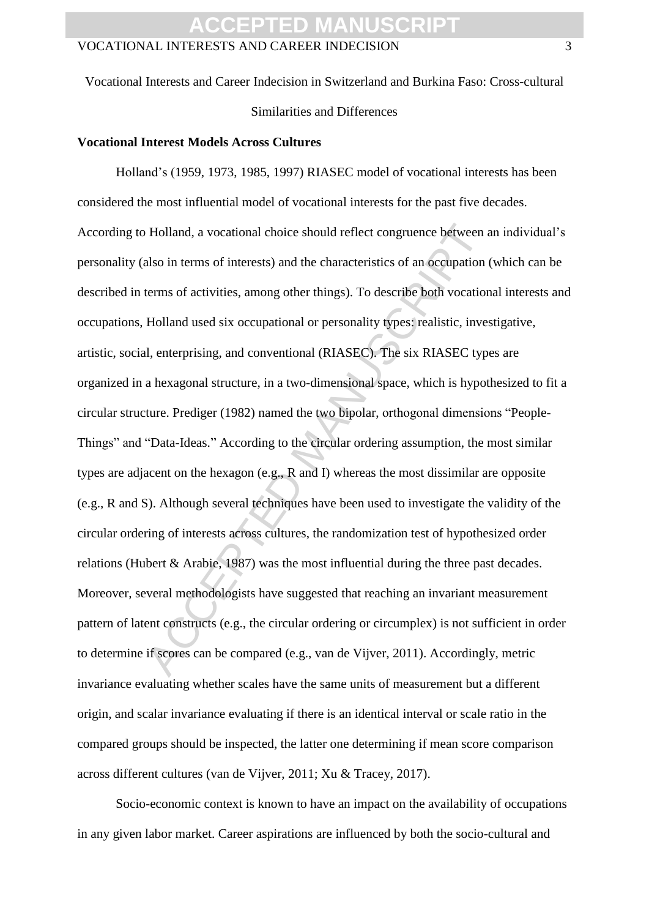Vocational Interests and Career Indecision in Switzerland and Burkina Faso: Cross-cultural Similarities and Differences

## Vocational Interest Models Across Cultures

Holland's (1959, 1973, 1985, 1997) RIASEC model of vocational interests has been considered the most influential model of vocational interests for the past five decades. According to Holland, a vocational choice should reflect congruence between an individual's personality (also in terms of interests) and the characteristics of an occupation (which can be described in terms of activities, among other things). To describe both vocational interests and occupations, Holland used six occupational or personality types: realistic, investigative, artistic, social, enterprising, and conventional (RIASEC). The six RIASEC types are organized in a hexagonal structure, in a two-dimensional space, which is hypothesized to fit a circular structure. Prediger (1982) named the two bipolar, orthogonal dimensions "People-Things" and "Data-Ideas." According to the circular ordering assumption, the most similar types are adjacent on the hexagon (e.g., R and I) whereas the most dissimilar are opposite (e.g., R and S). Although several techniques have been used to investigate the validity of the circular ordering of interests across cultures, the randomization test of hypothesized order relations (Hubert & Arabie, 1987) was the most influential during the three past decades. Moreover, several methodologists have suggested that reaching an invariant measurement pattern of latent constructs (e.g., the circular ordering or circumplex) is not sufficient in order to determine if scores can be compared (e.g., van de Vijver, 2011). Accordingly, metric invariance evaluating whether scales have the same units of measurement but a different origin, and scalar invariance evaluating if there is an identical interval or scale ratio in the compared groups should be inspected, the latter one determining if mean score comparison across different cultures (van de Vijver, 2011; Xu & Tracey, 2017).

Socio-economic context is known to have an impact on the availability of occupations in any given labor market. Career aspirations are influenced by both the socio-cultural and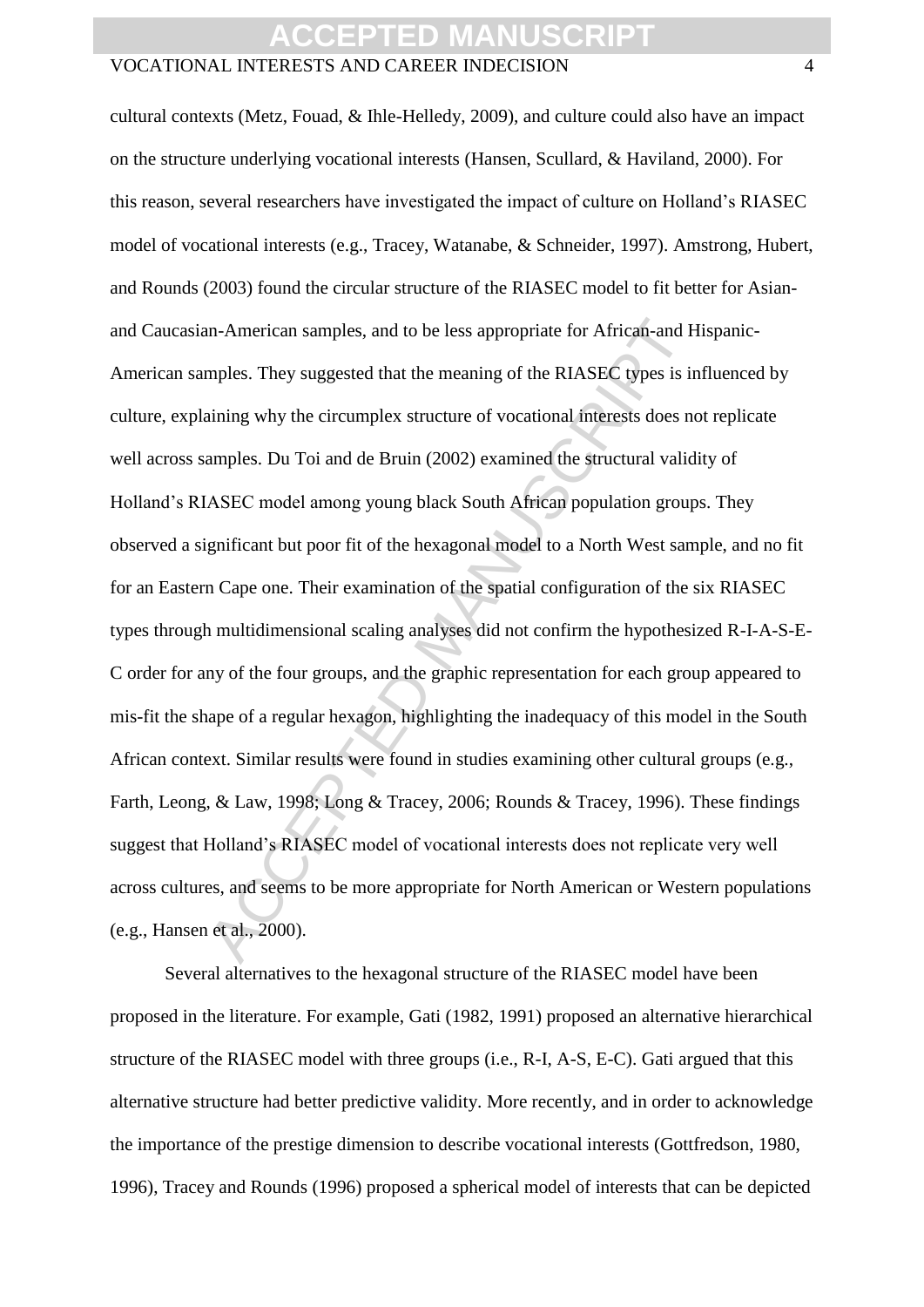cultural contexts (Metz, Fouad, & Ihle-Helledy, 2009), and culture could also have an impact on the structure underlying vocational interests (Hansen, Scullard, & Haviland, 2000). For this reason, several researchers have investigated the impact of culture on Holland's RIASEC model of vocational interests (e.g., Tracey, Watanabe, & Schneider, 1997). Amstrong, Hubert, and Rounds (2003) found the circular structure of the RIASEC model to fit better for Asian- and Caucasian-American samples, and to be less appropriate for African-and Hispanic-American samples. They suggested that the meaning of the RIASEC types is influenced by culture, explaining why the circumplex structure of vocational interests does not replicate well across samples. Du Toi and de Bruin (2002) examined the structural validity of Holland's RIASEC model among young black South African population groups. They observed a significant but poor fit of the hexagonal model to a North West sample, and no fit for an Eastern Cape one. Their examination of the spatial configuration of the six RIASEC types through multidimensional scaling analyses did not confirm the hypothesized R-I-A-S-E-C order for any of the four groups, and the graphic representation for each group appeared to mis-fit the shape of a regular hexagon, highlighting the inadequacy of this model in the South African context. Similar results were found in studies examining other cultural groups (e.g., Farth, Leong, & Law, 1998; Long & Tracey, 2006; Rounds & Tracey, 1996). These findings suggest that Holland's RIASEC model of vocational interests does not replicate very well across cultures, and seems to be more appropriate for North American or Western populations (e.g., Hansen et al., 2000).

Several alternatives to the hexagonal structure of the RIASEC model have been proposed in the literature. For example, Gati (1982, 1991) proposed an alternative hierarchical structure of the RIASEC model with three groups (i.e., R-I, A-S, E-C). Gati argued that this alternative structure had better predictive validity. More recently, and in order to acknowledge the importance of the prestige dimension to describe vocational interests (Gottfredson, 1980, 1996), Tracey and Rounds (1996) proposed a spherical model of interests that can be depicted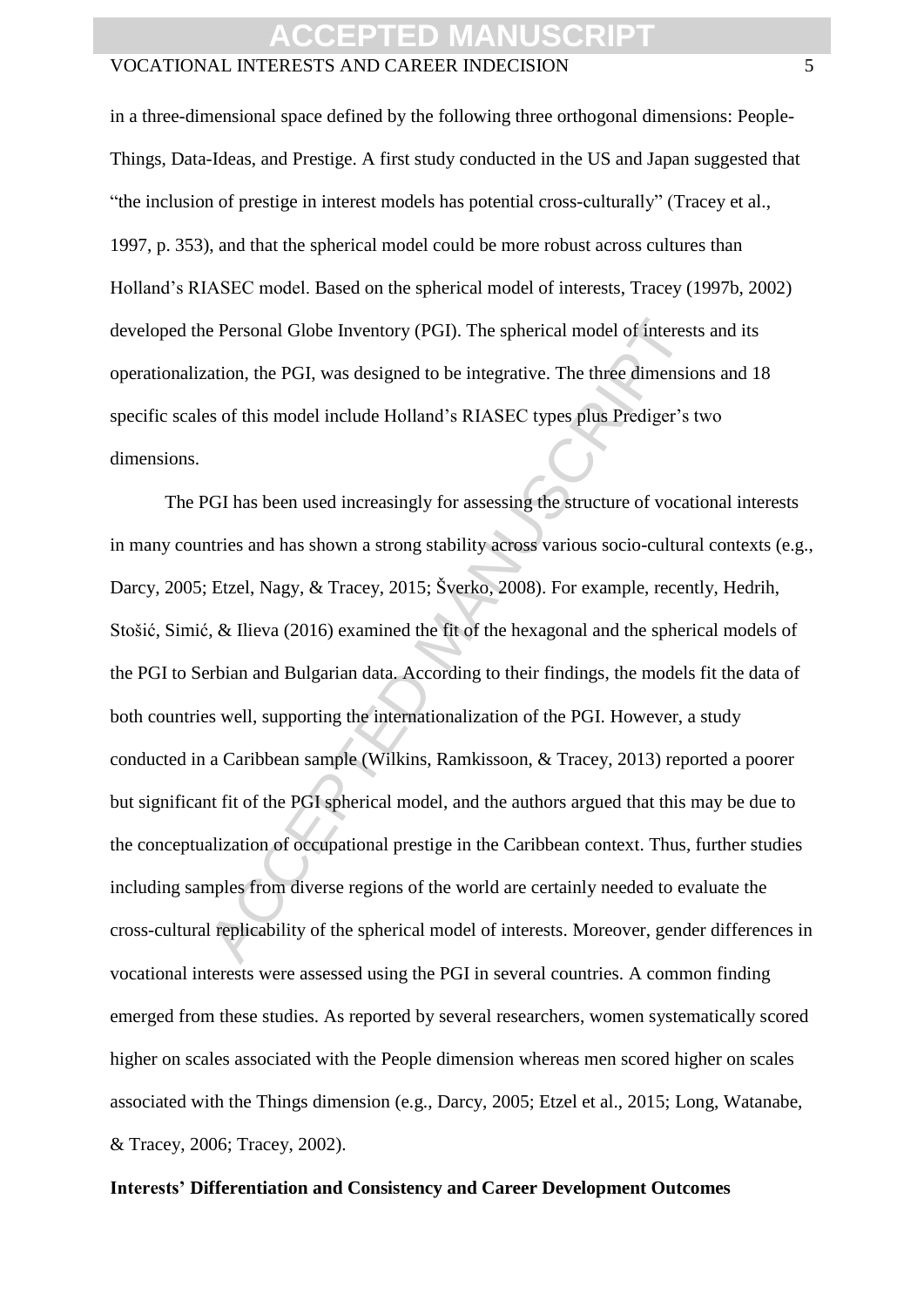in a three-dimensional space defined by the following three orthogonal dimensions: People-Things, Data-Ideas, and Prestige. A first study conducted in the US and Japan suggested that "the inclusion of prestige in interest models has potential cross-culturally" (Tracey et al., 1997, p. 353), and that the spherical model could be more robust across cultures than Holland's RIASEC model. Based on the spherical model of interests, Tracey (1997b, 2002) developed the Personal Globe Inventory (PGI). The spherical model of interests and its operationalization, the PGI, was designed to be integrative. The three dimensions and 18 specific scales of this model include Holland's RIASEC types plus Prediger's two dimensions.

The PGI has been used increasingly for assessing the structure of vocational interests in many countries and has shown a strong stability across various socio-cultural contexts (e.g., Darcy, 2005; Etzel, Nagy, & Tracey, 2015; Šverko, 2008). For example, recently, Hedrih, Stošić, Simić, & Ilieva (2016) examined the fit of the hexagonal and the spherical models of the PGI to Serbian and Bulgarian data. According to their findings, the models fit the data of both countries well, supporting the internationalization of the PGI. However, a study conducted in a Caribbean sample (Wilkins, Ramkissoon, & Tracey, 2013) reported a poorer but significant fit of the PGI spherical model, and the authors argued that this may be due to the conceptualization of occupational prestige in the Caribbean context. Thus, further studies including samples from diverse regions of the world are certainly needed to evaluate the cross-cultural replicability of the spherical model of interests. Moreover, gender differences in vocational interests were assessed using the PGI in several countries. A common finding emerged from these studies. As reported by several researchers, women systematically scored higher on scales associated with the People dimension whereas men scored higher on scales associated with the Things dimension (e.g., Darcy, 2005; Etzel et al., 2015; Long, Watanabe, & Tracey, 2006; Tracey, 2002).

**Interests' Differentiation and Consistency and Career Development Outcomes**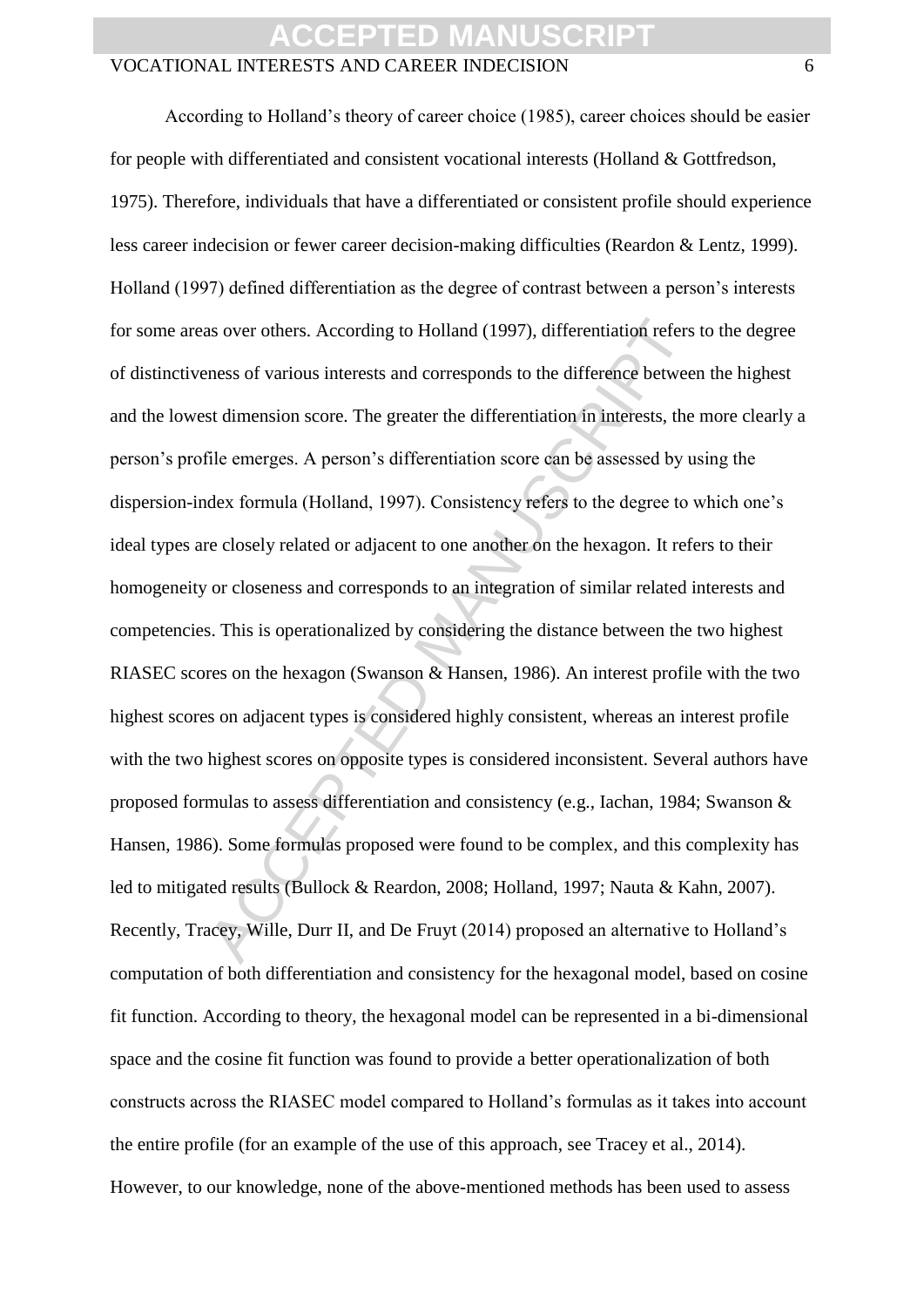According to Holland's theory of career choice (1985), career choices should be easier for people with differentiated and consistent vocational interests (Holland & Gottfredson, 1975). Therefore, individuals that have a differentiated or consistent profile should experience less career indecision or fewer career decision-making difficulties (Reardon & Lentz, 1999). Holland (1997) defined differentiation as the degree of contrast between a person's interests for some areas over others. According to Holland (1997), differentiation refers to the degree of distinctiveness of various interests and corresponds to the difference between the highest and the lowest dimension score. The greater the differentiation in interests, the more clearly a person's profile emerges. A person's differentiation score can be assessed by using the dispersion-index formula (Holland, 1997). Consistency refers to the degree to which one's ideal types are closely related or adjacent to one another on the hexagon. It refers to their homogeneity or closeness and corresponds to an integration of similar related interests and competencies. This is operationalized by considering the distance between the two highest RIASEC scores on the hexagon (Swanson & Hansen, 1986). An interest profile with the two highest scores on adjacent types is considered highly consistent, whereas an interest profile with the two highest scores on opposite types is considered inconsistent. Several authors have proposed formulas to assess differentiation and consistency (e.g., Iachan, 1984; Swanson & Hansen, 1986). Some formulas proposed were found to be complex, and this complexity has led to mitigated results (Bullock & Reardon, 2008; Holland, 1997; Nauta & Kahn, 2007). Recently, Tracey, Wille, Durr II, and De Fruyt (2014) proposed an alternative to Holland's computation of both differentiation and consistency for the hexagonal model, based on cosine fit function. According to theory, the hexagonal model can be represented in a bi-dimensional space and the cosine fit function was found to provide a better operationalization of both constructs across the RIASEC model compared to Holland's formulas as it takes into account the entire profile (for an example of the use of this approach, see Tracey et al., 2014). However, to our knowledge, none of the above-mentioned methods has been used to assess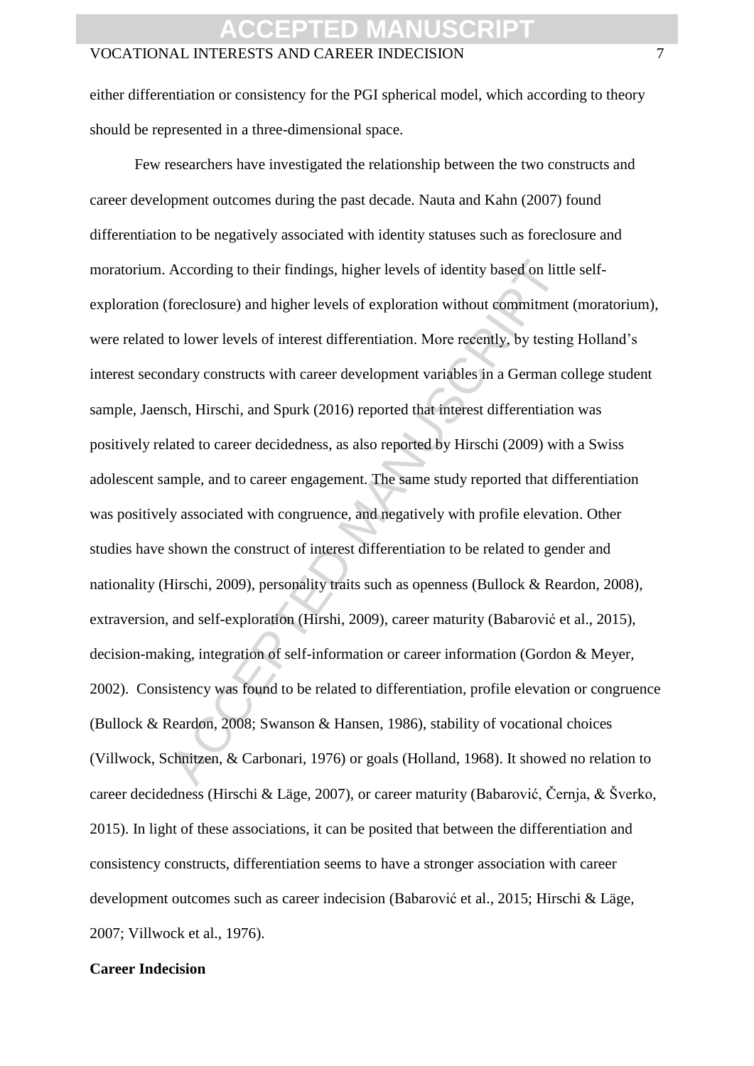either differentiation or consistency for the PGI spherical model, which according to theory should be represented in a three-dimensional space.

Few researchers have investigated the relationship between the two constructs and career development outcomes during the past decade. Nauta and Kahn (2007) found differentiation to be negatively associated with identity statuses such as foreclosure and moratorium. According to their findings, higher levels of identity based on little self-exploration (foreclosure) and higher levels of exploration without commitment (moratorium), were related to lower levels of interest differentiation. More recently, by testing Holland's interest secondary constructs with career development variables in a German college student sample, Jaensch, Hirschi, and Spurk (2016) reported that interest differentiation was positively related to career decidedness, as also reported by Hirschi (2009) with a Swiss adolescent sample, and to career engagement. The same study reported that differentiation was positively associated with congruence, and negatively with profile elevation. Other studies have shown the construct of interest differentiation to be related to gender and nationality (Hirschi, 2009), personality traits such as openness (Bullock & Reardon, 2008), extraversion, and self-exploration (Hirshi, 2009), career maturity (Babarović et al., 2015), decision-making, integration of self-information or career information (Gordon & Meyer, 2002). Consistency was found to be related to differentiation, profile elevation or congruence (Bullock & Reardon, 2008; Swanson & Hansen, 1986), stability of vocational choices (Villwock, Schnitzen, & Carbonari, 1976) or goals (Holland, 1968). It showed no relation to career decidedness (Hirschi & Läge, 2007), or career maturity (Babarović, Černja, & Šverko, 2015). In light of these associations, it can be posited that between the differentiation and consistency constructs, differentiation seems to have a stronger association with career development outcomes such as career indecision (Babarović et al., 2015; Hirschi & Läge, 2007; Villwock et al., 1976).

## Career Indecision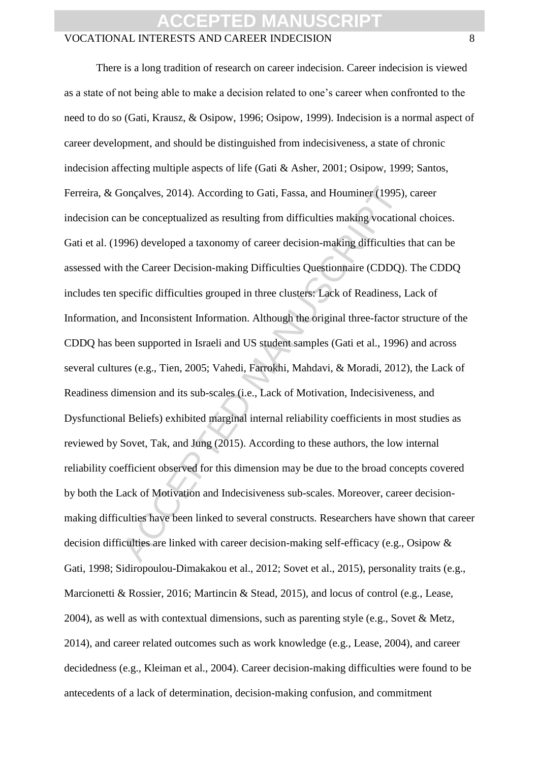There is a long tradition of research on career indecision. Career indecision is viewed as a state of not being able to make a decision related to one's career when confronted to the need to do so (Gati, Krausz, & Osipow, 1996; Osipow, 1999). Indecision is a normal aspect of career development, and should be distinguished from indecisiveness, a state of chronic indecision affecting multiple aspects of life (Gati & Asher, 2001; Osipow, 1999; Santos, Ferreira, & Gonçalves, 2014). According to Gati, Fassa, and Houminer (1995), career indecision can be conceptualized as resulting from difficulties making vocational choices. Gati et al. (1996) developed a taxonomy of career decision-making difficulties that can be assessed with the Career Decision-making Difficulties Questionnaire (CDDQ). The CDDQ includes ten specific difficulties grouped in three clusters: Lack of Readiness, Lack of Information, and Inconsistent Information. Although the original three-factor structure of the CDDQ has been supported in Israeli and US student samples (Gati et al., 1996) and across several cultures (e.g., Tien, 2005; Vahedi, Farrokhi, Mahdavi, & Moradi, 2012), the Lack of Readiness dimension and its sub-scales (i.e., Lack of Motivation, Indecisiveness, and Dysfunctional Beliefs) exhibited marginal internal reliability coefficients in most studies as reviewed by Sovet, Tak, and Jung (2015). According to these authors, the low internal reliability coefficient observed for this dimension may be due to the broad concepts covered by both the Lack of Motivation and Indecisiveness sub-scales. Moreover, career decision-making difficulties have been linked to several constructs. Researchers have shown that career decision difficulties are linked with career decision-making self-efficacy (e.g., Osipow & Gati, 1998; Sidiropoulou-Dimakakou et al., 2012; Sovet et al., 2015), personality traits (e.g., Marcionetti & Rossier, 2016; Martincin & Stead, 2015), and locus of control (e.g., Lease, 2004), as well as with contextual dimensions, such as parenting style (e.g., Sovet & Metz, 2014), and career related outcomes such as work knowledge (e.g., Lease, 2004), and career decidedness (e.g., Kleiman et al., 2004). Career decision-making difficulties were found to be antecedents of a lack of determination, decision-making confusion, and commitment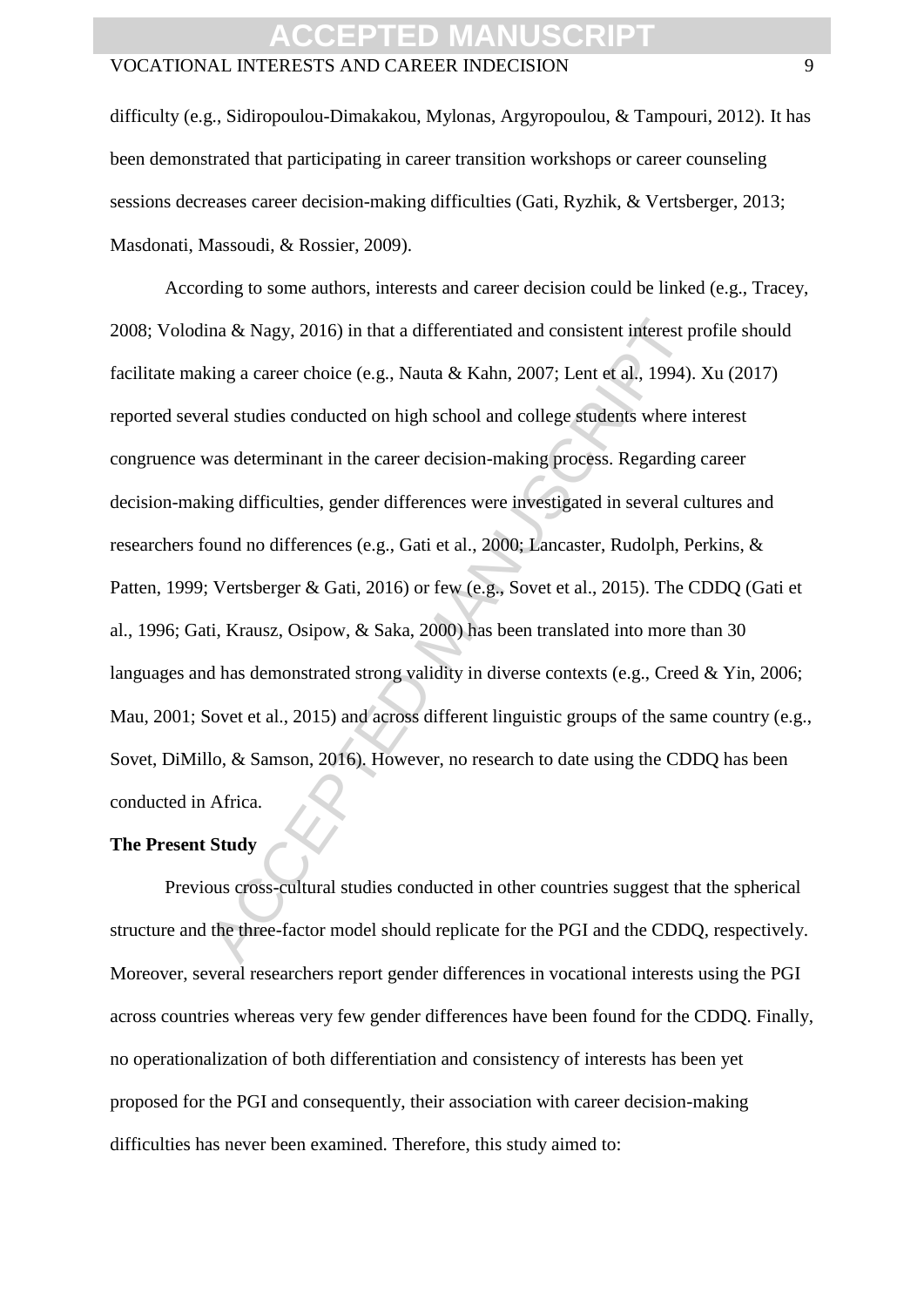difficulty (e.g., Sidiropoulou-Dimakakou, Mylonas, Argyropoulou, & Tampouri, 2012). It has been demonstrated that participating in career transition workshops or career counseling sessions decreases career decision-making difficulties (Gati, Ryzhik, & Vertsberger, 2013; Masdonati, Massoudi, & Rossier, 2009).

According to some authors, interests and career decision could be linked (e.g., Tracey, 2008; Volodina & Nagy, 2016) in that a differentiated and consistent interest profile should facilitate making a career choice (e.g., Nauta & Kahn, 2007; Lent et al., 1994). Xu (2017) reported several studies conducted on high school and college students where interest congruence was determinant in the career decision-making process. Regarding career decision-making difficulties, gender differences were investigated in several cultures and researchers found no differences (e.g., Gati et al., 2000; Lancaster, Rudolph, Perkins, & Patten, 1999; Vertsberger & Gati, 2016) or few (e.g., Sovet et al., 2015). The CDDQ (Gati et al., 1996; Gati, Krausz, Osipow, & Saka, 2000) has been translated into more than 30 languages and has demonstrated strong validity in diverse contexts (e.g., Creed & Yin, 2006; Mau, 2001; Sovet et al., 2015) and across different linguistic groups of the same country (e.g., Sovet, DiMillo, & Samson, 2016). However, no research to date using the CDDQ has been conducted in Africa.

**The Present Study**

Previous cross-cultural studies conducted in other countries suggest that the spherical structure and the three-factor model should replicate for the PGI and the CDDQ, respectively. Moreover, several researchers report gender differences in vocational interests using the PGI across countries whereas very few gender differences have been found for the CDDQ. Finally, no operationalization of both differentiation and consistency of interests has been yet proposed for the PGI and consequently, their association with career decision-making difficulties has never been examined. Therefore, this study aimed to: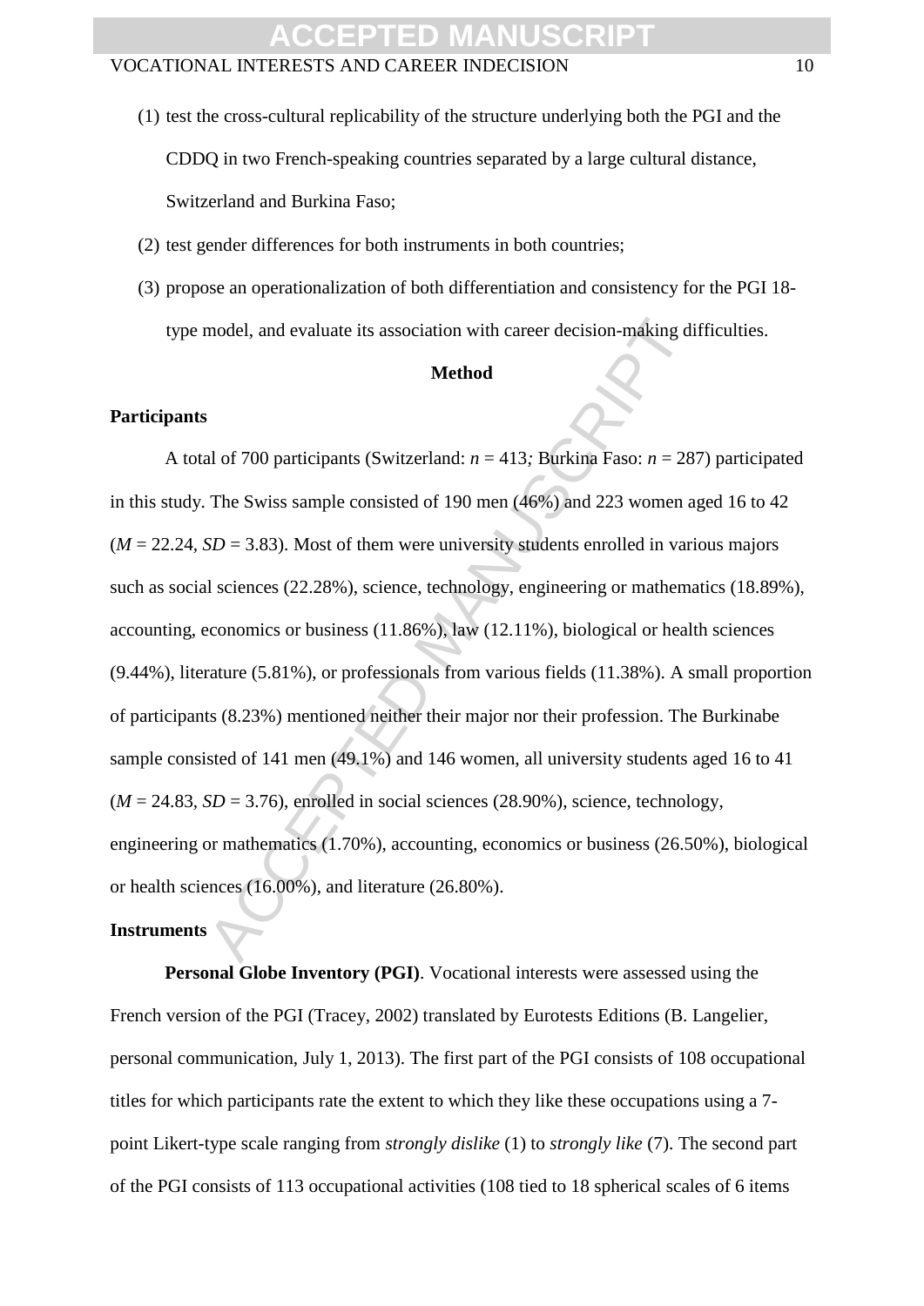(1) test the cross-cultural replicability of the structure underlying both the PGI and the CDDQ in two French-speaking countries separated by a large cultural distance, Switzerland and Burkina Faso;

(2) test gender differences for both instruments in both countries;

(3) propose an operationalization of both differentiation and consistency for the PGI 18-type model, and evaluate its association with career decision-making difficulties.

## Method

### Participants

A total of 700 participants (Switzerland: *n* = 413*;* Burkina Faso: *n* = 287) participated in this study. The Swiss sample consisted of 190 men (46%) and 223 women aged 16 to 42 (*M* = 22.24, *SD* = 3.83). Most of them were university students enrolled in various majors such as social sciences (22.28%), science, technology, engineering or mathematics (18.89%), accounting, economics or business (11.86%), law (12.11%), biological or health sciences (9.44%), literature (5.81%), or professionals from various fields (11.38%). A small proportion of participants (8.23%) mentioned neither their major nor their profession. The Burkinabe sample consisted of 141 men (49.1%) and 146 women, all university students aged 16 to 41 (*M* = 24.83, *SD* = 3.76), enrolled in social sciences (28.90%), science, technology, engineering or mathematics (1.70%), accounting, economics or business (26.50%), biological or health sciences (16.00%), and literature (26.80%).

### Instruments

**Personal Globe Inventory (PGI)**. Vocational interests were assessed using the French version of the PGI (Tracey, 2002) translated by Eurotests Editions (B. Langelier, personal communication, July 1, 2013). The first part of the PGI consists of 108 occupational titles for which participants rate the extent to which they like these occupations using a 7-point Likert-type scale ranging from *strongly dislike* (1) to *strongly like* (7). The second part of the PGI consists of 113 occupational activities (108 tied to 18 spherical scales of 6 items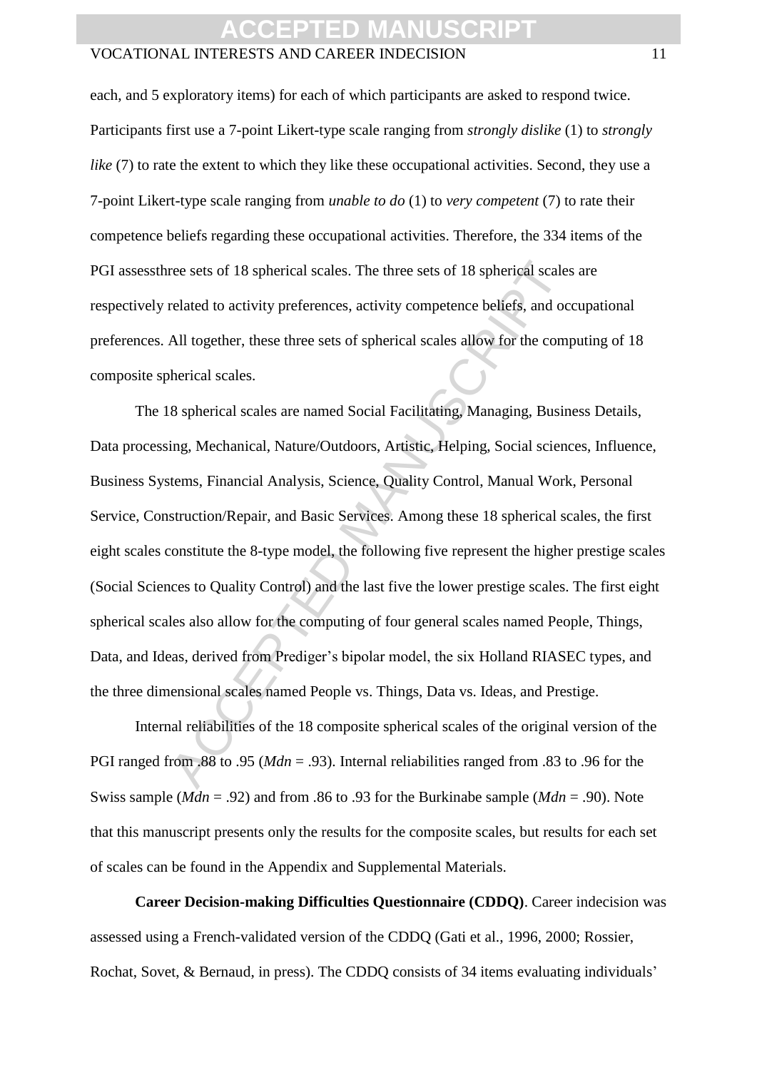each, and 5 exploratory items) for each of which participants are asked to respond twice. Participants first use a 7-point Likert-type scale ranging from *strongly dislike* (1) to *strongly like* (7) to rate the extent to which they like these occupational activities. Second, they use a 7-point Likert-type scale ranging from *unable to do* (1) to *very competent* (7) to rate their competence beliefs regarding these occupational activities. Therefore, the 334 items of the PGI assessthree sets of 18 spherical scales. The three sets of 18 spherical scales are respectively related to activity preferences, activity competence beliefs, and occupational preferences. All together, these three sets of spherical scales allow for the computing of 18 composite spherical scales.

The 18 spherical scales are named Social Facilitating, Managing, Business Details, Data processing, Mechanical, Nature/Outdoors, Artistic, Helping, Social sciences, Influence, Business Systems, Financial Analysis, Science, Quality Control, Manual Work, Personal Service, Construction/Repair, and Basic Services. Among these 18 spherical scales, the first eight scales constitute the 8-type model, the following five represent the higher prestige scales (Social Sciences to Quality Control) and the last five the lower prestige scales. The first eight spherical scales also allow for the computing of four general scales named People, Things, Data, and Ideas, derived from Prediger's bipolar model, the six Holland RIASEC types, and the three dimensional scales named People vs. Things, Data vs. Ideas, and Prestige.

Internal reliabilities of the 18 composite spherical scales of the original version of the PGI ranged from .88 to .95 (*Mdn* = .93). Internal reliabilities ranged from .83 to .96 for the Swiss sample (*Mdn* = .92) and from .86 to .93 for the Burkinabe sample (*Mdn* = .90). Note that this manuscript presents only the results for the composite scales, but results for each set of scales can be found in the Appendix and Supplemental Materials.

**Career Decision-making Difficulties Questionnaire (CDDQ)**. Career indecision was assessed using a French-validated version of the CDDQ (Gati et al., 1996, 2000; Rossier, Rochat, Sovet, & Bernaud, in press). The CDDQ consists of 34 items evaluating individuals'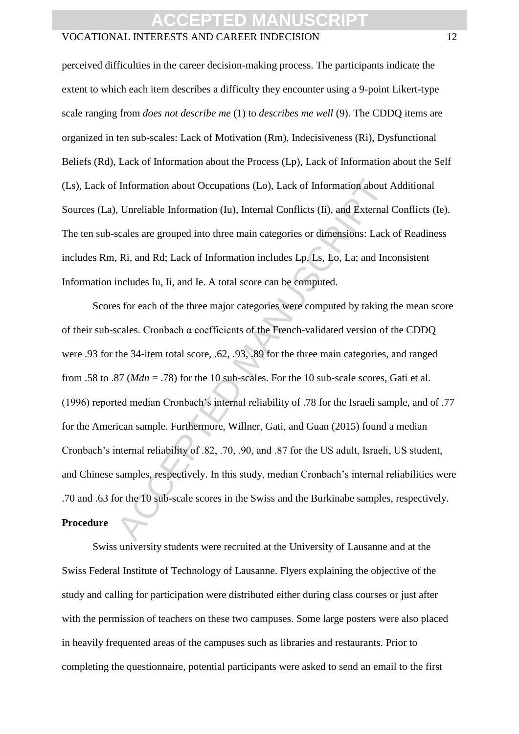perceived difficulties in the career decision-making process. The participants indicate the extent to which each item describes a difficulty they encounter using a 9-point Likert-type scale ranging from *does not describe me* (1) to *describes me well* (9). The CDDQ items are organized in ten sub-scales: Lack of Motivation (Rm), Indecisiveness (Ri), Dysfunctional Beliefs (Rd), Lack of Information about the Process (Lp), Lack of Information about the Self (Ls), Lack of Information about Occupations (Lo), Lack of Information about Additional Sources (La), Unreliable Information (Iu), Internal Conflicts (Ii), and External Conflicts (Ie). The ten sub-scales are grouped into three main categories or dimensions: Lack of Readiness includes Rm, Ri, and Rd; Lack of Information includes Lp, Ls, Lo, La; and Inconsistent Information includes Iu, Ii, and Ie. A total score can be computed.

Scores for each of the three major categories were computed by taking the mean score of their sub-scales. Cronbach α coefficients of the French-validated version of the CDDQ were .93 for the 34-item total score, .62, .93, .89 for the three main categories, and ranged from .58 to .87 (*Mdn* = .78) for the 10 sub-scales. For the 10 sub-scale scores, Gati et al. (1996) reported median Cronbach's internal reliability of .78 for the Israeli sample, and of .77 for the American sample. Furthermore, Willner, Gati, and Guan (2015) found a median Cronbach's internal reliability of .82, .70, .90, and .87 for the US adult, Israeli, US student, and Chinese samples, respectively. In this study, median Cronbach's internal reliabilities were .70 and .63 for the 10 sub-scale scores in the Swiss and the Burkinabe samples, respectively.

**Procedure**

Swiss university students were recruited at the University of Lausanne and at the Swiss Federal Institute of Technology of Lausanne. Flyers explaining the objective of the study and calling for participation were distributed either during class courses or just after with the permission of teachers on these two campuses. Some large posters were also placed in heavily frequented areas of the campuses such as libraries and restaurants. Prior to completing the questionnaire, potential participants were asked to send an email to the first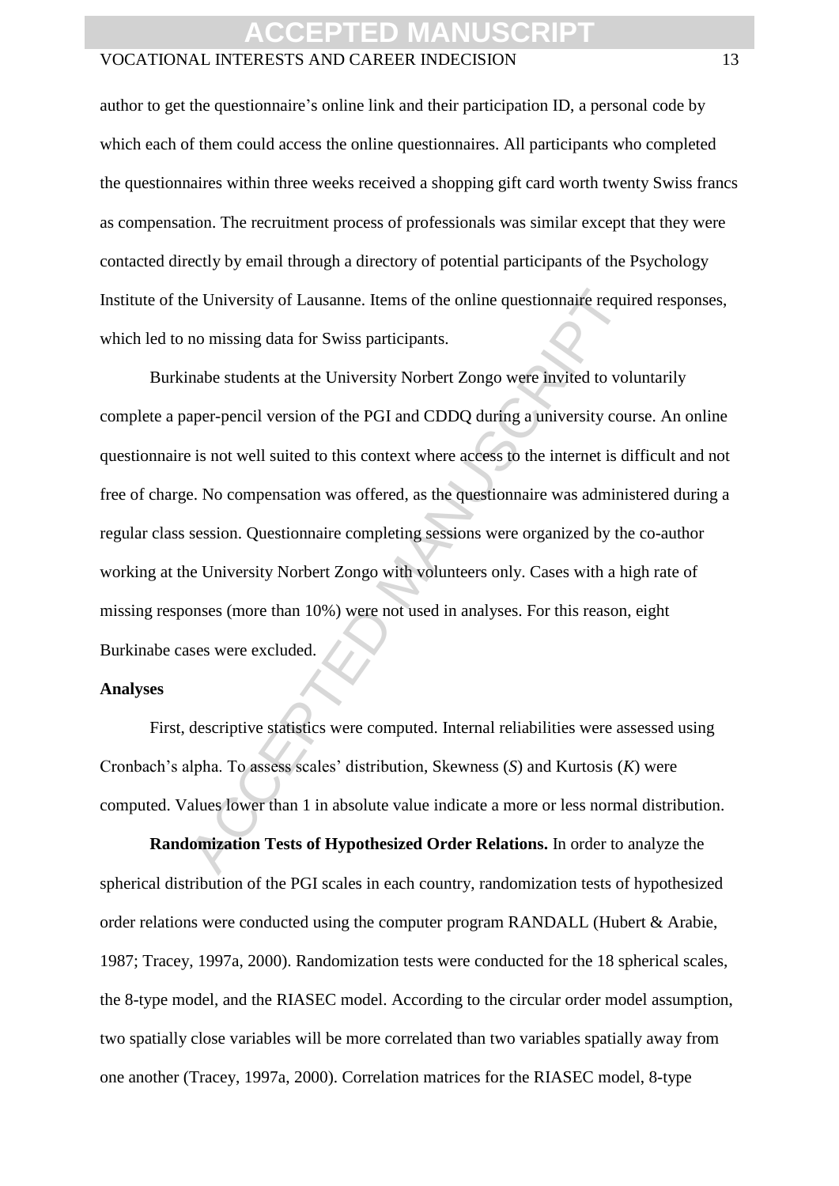author to get the questionnaire's online link and their participation ID, a personal code by which each of them could access the online questionnaires. All participants who completed the questionnaires within three weeks received a shopping gift card worth twenty Swiss francs as compensation. The recruitment process of professionals was similar except that they were contacted directly by email through a directory of potential participants of the Psychology Institute of the University of Lausanne. Items of the online questionnaire required responses, which led to no missing data for Swiss participants.

Burkinabe students at the University Norbert Zongo were invited to voluntarily complete a paper-pencil version of the PGI and CDDQ during a university course. An online questionnaire is not well suited to this context where access to the internet is difficult and not free of charge. No compensation was offered, as the questionnaire was administered during a regular class session. Questionnaire completing sessions were organized by the co-author working at the University Norbert Zongo with volunteers only. Cases with a high rate of missing responses (more than 10%) were not used in analyses. For this reason, eight Burkinabe cases were excluded.

**Analyses**

First, descriptive statistics were computed. Internal reliabilities were assessed using Cronbach's alpha. To assess scales' distribution, Skewness (*S*) and Kurtosis (*K*) were computed. Values lower than 1 in absolute value indicate a more or less normal distribution.

**Randomization Tests of Hypothesized Order Relations.** In order to analyze the spherical distribution of the PGI scales in each country, randomization tests of hypothesized order relations were conducted using the computer program RANDALL (Hubert & Arabie, 1987; Tracey, 1997a, 2000). Randomization tests were conducted for the 18 spherical scales, the 8-type model, and the RIASEC model. According to the circular order model assumption, two spatially close variables will be more correlated than two variables spatially away from one another (Tracey, 1997a, 2000). Correlation matrices for the RIASEC model, 8-type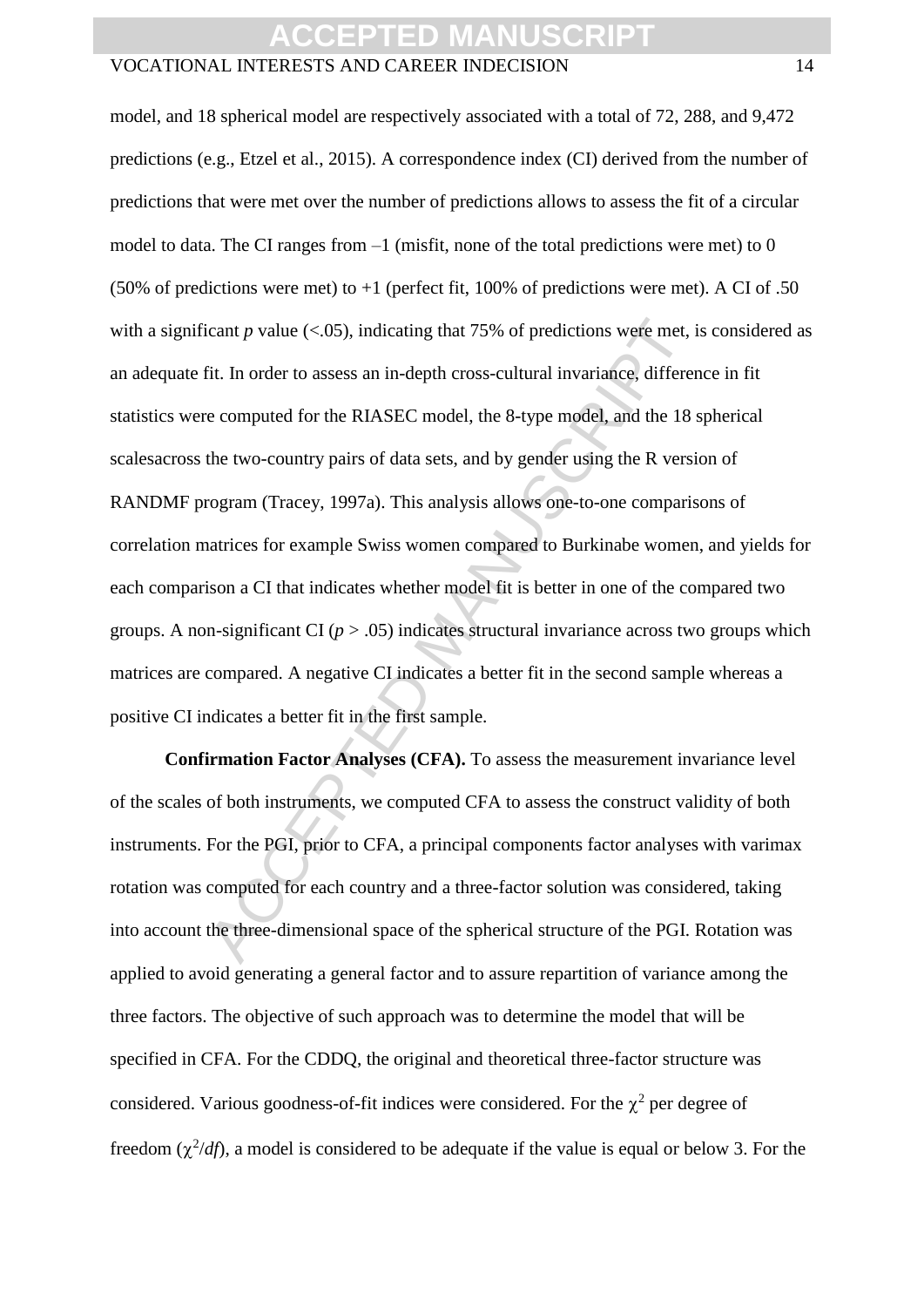model, and 18 spherical model are respectively associated with a total of 72, 288, and 9,472 predictions (e.g., Etzel et al., 2015). A correspondence index (CI) derived from the number of predictions that were met over the number of predictions allows to assess the fit of a circular model to data. The CI ranges from –1 (misfit, none of the total predictions were met) to 0 (50% of predictions were met) to +1 (perfect fit, 100% of predictions were met). A CI of .50 with a significant *p* value (<.05), indicating that 75% of predictions were met, is considered as an adequate fit. In order to assess an in-depth cross-cultural invariance, difference in fit statistics were computed for the RIASEC model, the 8-type model, and the 18 spherical scalesacross the two-country pairs of data sets, and by gender using the R version of RANDMF program (Tracey, 1997a). This analysis allows one-to-one comparisons of correlation matrices for example Swiss women compared to Burkinabe women, and yields for each comparison a CI that indicates whether model fit is better in one of the compared two groups. A non-significant CI ($p > .05$) indicates structural invariance across two groups which matrices are compared. A negative CI indicates a better fit in the second sample whereas a positive CI indicates a better fit in the first sample.

**Confirmation Factor Analyses (CFA).** To assess the measurement invariance level of the scales of both instruments, we computed CFA to assess the construct validity of both instruments. For the PGI, prior to CFA, a principal components factor analyses with varimax rotation was computed for each country and a three-factor solution was considered, taking into account the three-dimensional space of the spherical structure of the PGI. Rotation was applied to avoid generating a general factor and to assure repartition of variance among the three factors. The objective of such approach was to determine the model that will be specified in CFA. For the CDDQ, the original and theoretical three-factor structure was considered. Various goodness-of-fit indices were considered. For the $\chi^2$ per degree of freedom ($\chi^2/df$), a model is considered to be adequate if the value is equal or below 3. For the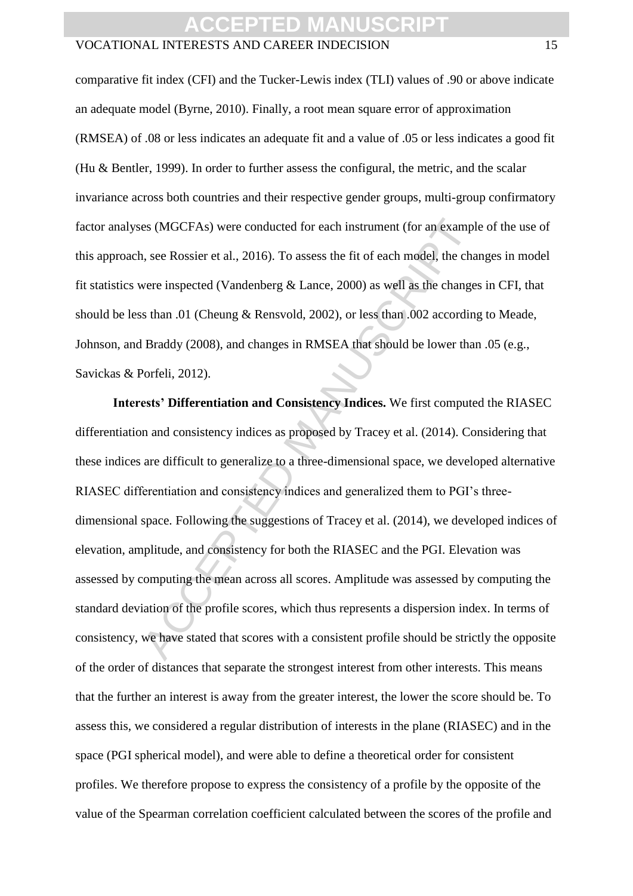comparative fit index (CFI) and the Tucker-Lewis index (TLI) values of .90 or above indicate an adequate model (Byrne, 2010). Finally, a root mean square error of approximation (RMSEA) of .08 or less indicates an adequate fit and a value of .05 or less indicates a good fit (Hu & Bentler, 1999). In order to further assess the configural, the metric, and the scalar invariance across both countries and their respective gender groups, multi-group confirmatory factor analyses (MGCFAs) were conducted for each instrument (for an example of the use of this approach, see Rossier et al., 2016). To assess the fit of each model, the changes in model fit statistics were inspected (Vandenberg & Lance, 2000) as well as the changes in CFI, that should be less than .01 (Cheung & Rensvold, 2002), or less than .002 according to Meade, Johnson, and Braddy (2008), and changes in RMSEA that should be lower than .05 (e.g., Savickas & Porfeli, 2012).

**Interests' Differentiation and Consistency Indices.** We first computed the RIASEC differentiation and consistency indices as proposed by Tracey et al. (2014). Considering that these indices are difficult to generalize to a three-dimensional space, we developed alternative RIASEC differentiation and consistency indices and generalized them to PGI's three-dimensional space. Following the suggestions of Tracey et al. (2014), we developed indices of elevation, amplitude, and consistency for both the RIASEC and the PGI. Elevation was assessed by computing the mean across all scores. Amplitude was assessed by computing the standard deviation of the profile scores, which thus represents a dispersion index. In terms of consistency, we have stated that scores with a consistent profile should be strictly the opposite of the order of distances that separate the strongest interest from other interests. This means that the further an interest is away from the greater interest, the lower the score should be. To assess this, we considered a regular distribution of interests in the plane (RIASEC) and in the space (PGI spherical model), and were able to define a theoretical order for consistent profiles. We therefore propose to express the consistency of a profile by the opposite of the value of the Spearman correlation coefficient calculated between the scores of the profile and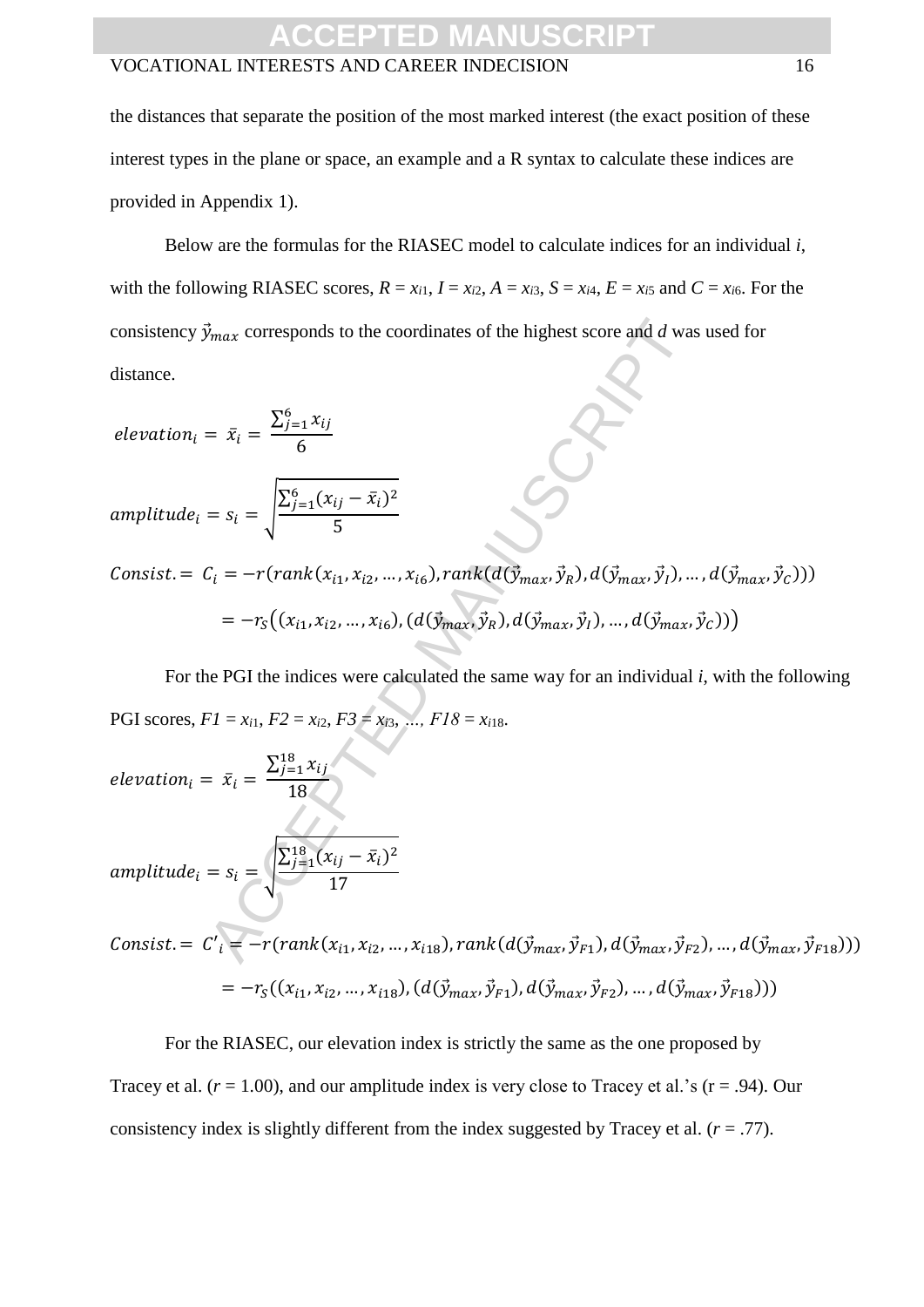the distances that separate the position of the most marked interest (the exact position of these interest types in the plane or space, an example and a R syntax to calculate these indices are provided in Appendix 1).

Below are the formulas for the RIASEC model to calculate indices for an individual *i*, with the following RIASEC scores, $R = x_{i1}$, $I = x_{i2}$, $A = x_{i3}$, $S = x_{i4}$, $E = x_{i5}$ and $C = x_{i6}$. For the consistency $\vec{y}_{max}$ corresponds to the coordinates of the highest score and *d* was used for distance.

$$elevation_i = \bar{x}_i = \frac{\sum_{j=1}^{6} x_{ij}}{6}$$

$$amplitude_i = s_i = \sqrt{\frac{\sum_{j=1}^{6}(x_{ij} - \bar{x}_i)^2}{5}}$$

$$Consist. = C_i = -r(rank(x_{i1}, x_{i2}, \ldots, x_{i6}), rank(d(\vec{y}_{max}, \vec{y}_R), d(\vec{y}_{max}, \vec{y}_I), \ldots, d(\vec{y}_{max}, \vec{y}_C)))$$

$$= -r_S\big((x_{i1}, x_{i2}, \ldots, x_{i6}), (d(\vec{y}_{max}, \vec{y}_R), d(\vec{y}_{max}, \vec{y}_I), \ldots, d(\vec{y}_{max}, \vec{y}_C))\big)$$

For the PGI the indices were calculated the same way for an individual *i*, with the following PGI scores, $F1 = x_{i1}$, $F2 = x_{i2}$, $F3 = x_{i3}$, …, $F18 = x_{i18}$.

$$elevation_i = \bar{x}_i = \frac{\sum_{j=1}^{18} x_{ij}}{18}$$

$$amplitude_i = s_i = \sqrt{\frac{\sum_{j=1}^{18}(x_{ij} - \bar{x}_i)^2}{17}}$$

$$Consist. = C'_i = -r(rank(x_{i1}, x_{i2}, \ldots, x_{i18}), rank(d(\vec{y}_{max}, \vec{y}_{F1}), d(\vec{y}_{max}, \vec{y}_{F2}), \ldots, d(\vec{y}_{max}, \vec{y}_{F18})))$$

$$= -r_S((x_{i1}, x_{i2}, \ldots, x_{i18}), (d(\vec{y}_{max}, \vec{y}_{F1}), d(\vec{y}_{max}, \vec{y}_{F2}), \ldots, d(\vec{y}_{max}, \vec{y}_{F18})))$$

For the RIASEC, our elevation index is strictly the same as the one proposed by Tracey et al. ($r = 1.00$), and our amplitude index is very close to Tracey et al.'s ($r = .94$). Our consistency index is slightly different from the index suggested by Tracey et al. ($r = .77$).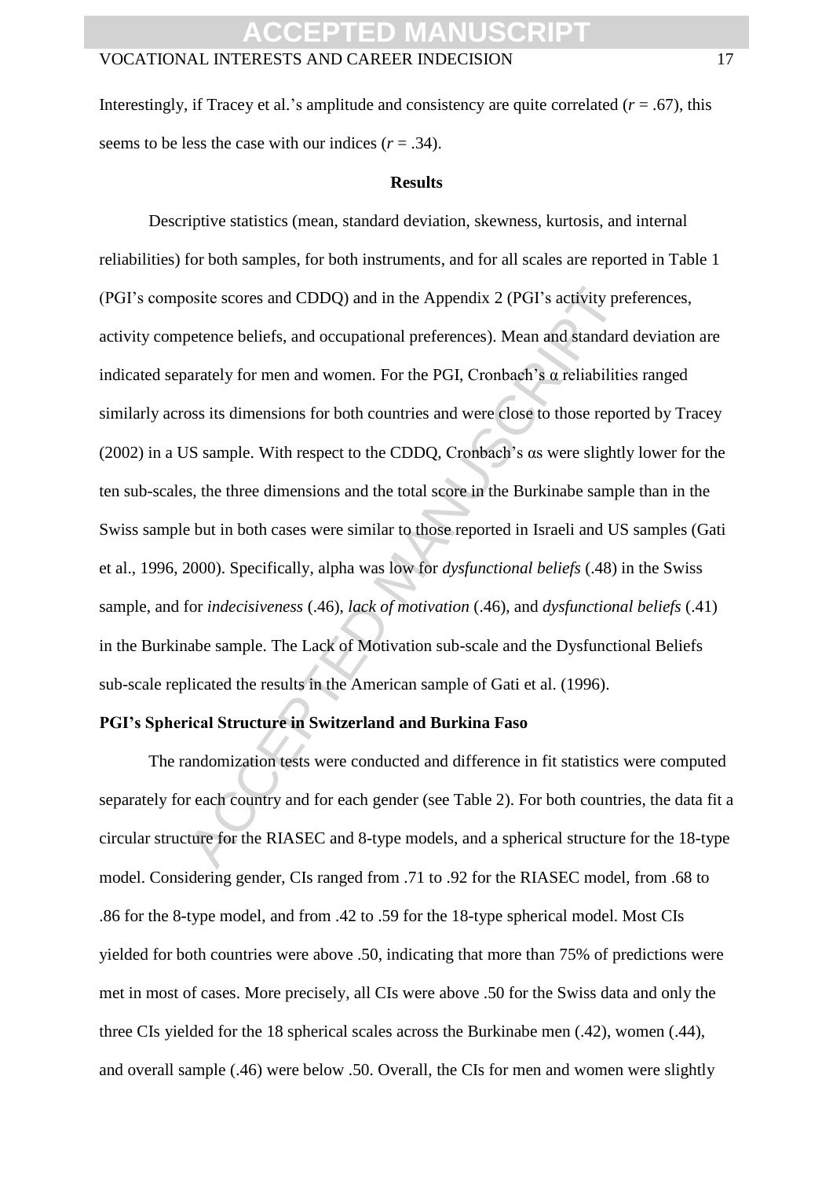Interestingly, if Tracey et al.'s amplitude and consistency are quite correlated ($r = .67$), this seems to be less the case with our indices ($r = .34$).

## Results

Descriptive statistics (mean, standard deviation, skewness, kurtosis, and internal reliabilities) for both samples, for both instruments, and for all scales are reported in Table 1 (PGI's composite scores and CDDQ) and in the Appendix 2 (PGI's activity preferences, activity competence beliefs, and occupational preferences). Mean and standard deviation are indicated separately for men and women. For the PGI, Cronbach's α reliabilities ranged similarly across its dimensions for both countries and were close to those reported by Tracey (2002) in a US sample. With respect to the CDDQ, Cronbach's αs were slightly lower for the ten sub-scales, the three dimensions and the total score in the Burkinabe sample than in the Swiss sample but in both cases were similar to those reported in Israeli and US samples (Gati et al., 1996, 2000). Specifically, alpha was low for *dysfunctional beliefs* (.48) in the Swiss sample, and for *indecisiveness* (.46), *lack of motivation* (.46), and *dysfunctional beliefs* (.41) in the Burkinabe sample. The Lack of Motivation sub-scale and the Dysfunctional Beliefs sub-scale replicated the results in the American sample of Gati et al. (1996).

### PGI's Spherical Structure in Switzerland and Burkina Faso

The randomization tests were conducted and difference in fit statistics were computed separately for each country and for each gender (see Table 2). For both countries, the data fit a circular structure for the RIASEC and 8-type models, and a spherical structure for the 18-type model. Considering gender, CIs ranged from .71 to .92 for the RIASEC model, from .68 to .86 for the 8-type model, and from .42 to .59 for the 18-type spherical model. Most CIs yielded for both countries were above .50, indicating that more than 75% of predictions were met in most of cases. More precisely, all CIs were above .50 for the Swiss data and only the three CIs yielded for the 18 spherical scales across the Burkinabe men (.42), women (.44), and overall sample (.46) were below .50. Overall, the CIs for men and women were slightly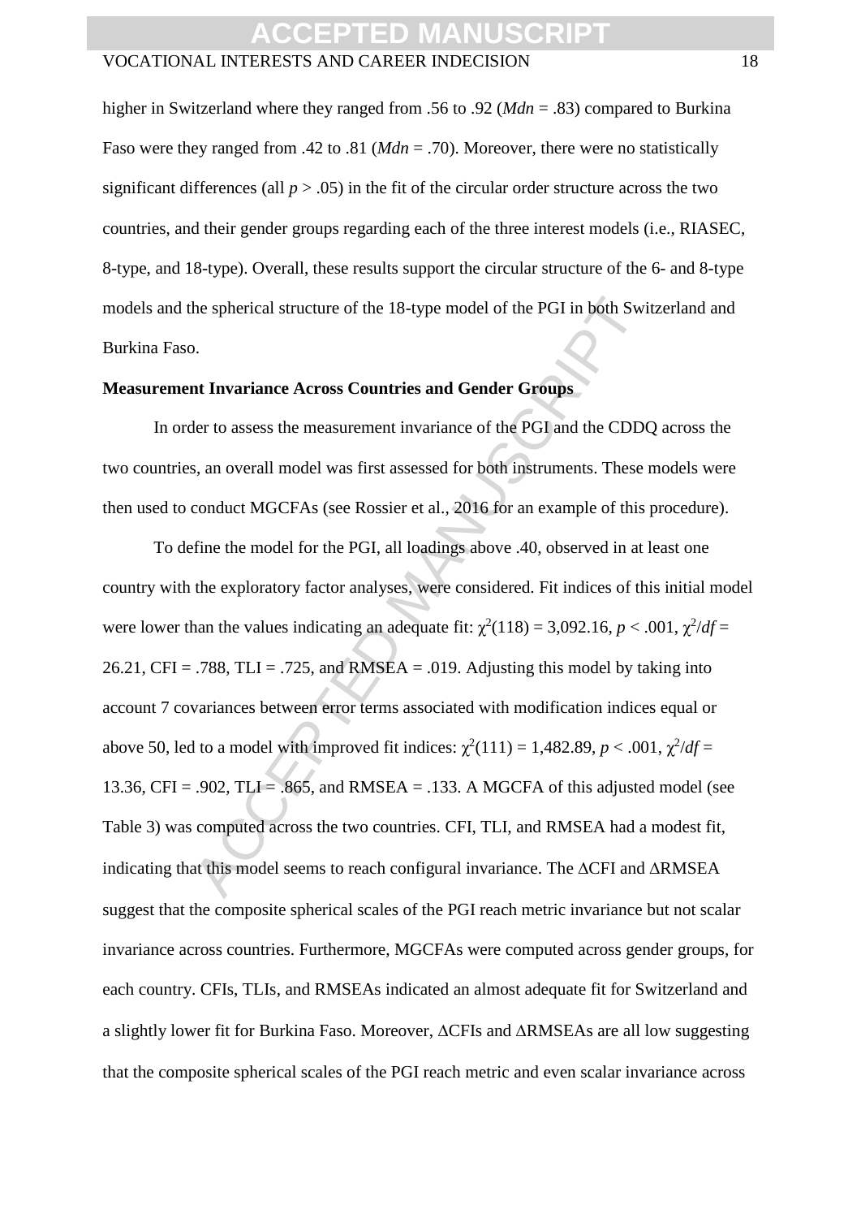higher in Switzerland where they ranged from .56 to .92 (*Mdn* = .83) compared to Burkina Faso were they ranged from .42 to .81 (*Mdn* = .70). Moreover, there were no statistically significant differences (all $p > .05$) in the fit of the circular order structure across the two countries, and their gender groups regarding each of the three interest models (i.e., RIASEC, 8-type, and 18-type). Overall, these results support the circular structure of the 6- and 8-type models and the spherical structure of the 18-type model of the PGI in both Switzerland and Burkina Faso.

**Measurement Invariance Across Countries and Gender Groups**

In order to assess the measurement invariance of the PGI and the CDDQ across the two countries, an overall model was first assessed for both instruments. These models were then used to conduct MGCFAs (see Rossier et al., 2016 for an example of this procedure).

To define the model for the PGI, all loadings above .40, observed in at least one country with the exploratory factor analyses, were considered. Fit indices of this initial model were lower than the values indicating an adequate fit: $\chi^2(118) = 3{,}092.16$, $p < .001$, $\chi^2/df = 26.21$, CFI = .788, TLI = .725, and RMSEA = .019. Adjusting this model by taking into account 7 covariances between error terms associated with modification indices equal or above 50, led to a model with improved fit indices: $\chi^2(111) = 1{,}482.89$, $p < .001$, $\chi^2/df = 13.36$, CFI = .902, TLI = .865, and RMSEA = .133. A MGCFA of this adjusted model (see Table 3) was computed across the two countries. CFI, TLI, and RMSEA had a modest fit, indicating that this model seems to reach configural invariance. The ΔCFI and ΔRMSEA suggest that the composite spherical scales of the PGI reach metric invariance but not scalar invariance across countries. Furthermore, MGCFAs were computed across gender groups, for each country. CFIs, TLIs, and RMSEAs indicated an almost adequate fit for Switzerland and a slightly lower fit for Burkina Faso. Moreover, ΔCFIs and ΔRMSEAs are all low suggesting that the composite spherical scales of the PGI reach metric and even scalar invariance across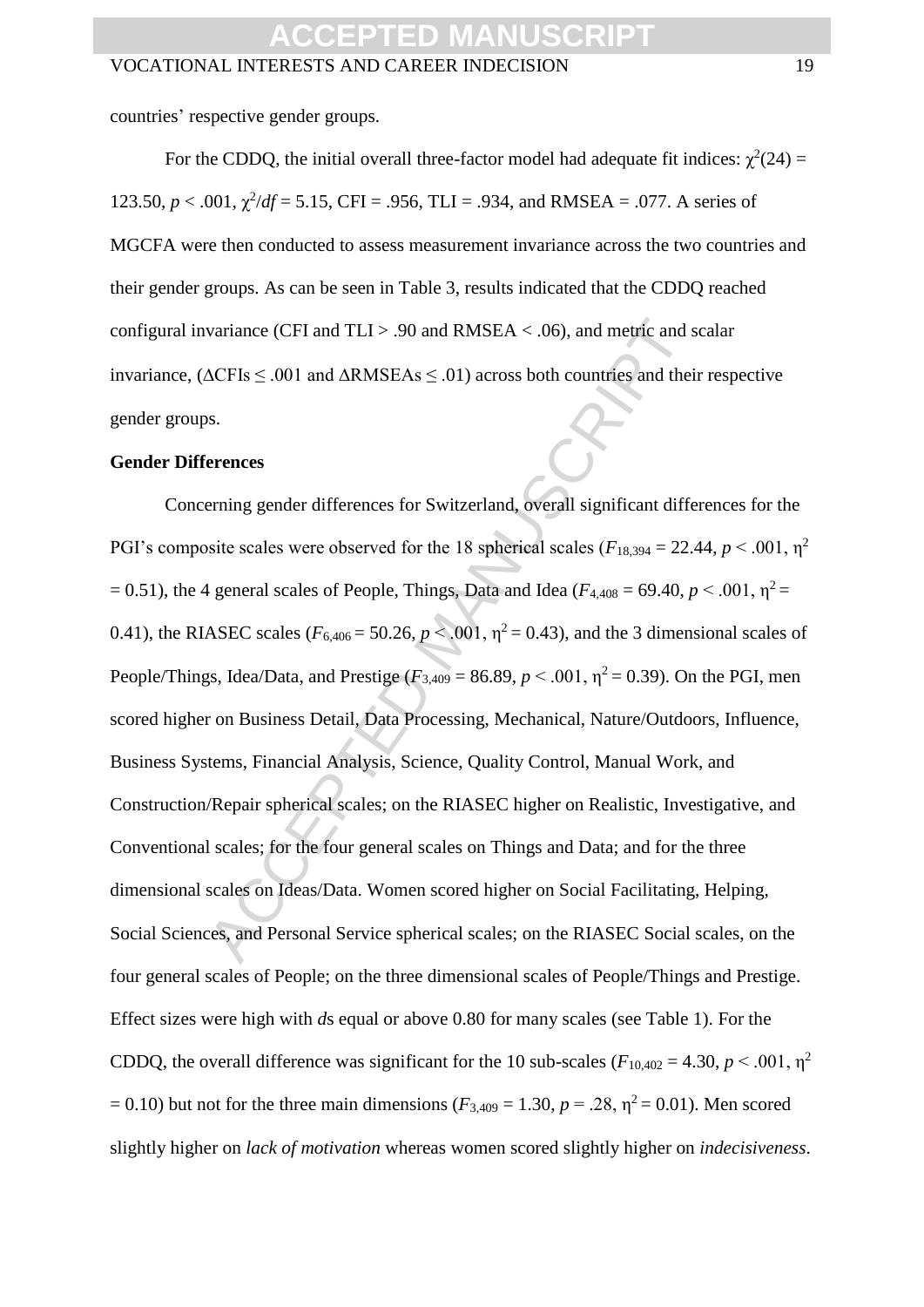countries' respective gender groups.

For the CDDQ, the initial overall three-factor model had adequate fit indices: $\chi^2(24) = 123.50$, $p < .001$, $\chi^2/df = 5.15$, CFI = .956, TLI = .934, and RMSEA = .077. A series of MGCFA were then conducted to assess measurement invariance across the two countries and their gender groups. As can be seen in Table 3, results indicated that the CDDQ reached configural invariance (CFI and TLI > .90 and RMSEA < .06), and metric and scalar invariance, (ΔCFIs ≤ .001 and ΔRMSEAs ≤ .01) across both countries and their respective gender groups.

**Gender Differences**

Concerning gender differences for Switzerland, overall significant differences for the PGI's composite scales were observed for the 18 spherical scales ($F_{18,394} = 22.44$, $p < .001$, $\eta^2 = 0.51$), the 4 general scales of People, Things, Data and Idea ($F_{4,408} = 69.40$, $p < .001$, $\eta^2 = 0.41$), the RIASEC scales ($F_{6,406} = 50.26$, $p < .001$, $\eta^2 = 0.43$), and the 3 dimensional scales of People/Things, Idea/Data, and Prestige ($F_{3,409} = 86.89$, $p < .001$, $\eta^2 = 0.39$). On the PGI, men scored higher on Business Detail, Data Processing, Mechanical, Nature/Outdoors, Influence, Business Systems, Financial Analysis, Science, Quality Control, Manual Work, and Construction/Repair spherical scales; on the RIASEC higher on Realistic, Investigative, and Conventional scales; for the four general scales on Things and Data; and for the three dimensional scales on Ideas/Data. Women scored higher on Social Facilitating, Helping, Social Sciences, and Personal Service spherical scales; on the RIASEC Social scales, on the four general scales of People; on the three dimensional scales of People/Things and Prestige. Effect sizes were high with *d*s equal or above 0.80 for many scales (see Table 1). For the CDDQ, the overall difference was significant for the 10 sub-scales ($F_{10,402} = 4.30$, $p < .001$, $\eta^2 = 0.10$) but not for the three main dimensions ($F_{3,409} = 1.30$, $p = .28$, $\eta^2 = 0.01$). Men scored slightly higher on *lack of motivation* whereas women scored slightly higher on *indecisiveness*.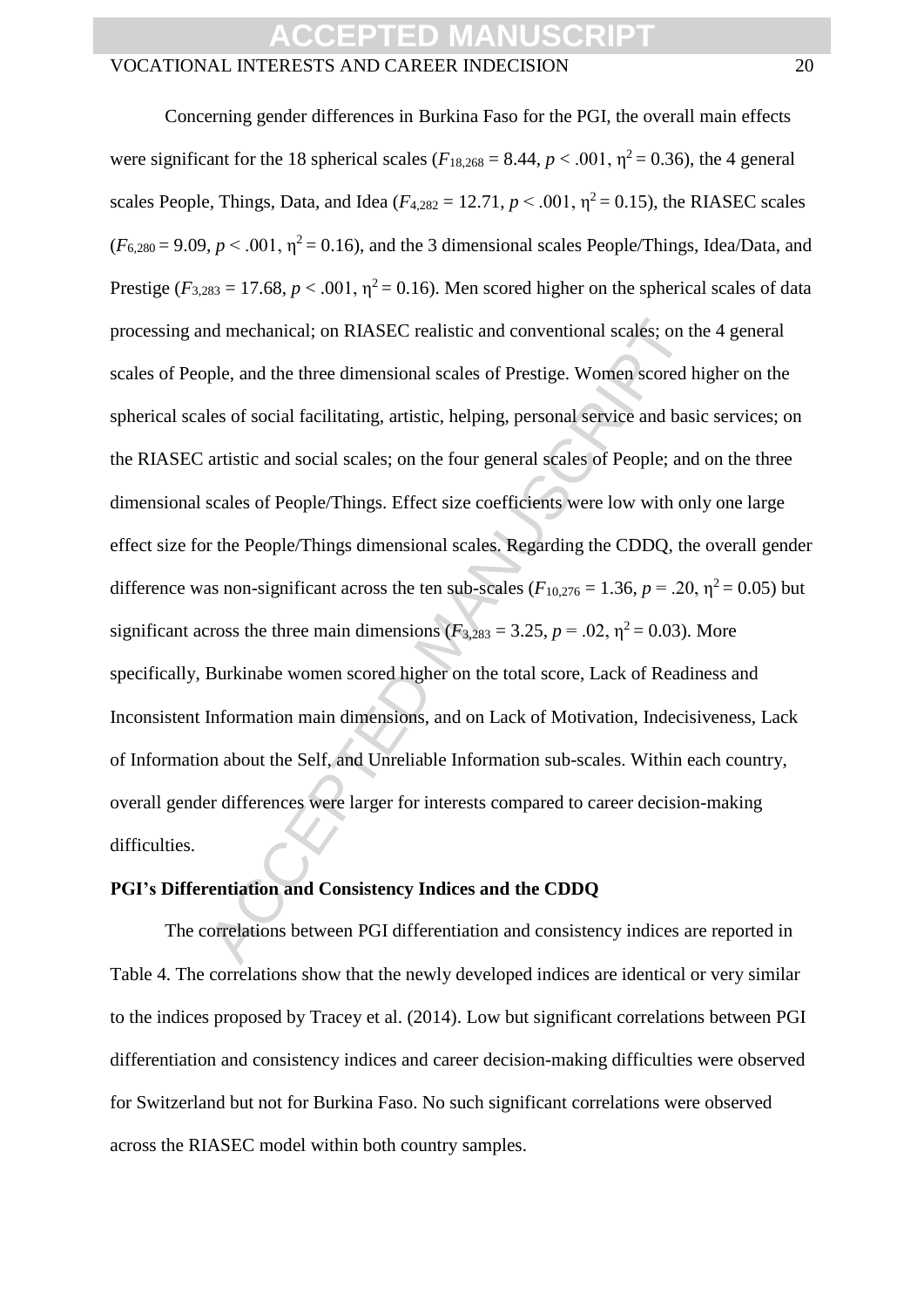Concerning gender differences in Burkina Faso for the PGI, the overall main effects were significant for the 18 spherical scales ($F_{18,268} = 8.44$, $p < .001$, $\eta^2 = 0.36$), the 4 general scales People, Things, Data, and Idea ($F_{4,282} = 12.71$, $p < .001$, $\eta^2 = 0.15$), the RIASEC scales ($F_{6,280} = 9.09$, $p < .001$, $\eta^2 = 0.16$), and the 3 dimensional scales People/Things, Idea/Data, and Prestige ($F_{3,283} = 17.68$, $p < .001$, $\eta^2 = 0.16$). Men scored higher on the spherical scales of data processing and mechanical; on RIASEC realistic and conventional scales; on the 4 general scales of People, and the three dimensional scales of Prestige. Women scored higher on the spherical scales of social facilitating, artistic, helping, personal service and basic services; on the RIASEC artistic and social scales; on the four general scales of People; and on the three dimensional scales of People/Things. Effect size coefficients were low with only one large effect size for the People/Things dimensional scales. Regarding the CDDQ, the overall gender difference was non-significant across the ten sub-scales ($F_{10,276} = 1.36$, $p = .20$, $\eta^2 = 0.05$) but significant across the three main dimensions ($F_{3,283} = 3.25$, $p = .02$, $\eta^2 = 0.03$). More specifically, Burkinabe women scored higher on the total score, Lack of Readiness and Inconsistent Information main dimensions, and on Lack of Motivation, Indecisiveness, Lack of Information about the Self, and Unreliable Information sub-scales. Within each country, overall gender differences were larger for interests compared to career decision-making difficulties.

**PGI's Differentiation and Consistency Indices and the CDDQ**

The correlations between PGI differentiation and consistency indices are reported in Table 4. The correlations show that the newly developed indices are identical or very similar to the indices proposed by Tracey et al. (2014). Low but significant correlations between PGI differentiation and consistency indices and career decision-making difficulties were observed for Switzerland but not for Burkina Faso. No such significant correlations were observed across the RIASEC model within both country samples.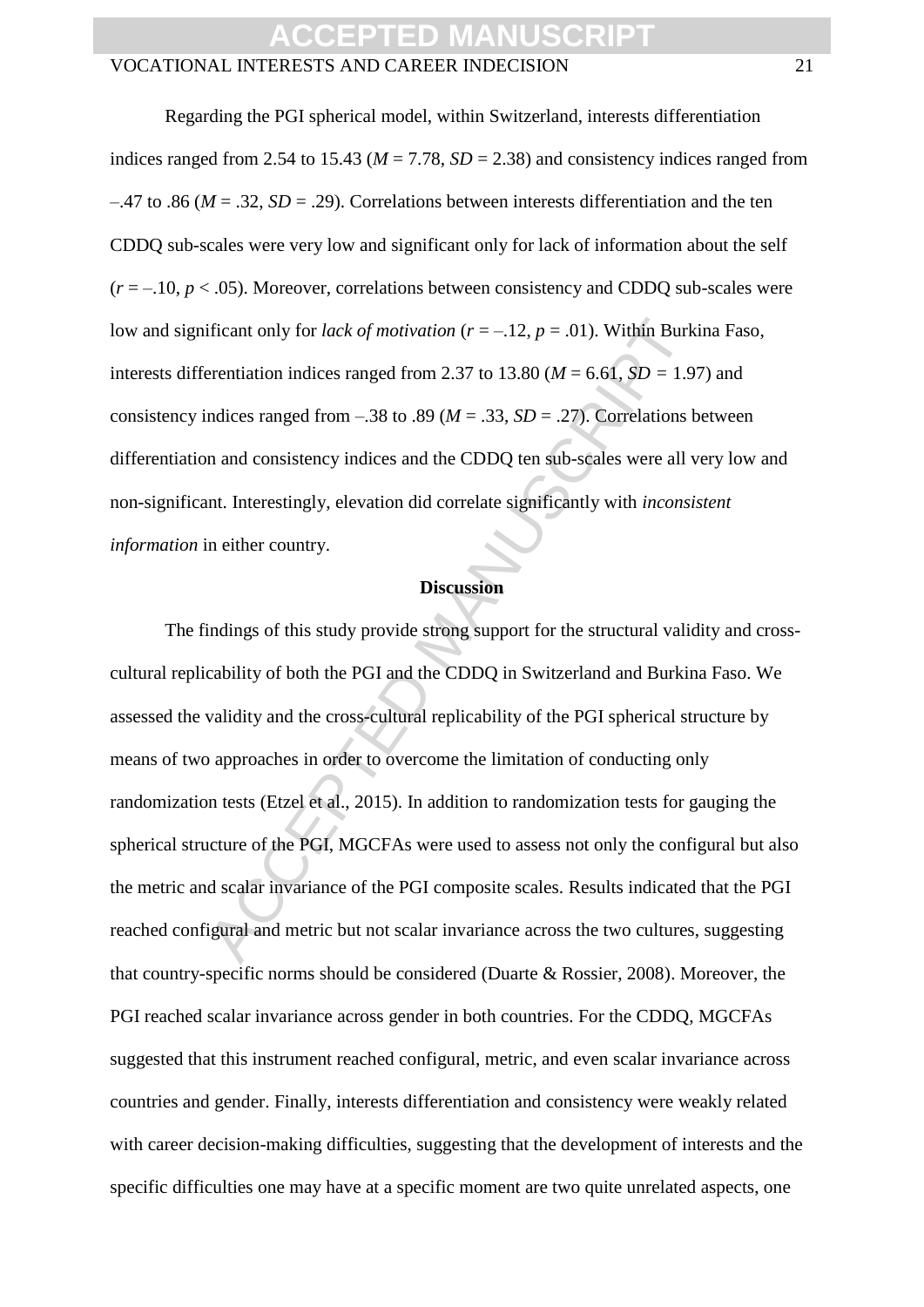Regarding the PGI spherical model, within Switzerland, interests differentiation indices ranged from 2.54 to 15.43 ($M$ = 7.78, $SD$ = 2.38) and consistency indices ranged from –.47 to .86 ($M$ = .32, $SD$ = .29). Correlations between interests differentiation and the ten CDDQ sub-scales were very low and significant only for lack of information about the self ($r$ = –.10, $p$ < .05). Moreover, correlations between consistency and CDDQ sub-scales were low and significant only for *lack of motivation* ($r$ = –.12, $p$ = .01). Within Burkina Faso, interests differentiation indices ranged from 2.37 to 13.80 ($M$ = 6.61, $SD$ = 1.97) and consistency indices ranged from –.38 to .89 ($M$ = .33, $SD$ = .27). Correlations between differentiation and consistency indices and the CDDQ ten sub-scales were all very low and non-significant. Interestingly, elevation did correlate significantly with *inconsistent information* in either country.

## Discussion

The findings of this study provide strong support for the structural validity and cross-cultural replicability of both the PGI and the CDDQ in Switzerland and Burkina Faso. We assessed the validity and the cross-cultural replicability of the PGI spherical structure by means of two approaches in order to overcome the limitation of conducting only randomization tests (Etzel et al., 2015). In addition to randomization tests for gauging the spherical structure of the PGI, MGCFAs were used to assess not only the configural but also the metric and scalar invariance of the PGI composite scales. Results indicated that the PGI reached configural and metric but not scalar invariance across the two cultures, suggesting that country-specific norms should be considered (Duarte & Rossier, 2008). Moreover, the PGI reached scalar invariance across gender in both countries. For the CDDQ, MGCFAs suggested that this instrument reached configural, metric, and even scalar invariance across countries and gender. Finally, interests differentiation and consistency were weakly related with career decision-making difficulties, suggesting that the development of interests and the specific difficulties one may have at a specific moment are two quite unrelated aspects, one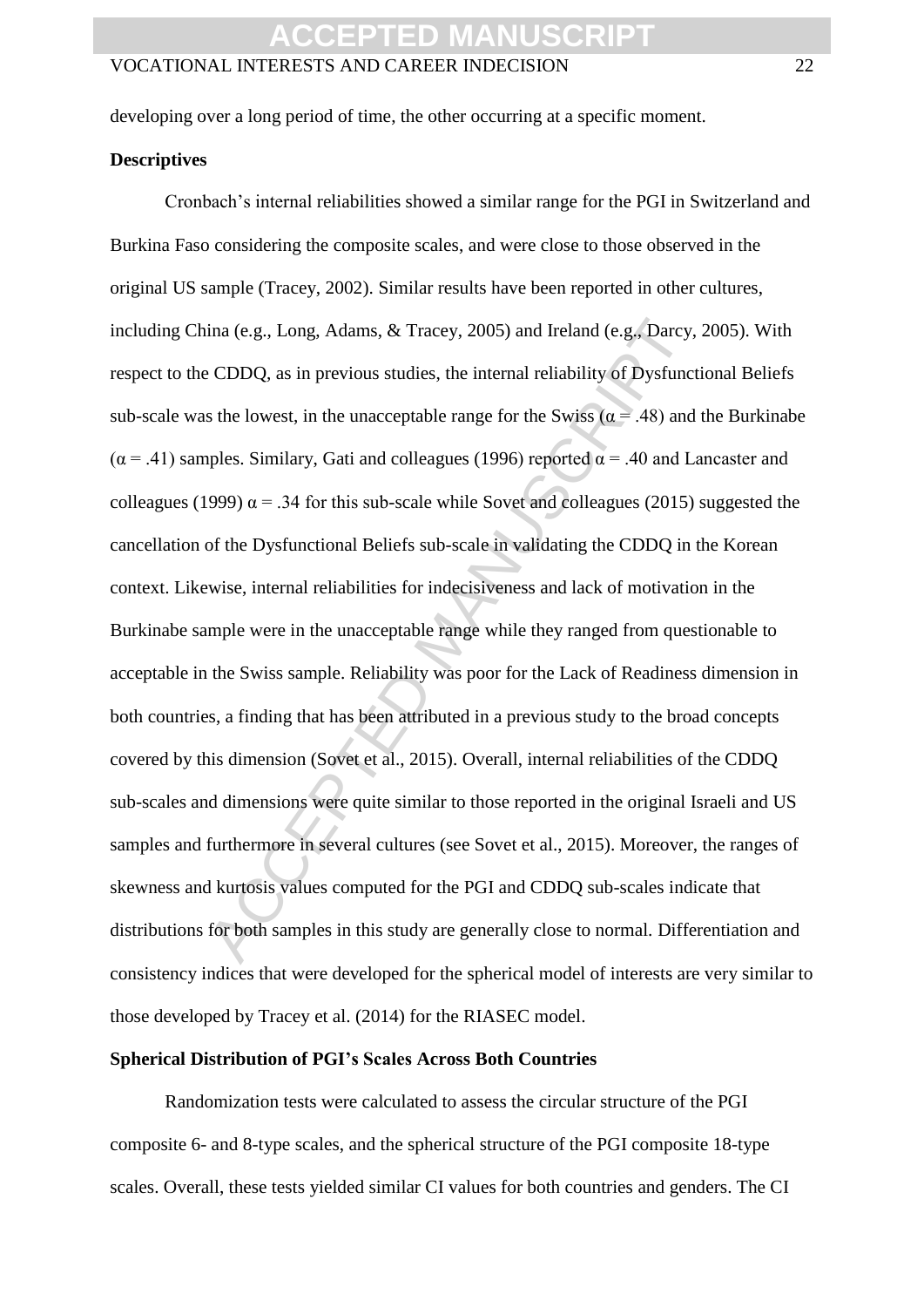developing over a long period of time, the other occurring at a specific moment.

**Descriptives**

Cronbach's internal reliabilities showed a similar range for the PGI in Switzerland and Burkina Faso considering the composite scales, and were close to those observed in the original US sample (Tracey, 2002). Similar results have been reported in other cultures, including China (e.g., Long, Adams, & Tracey, 2005) and Ireland (e.g., Darcy, 2005). With respect to the CDDQ, as in previous studies, the internal reliability of Dysfunctional Beliefs sub-scale was the lowest, in the unacceptable range for the Swiss ($\alpha = .48$) and the Burkinabe ($\alpha = .41$) samples. Similary, Gati and colleagues (1996) reported $\alpha = .40$ and Lancaster and colleagues (1999) $\alpha = .34$ for this sub-scale while Sovet and colleagues (2015) suggested the cancellation of the Dysfunctional Beliefs sub-scale in validating the CDDQ in the Korean context. Likewise, internal reliabilities for indecisiveness and lack of motivation in the Burkinabe sample were in the unacceptable range while they ranged from questionable to acceptable in the Swiss sample. Reliability was poor for the Lack of Readiness dimension in both countries, a finding that has been attributed in a previous study to the broad concepts covered by this dimension (Sovet et al., 2015). Overall, internal reliabilities of the CDDQ sub-scales and dimensions were quite similar to those reported in the original Israeli and US samples and furthermore in several cultures (see Sovet et al., 2015). Moreover, the ranges of skewness and kurtosis values computed for the PGI and CDDQ sub-scales indicate that distributions for both samples in this study are generally close to normal. Differentiation and consistency indices that were developed for the spherical model of interests are very similar to those developed by Tracey et al. (2014) for the RIASEC model.

**Spherical Distribution of PGI's Scales Across Both Countries**

Randomization tests were calculated to assess the circular structure of the PGI composite 6- and 8-type scales, and the spherical structure of the PGI composite 18-type scales. Overall, these tests yielded similar CI values for both countries and genders. The CI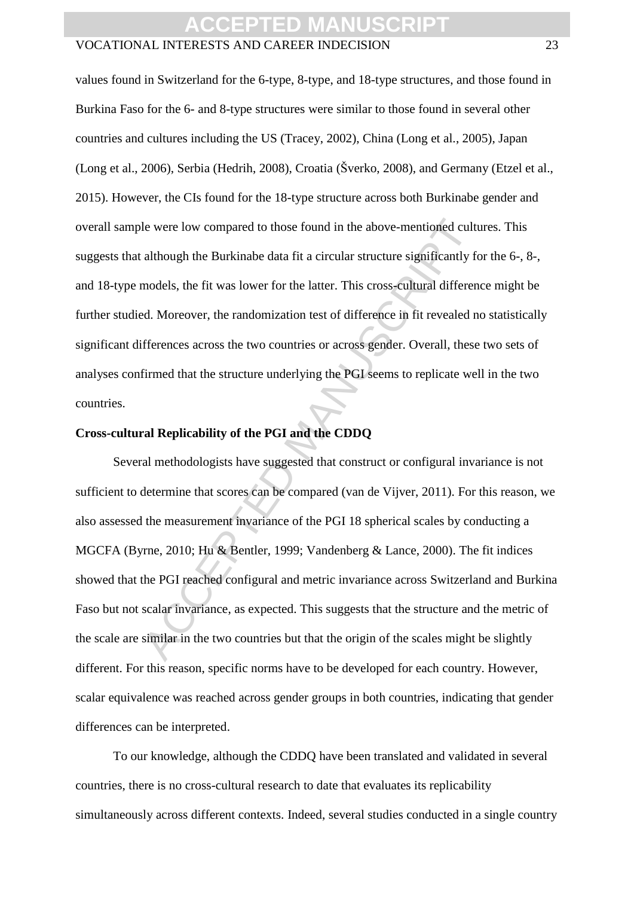values found in Switzerland for the 6-type, 8-type, and 18-type structures, and those found in Burkina Faso for the 6- and 8-type structures were similar to those found in several other countries and cultures including the US (Tracey, 2002), China (Long et al., 2005), Japan (Long et al., 2006), Serbia (Hedrih, 2008), Croatia (Šverko, 2008), and Germany (Etzel et al., 2015). However, the CIs found for the 18-type structure across both Burkinabe gender and overall sample were low compared to those found in the above-mentioned cultures. This suggests that although the Burkinabe data fit a circular structure significantly for the 6-, 8-, and 18-type models, the fit was lower for the latter. This cross-cultural difference might be further studied. Moreover, the randomization test of difference in fit revealed no statistically significant differences across the two countries or across gender. Overall, these two sets of analyses confirmed that the structure underlying the PGI seems to replicate well in the two countries.

**Cross-cultural Replicability of the PGI and the CDDQ**

Several methodologists have suggested that construct or configural invariance is not sufficient to determine that scores can be compared (van de Vijver, 2011). For this reason, we also assessed the measurement invariance of the PGI 18 spherical scales by conducting a MGCFA (Byrne, 2010; Hu & Bentler, 1999; Vandenberg & Lance, 2000). The fit indices showed that the PGI reached configural and metric invariance across Switzerland and Burkina Faso but not scalar invariance, as expected. This suggests that the structure and the metric of the scale are similar in the two countries but that the origin of the scales might be slightly different. For this reason, specific norms have to be developed for each country. However, scalar equivalence was reached across gender groups in both countries, indicating that gender differences can be interpreted.

To our knowledge, although the CDDQ have been translated and validated in several countries, there is no cross-cultural research to date that evaluates its replicability simultaneously across different contexts. Indeed, several studies conducted in a single country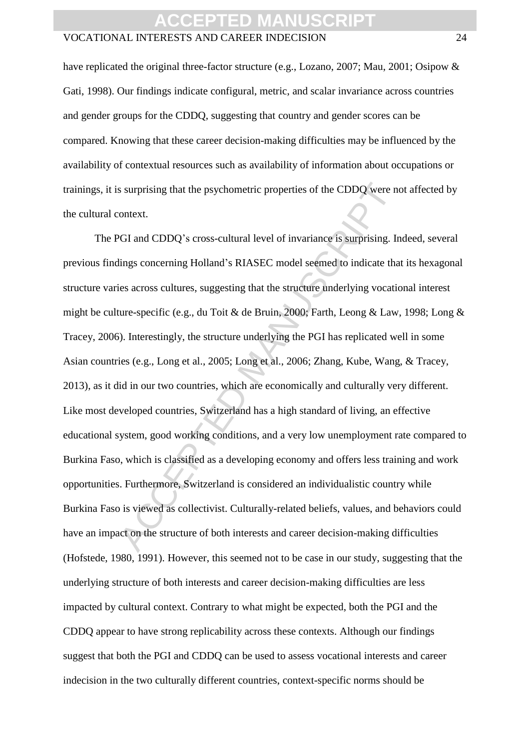have replicated the original three-factor structure (e.g., Lozano, 2007; Mau, 2001; Osipow & Gati, 1998). Our findings indicate configural, metric, and scalar invariance across countries and gender groups for the CDDQ, suggesting that country and gender scores can be compared. Knowing that these career decision-making difficulties may be influenced by the availability of contextual resources such as availability of information about occupations or trainings, it is surprising that the psychometric properties of the CDDQ were not affected by the cultural context.

The PGI and CDDQ's cross-cultural level of invariance is surprising. Indeed, several previous findings concerning Holland's RIASEC model seemed to indicate that its hexagonal structure varies across cultures, suggesting that the structure underlying vocational interest might be culture-specific (e.g., du Toit & de Bruin, 2000; Farth, Leong & Law, 1998; Long & Tracey, 2006). Interestingly, the structure underlying the PGI has replicated well in some Asian countries (e.g., Long et al., 2005; Long et al., 2006; Zhang, Kube, Wang, & Tracey, 2013), as it did in our two countries, which are economically and culturally very different. Like most developed countries, Switzerland has a high standard of living, an effective educational system, good working conditions, and a very low unemployment rate compared to Burkina Faso, which is classified as a developing economy and offers less training and work opportunities. Furthermore, Switzerland is considered an individualistic country while Burkina Faso is viewed as collectivist. Culturally-related beliefs, values, and behaviors could have an impact on the structure of both interests and career decision-making difficulties (Hofstede, 1980, 1991). However, this seemed not to be case in our study, suggesting that the underlying structure of both interests and career decision-making difficulties are less impacted by cultural context. Contrary to what might be expected, both the PGI and the CDDQ appear to have strong replicability across these contexts. Although our findings suggest that both the PGI and CDDQ can be used to assess vocational interests and career indecision in the two culturally different countries, context-specific norms should be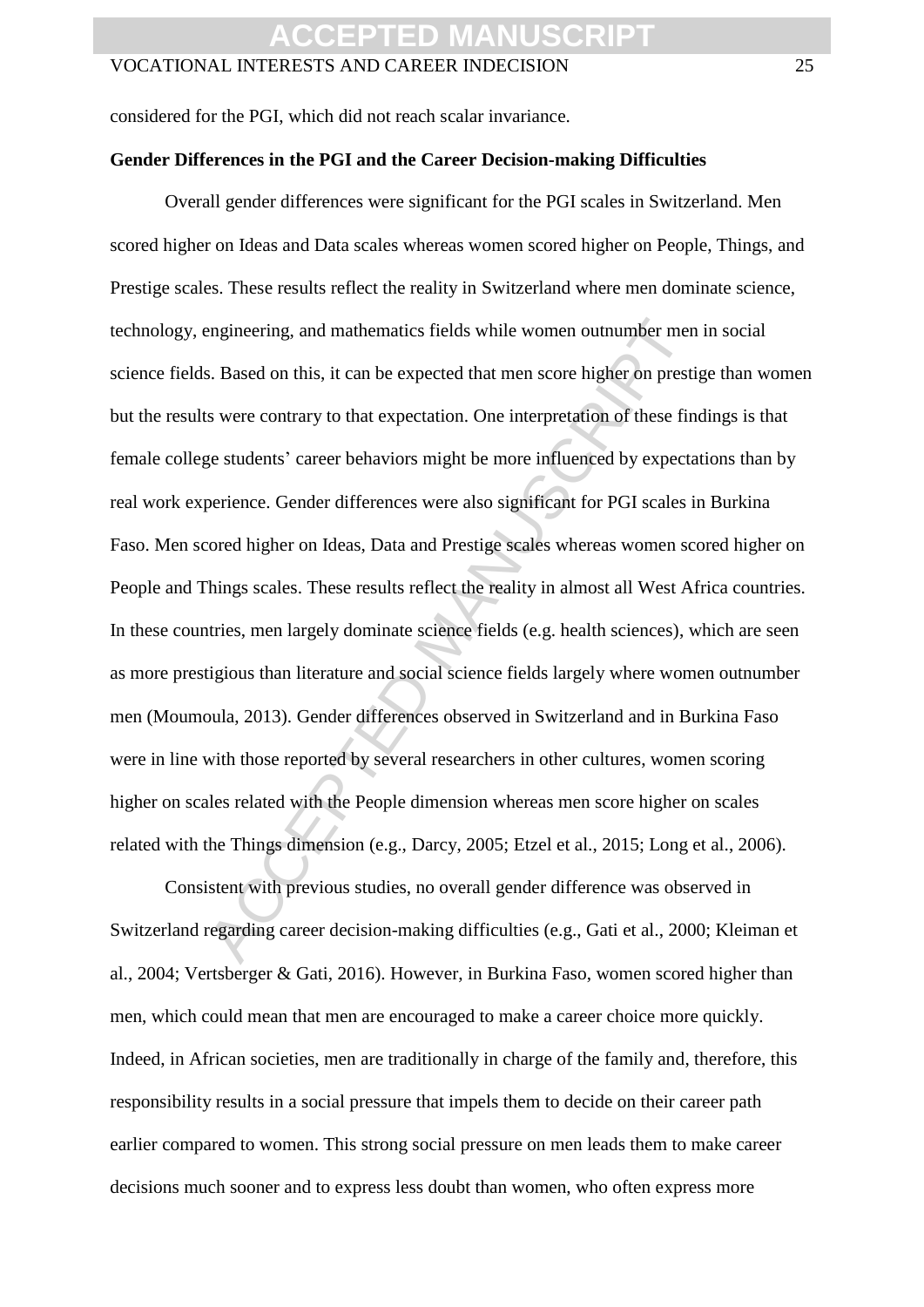considered for the PGI, which did not reach scalar invariance.

**Gender Differences in the PGI and the Career Decision-making Difficulties**

Overall gender differences were significant for the PGI scales in Switzerland. Men scored higher on Ideas and Data scales whereas women scored higher on People, Things, and Prestige scales. These results reflect the reality in Switzerland where men dominate science, technology, engineering, and mathematics fields while women outnumber men in social science fields. Based on this, it can be expected that men score higher on prestige than women but the results were contrary to that expectation. One interpretation of these findings is that female college students' career behaviors might be more influenced by expectations than by real work experience. Gender differences were also significant for PGI scales in Burkina Faso. Men scored higher on Ideas, Data and Prestige scales whereas women scored higher on People and Things scales. These results reflect the reality in almost all West Africa countries. In these countries, men largely dominate science fields (e.g. health sciences), which are seen as more prestigious than literature and social science fields largely where women outnumber men (Moumoula, 2013). Gender differences observed in Switzerland and in Burkina Faso were in line with those reported by several researchers in other cultures, women scoring higher on scales related with the People dimension whereas men score higher on scales related with the Things dimension (e.g., Darcy, 2005; Etzel et al., 2015; Long et al., 2006).

Consistent with previous studies, no overall gender difference was observed in Switzerland regarding career decision-making difficulties (e.g., Gati et al., 2000; Kleiman et al., 2004; Vertsberger & Gati, 2016). However, in Burkina Faso, women scored higher than men, which could mean that men are encouraged to make a career choice more quickly. Indeed, in African societies, men are traditionally in charge of the family and, therefore, this responsibility results in a social pressure that impels them to decide on their career path earlier compared to women. This strong social pressure on men leads them to make career decisions much sooner and to express less doubt than women, who often express more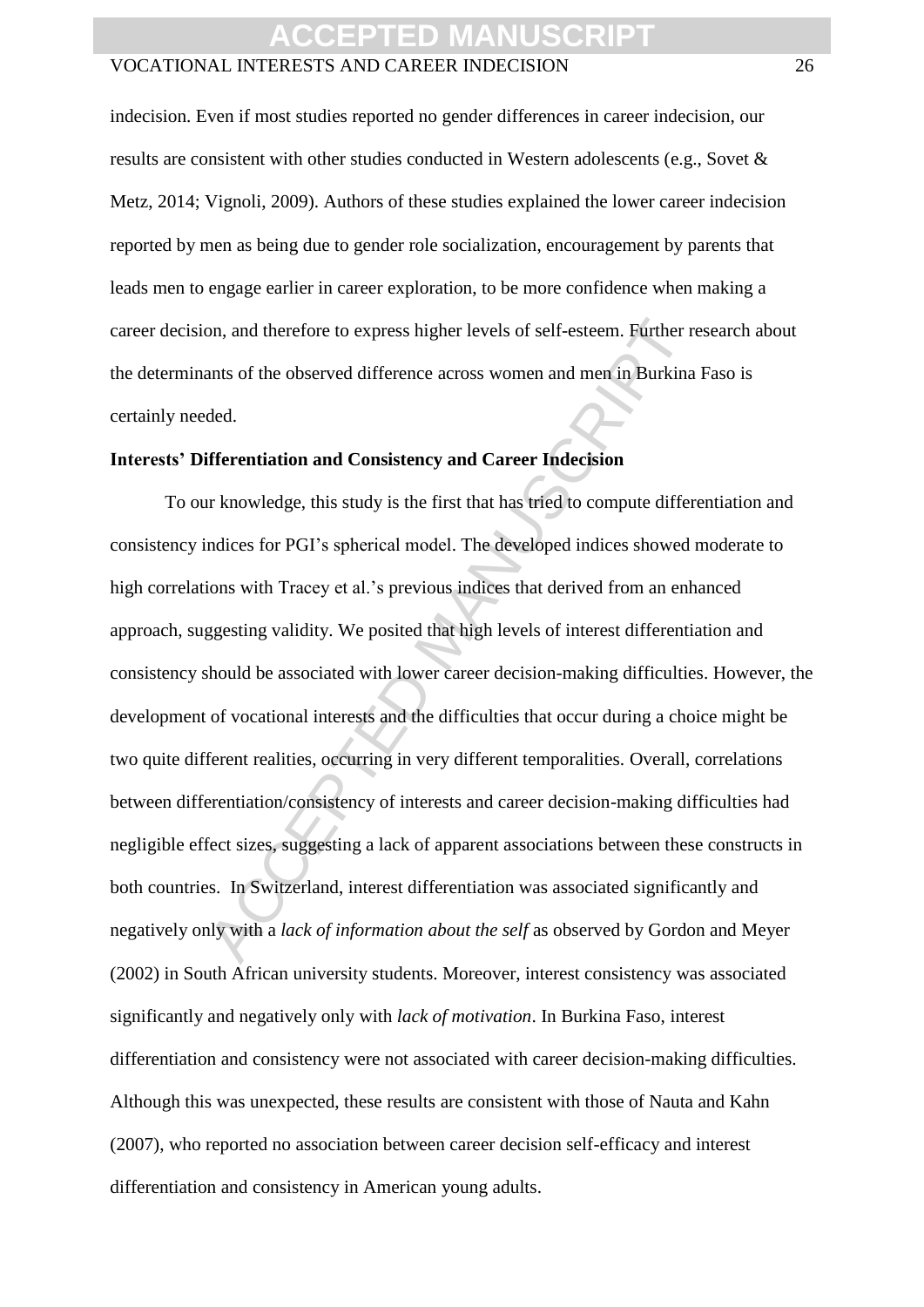indecision. Even if most studies reported no gender differences in career indecision, our results are consistent with other studies conducted in Western adolescents (e.g., Sovet & Metz, 2014; Vignoli, 2009). Authors of these studies explained the lower career indecision reported by men as being due to gender role socialization, encouragement by parents that leads men to engage earlier in career exploration, to be more confidence when making a career decision, and therefore to express higher levels of self-esteem. Further research about the determinants of the observed difference across women and men in Burkina Faso is certainly needed.

**Interests' Differentiation and Consistency and Career Indecision**

To our knowledge, this study is the first that has tried to compute differentiation and consistency indices for PGI's spherical model. The developed indices showed moderate to high correlations with Tracey et al.'s previous indices that derived from an enhanced approach, suggesting validity. We posited that high levels of interest differentiation and consistency should be associated with lower career decision-making difficulties. However, the development of vocational interests and the difficulties that occur during a choice might be two quite different realities, occurring in very different temporalities. Overall, correlations between differentiation/consistency of interests and career decision-making difficulties had negligible effect sizes, suggesting a lack of apparent associations between these constructs in both countries. In Switzerland, interest differentiation was associated significantly and negatively only with a *lack of information about the self* as observed by Gordon and Meyer (2002) in South African university students. Moreover, interest consistency was associated significantly and negatively only with *lack of motivation*. In Burkina Faso, interest differentiation and consistency were not associated with career decision-making difficulties. Although this was unexpected, these results are consistent with those of Nauta and Kahn (2007), who reported no association between career decision self-efficacy and interest differentiation and consistency in American young adults.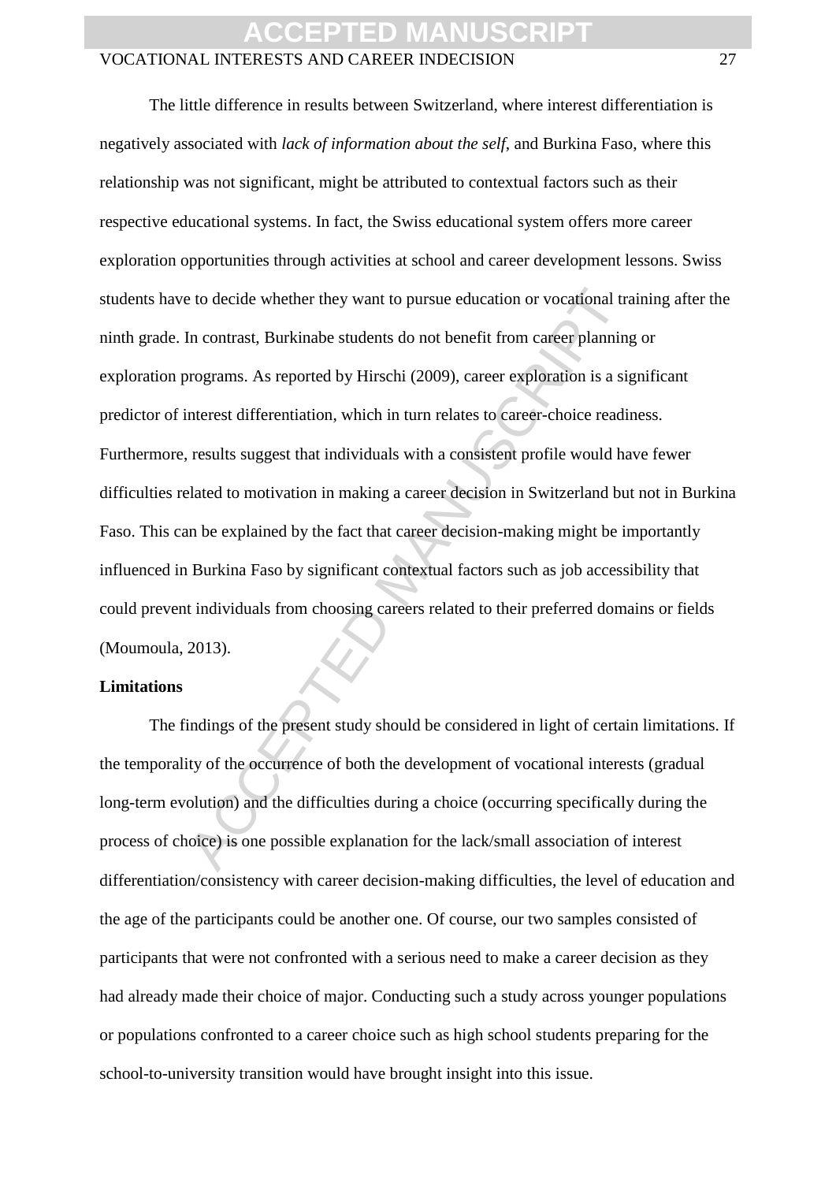The little difference in results between Switzerland, where interest differentiation is negatively associated with *lack of information about the self*, and Burkina Faso, where this relationship was not significant, might be attributed to contextual factors such as their respective educational systems. In fact, the Swiss educational system offers more career exploration opportunities through activities at school and career development lessons. Swiss students have to decide whether they want to pursue education or vocational training after the ninth grade. In contrast, Burkinabe students do not benefit from career planning or exploration programs. As reported by Hirschi (2009), career exploration is a significant predictor of interest differentiation, which in turn relates to career-choice readiness. Furthermore, results suggest that individuals with a consistent profile would have fewer difficulties related to motivation in making a career decision in Switzerland but not in Burkina Faso. This can be explained by the fact that career decision-making might be importantly influenced in Burkina Faso by significant contextual factors such as job accessibility that could prevent individuals from choosing careers related to their preferred domains or fields (Moumoula, 2013).

**Limitations**

The findings of the present study should be considered in light of certain limitations. If the temporality of the occurrence of both the development of vocational interests (gradual long-term evolution) and the difficulties during a choice (occurring specifically during the process of choice) is one possible explanation for the lack/small association of interest differentiation/consistency with career decision-making difficulties, the level of education and the age of the participants could be another one. Of course, our two samples consisted of participants that were not confronted with a serious need to make a career decision as they had already made their choice of major. Conducting such a study across younger populations or populations confronted to a career choice such as high school students preparing for the school-to-university transition would have brought insight into this issue.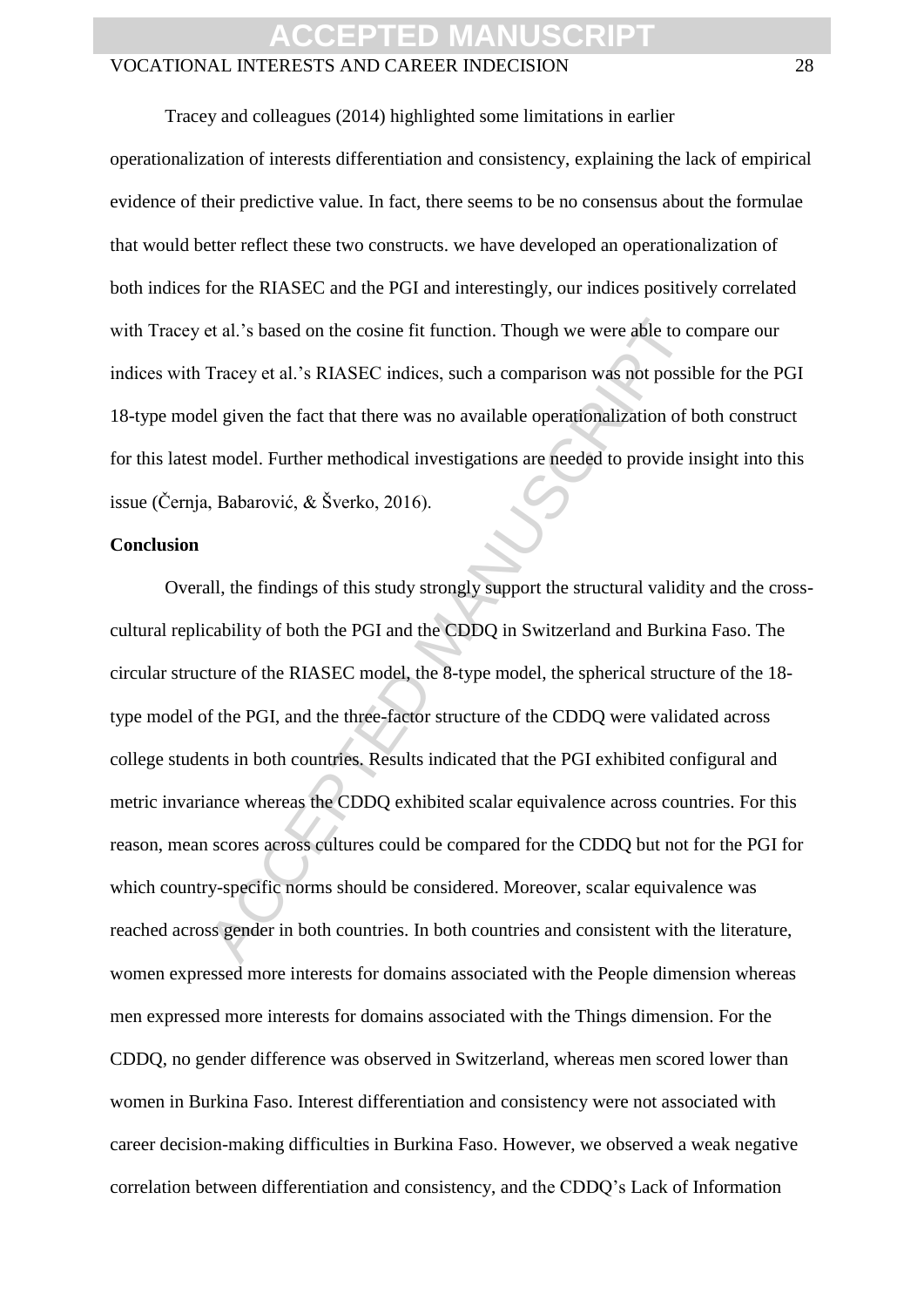Tracey and colleagues (2014) highlighted some limitations in earlier operationalization of interests differentiation and consistency, explaining the lack of empirical evidence of their predictive value. In fact, there seems to be no consensus about the formulae that would better reflect these two constructs. we have developed an operationalization of both indices for the RIASEC and the PGI and interestingly, our indices positively correlated with Tracey et al.'s based on the cosine fit function. Though we were able to compare our indices with Tracey et al.'s RIASEC indices, such a comparison was not possible for the PGI 18-type model given the fact that there was no available operationalization of both construct for this latest model. Further methodical investigations are needed to provide insight into this issue (Černja, Babarović, & Šverko, 2016).

**Conclusion**

Overall, the findings of this study strongly support the structural validity and the cross-cultural replicability of both the PGI and the CDDQ in Switzerland and Burkina Faso. The circular structure of the RIASEC model, the 8-type model, the spherical structure of the 18-type model of the PGI, and the three-factor structure of the CDDQ were validated across college students in both countries. Results indicated that the PGI exhibited configural and metric invariance whereas the CDDQ exhibited scalar equivalence across countries. For this reason, mean scores across cultures could be compared for the CDDQ but not for the PGI for which country-specific norms should be considered. Moreover, scalar equivalence was reached across gender in both countries. In both countries and consistent with the literature, women expressed more interests for domains associated with the People dimension whereas men expressed more interests for domains associated with the Things dimension. For the CDDQ, no gender difference was observed in Switzerland, whereas men scored lower than women in Burkina Faso. Interest differentiation and consistency were not associated with career decision-making difficulties in Burkina Faso. However, we observed a weak negative correlation between differentiation and consistency, and the CDDQ's Lack of Information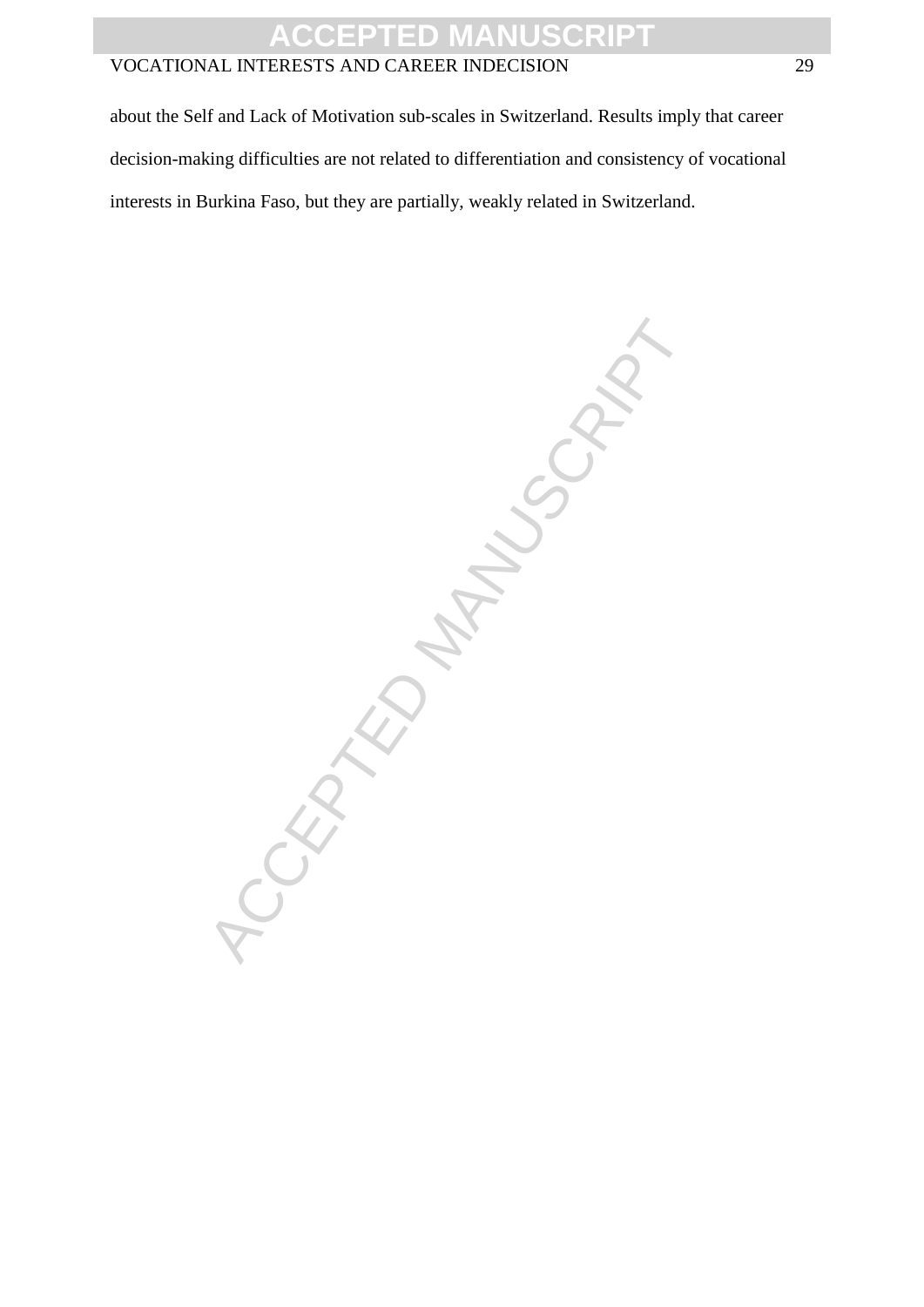about the Self and Lack of Motivation sub-scales in Switzerland. Results imply that career decision-making difficulties are not related to differentiation and consistency of vocational interests in Burkina Faso, but they are partially, weakly related in Switzerland.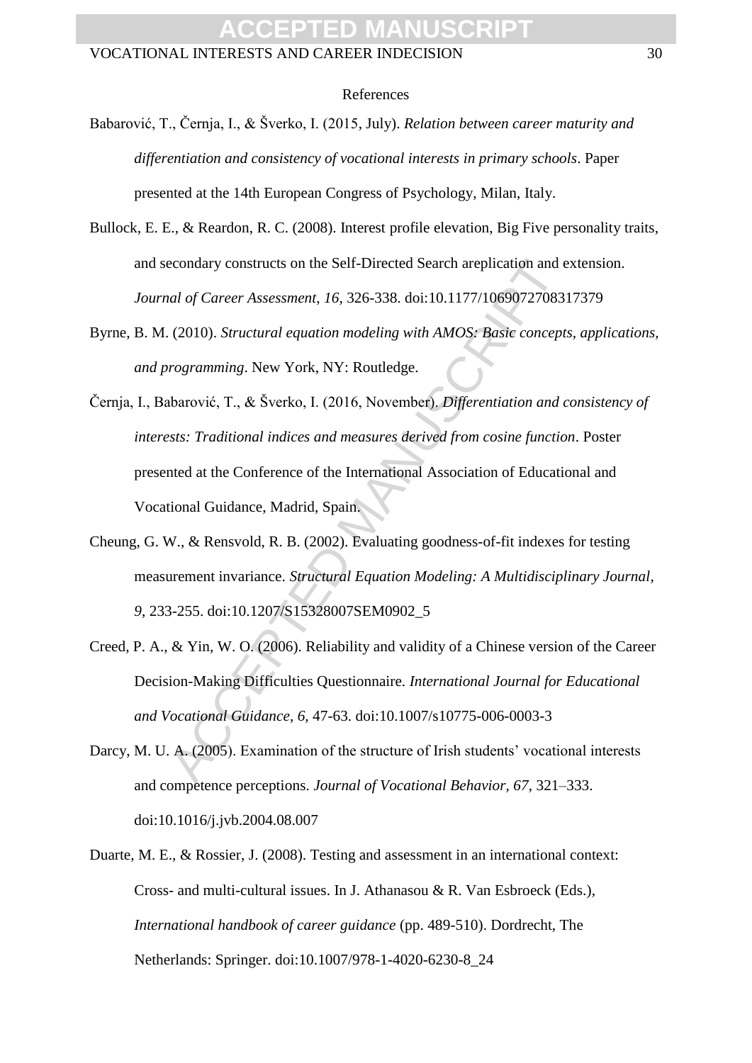References

Babarović, T., Černja, I., & Šverko, I. (2015, July). *Relation between career maturity and differentiation and consistency of vocational interests in primary schools*. Paper presented at the 14th European Congress of Psychology, Milan, Italy.

Bullock, E. E., & Reardon, R. C. (2008). Interest profile elevation, Big Five personality traits, and secondary constructs on the Self-Directed Search areplication and extension. *Journal of Career Assessment*, *16*, 326-338. doi:10.1177/1069072708317379

Byrne, B. M. (2010). *Structural equation modeling with AMOS: Basic concepts, applications, and programming*. New York, NY: Routledge.

Černja, I., Babarović, T., & Šverko, I. (2016, November). *Differentiation and consistency of interests: Traditional indices and measures derived from cosine function*. Poster presented at the Conference of the International Association of Educational and Vocational Guidance, Madrid, Spain.

Cheung, G. W., & Rensvold, R. B. (2002). Evaluating goodness-of-fit indexes for testing measurement invariance. *Structural Equation Modeling: A Multidisciplinary Journal*, *9*, 233-255. doi:10.1207/S15328007SEM0902_5

Creed, P. A., & Yin, W. O. (2006). Reliability and validity of a Chinese version of the Career Decision-Making Difficulties Questionnaire. *International Journal for Educational and Vocational Guidance*, *6*, 47-63. doi:10.1007/s10775-006-0003-3

Darcy, M. U. A. (2005). Examination of the structure of Irish students' vocational interests and competence perceptions. *Journal of Vocational Behavior*, *67*, 321–333. doi:10.1016/j.jvb.2004.08.007

Duarte, M. E., & Rossier, J. (2008). Testing and assessment in an international context: Cross- and multi-cultural issues. In J. Athanasou & R. Van Esbroeck (Eds.), *International handbook of career guidance* (pp. 489-510). Dordrecht, The Netherlands: Springer. doi:10.1007/978-1-4020-6230-8_24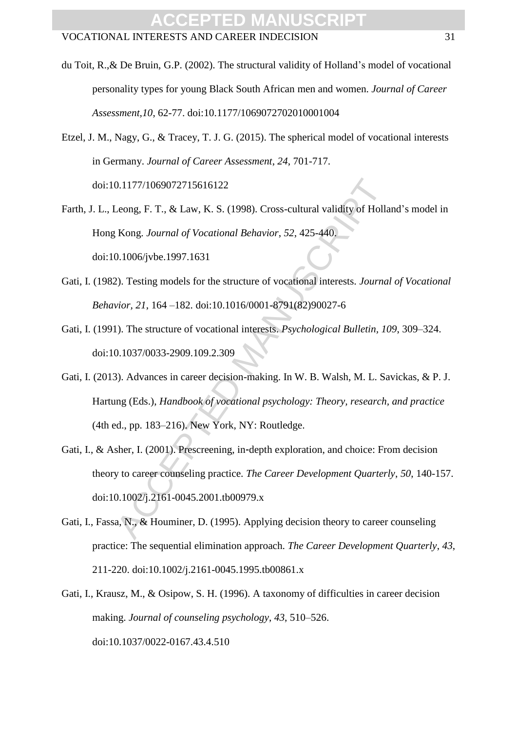du Toit, R.,& De Bruin, G.P. (2002). The structural validity of Holland's model of vocational personality types for young Black South African men and women. *Journal of Career Assessment,10*, 62-77. doi:10.1177/1069072702010001004

Etzel, J. M., Nagy, G., & Tracey, T. J. G. (2015). The spherical model of vocational interests in Germany. *Journal of Career Assessment*, *24*, 701-717. doi:10.1177/1069072715616122

Farth, J. L., Leong, F. T., & Law, K. S. (1998). Cross-cultural validity of Holland's model in Hong Kong. *Journal of Vocational Behavior*, *52*, 425-440. doi:10.1006/jvbe.1997.1631

Gati, I. (1982). Testing models for the structure of vocational interests. *Journal of Vocational Behavior, 21*, 164 –182. doi:10.1016/0001-8791(82)90027-6

Gati, I. (1991). The structure of vocational interests. *Psychological Bulletin*, *109*, 309–324. doi:10.1037/0033-2909.109.2.309

Gati, I. (2013). Advances in career decision-making. In W. B. Walsh, M. L. Savickas, & P. J. Hartung (Eds.), *Handbook of vocational psychology: Theory, research, and practice* (4th ed., pp. 183–216). New York, NY: Routledge.

Gati, I., & Asher, I. (2001). Prescreening, in-depth exploration, and choice: From decision theory to career counseling practice. *The Career Development Quarterly*, *50*, 140-157. doi:10.1002/j.2161-0045.2001.tb00979.x

Gati, I., Fassa, N., & Houminer, D. (1995). Applying decision theory to career counseling practice: The sequential elimination approach. *The Career Development Quarterly*, *43*, 211-220. doi:10.1002/j.2161-0045.1995.tb00861.x

Gati, I., Krausz, M., & Osipow, S. H. (1996). A taxonomy of difficulties in career decision making. *Journal of counseling psychology*, *43*, 510–526. doi:10.1037/0022-0167.43.4.510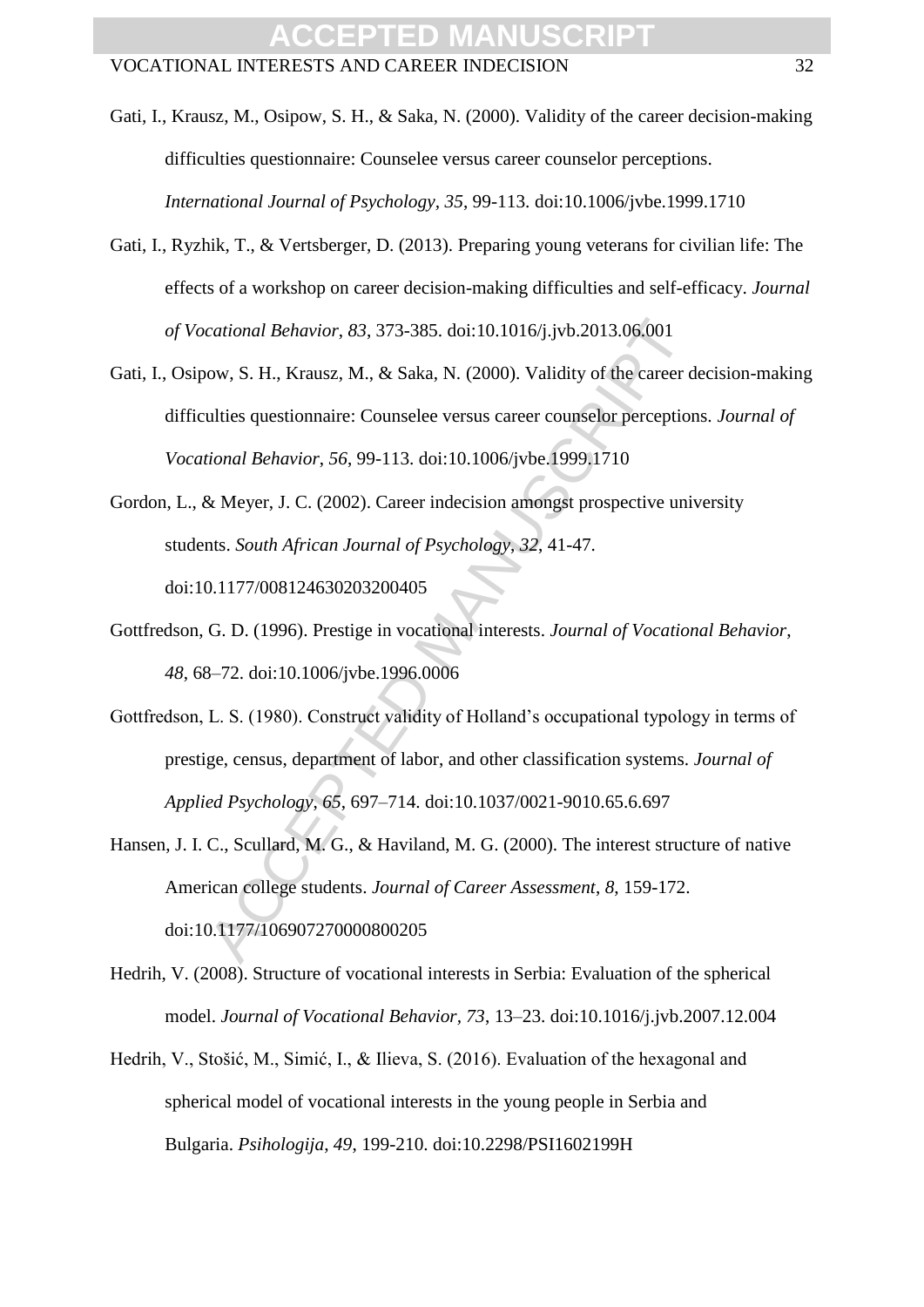Gati, I., Krausz, M., Osipow, S. H., & Saka, N. (2000). Validity of the career decision-making difficulties questionnaire: Counselee versus career counselor perceptions. *International Journal of Psychology, 35*, 99-113. doi:10.1006/jvbe.1999.1710

Gati, I., Ryzhik, T., & Vertsberger, D. (2013). Preparing young veterans for civilian life: The effects of a workshop on career decision-making difficulties and self-efficacy. *Journal of Vocational Behavior, 83*, 373-385. doi:10.1016/j.jvb.2013.06.001

Gati, I., Osipow, S. H., Krausz, M., & Saka, N. (2000). Validity of the career decision-making difficulties questionnaire: Counselee versus career counselor perceptions. *Journal of Vocational Behavior, 56*, 99-113. doi:10.1006/jvbe.1999.1710

Gordon, L., & Meyer, J. C. (2002). Career indecision amongst prospective university students. *South African Journal of Psychology, 32*, 41-47. doi:10.1177/008124630203200405

Gottfredson, G. D. (1996). Prestige in vocational interests. *Journal of Vocational Behavior, 48*, 68–72. doi:10.1006/jvbe.1996.0006

Gottfredson, L. S. (1980). Construct validity of Holland's occupational typology in terms of prestige, census, department of labor, and other classification systems. *Journal of Applied Psychology, 65*, 697–714. doi:10.1037/0021-9010.65.6.697

Hansen, J. I. C., Scullard, M. G., & Haviland, M. G. (2000). The interest structure of native American college students. *Journal of Career Assessment, 8*, 159-172. doi:10.1177/106907270000800205

Hedrih, V. (2008). Structure of vocational interests in Serbia: Evaluation of the spherical model. *Journal of Vocational Behavior, 73*, 13–23. doi:10.1016/j.jvb.2007.12.004

Hedrih, V., Stošić, M., Simić, I., & Ilieva, S. (2016). Evaluation of the hexagonal and spherical model of vocational interests in the young people in Serbia and Bulgaria. *Psihologija, 49*, 199-210. doi:10.2298/PSI1602199H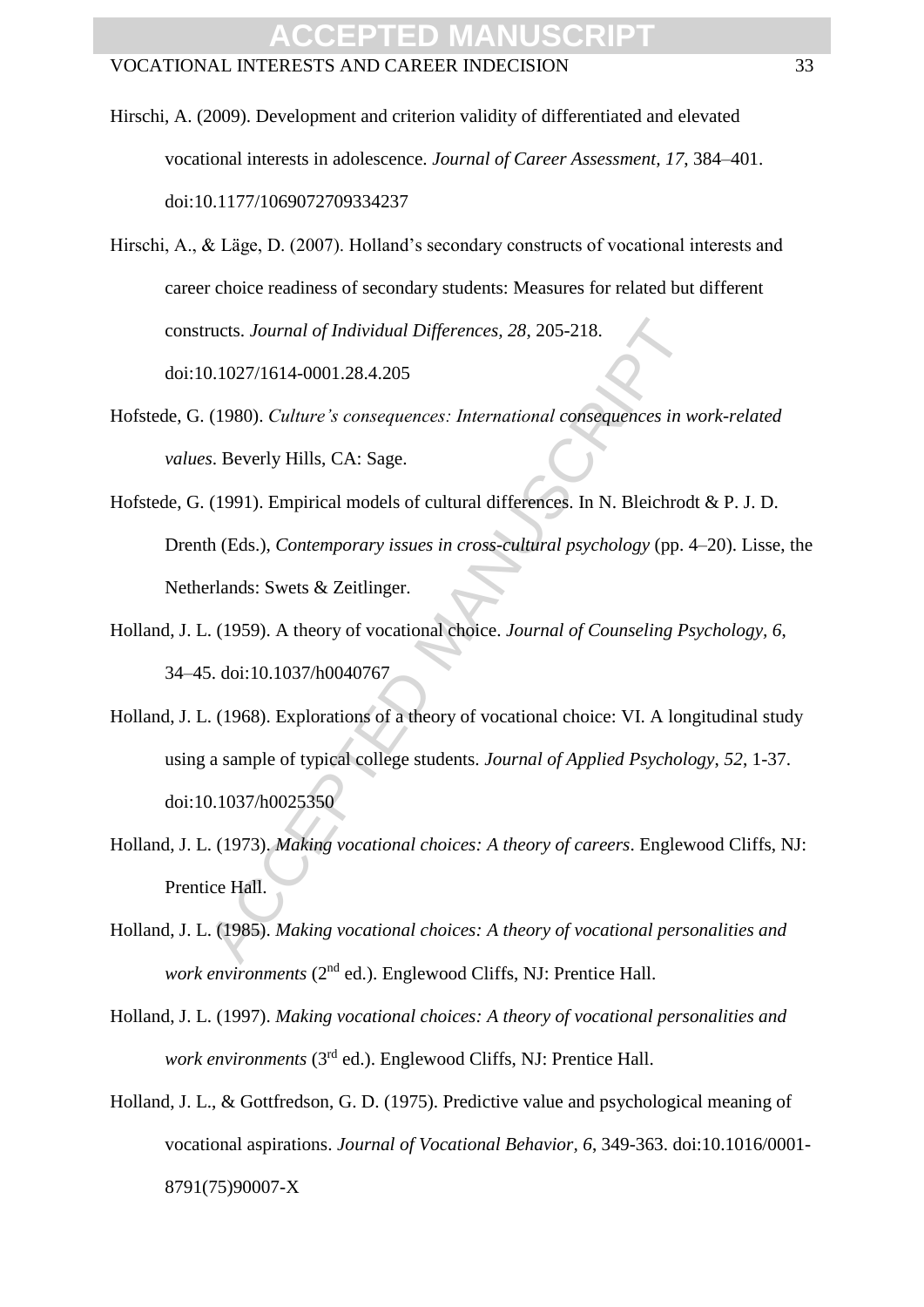Hirschi, A. (2009). Development and criterion validity of differentiated and elevated vocational interests in adolescence. *Journal of Career Assessment, 17*, 384–401. doi:10.1177/1069072709334237

Hirschi, A., & Läge, D. (2007). Holland's secondary constructs of vocational interests and career choice readiness of secondary students: Measures for related but different constructs. *Journal of Individual Differences, 28*, 205-218. doi:10.1027/1614-0001.28.4.205

Hofstede, G. (1980). *Culture's consequences: International consequences in work-related values*. Beverly Hills, CA: Sage.

Hofstede, G. (1991). Empirical models of cultural differences. In N. Bleichrodt & P. J. D. Drenth (Eds.), *Contemporary issues in cross-cultural psychology* (pp. 4–20). Lisse, the Netherlands: Swets & Zeitlinger.

Holland, J. L. (1959). A theory of vocational choice. *Journal of Counseling Psychology, 6*, 34–45. doi:10.1037/h0040767

Holland, J. L. (1968). Explorations of a theory of vocational choice: VI. A longitudinal study using a sample of typical college students. *Journal of Applied Psychology, 52*, 1-37. doi:10.1037/h0025350

Holland, J. L. (1973). *Making vocational choices: A theory of careers*. Englewood Cliffs, NJ: Prentice Hall.

Holland, J. L. (1985). *Making vocational choices: A theory of vocational personalities and work environments* (2nd ed.). Englewood Cliffs, NJ: Prentice Hall.

Holland, J. L. (1997). *Making vocational choices: A theory of vocational personalities and work environments* (3rd ed.). Englewood Cliffs, NJ: Prentice Hall.

Holland, J. L., & Gottfredson, G. D. (1975). Predictive value and psychological meaning of vocational aspirations. *Journal of Vocational Behavior, 6*, 349-363. doi:10.1016/0001-8791(75)90007-X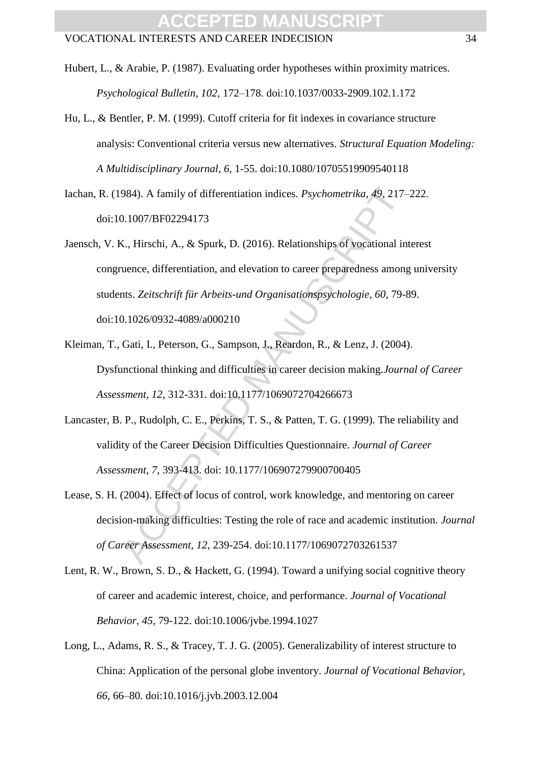Hubert, L., & Arabie, P. (1987). Evaluating order hypotheses within proximity matrices. *Psychological Bulletin, 102*, 172–178. doi:10.1037/0033-2909.102.1.172

Hu, L., & Bentler, P. M. (1999). Cutoff criteria for fit indexes in covariance structure analysis: Conventional criteria versus new alternatives. *Structural Equation Modeling: A Multidisciplinary Journal*, *6*, 1-55. doi:10.1080/10705519909540118

Iachan, R. (1984). A family of differentiation indices. *Psychometrika, 49*, 217–222. doi:10.1007/BF02294173

Jaensch, V. K., Hirschi, A., & Spurk, D. (2016). Relationships of vocational interest congruence, differentiation, and elevation to career preparedness among university students. *Zeitschrift für Arbeits-und Organisationspsychologie, 60*, 79-89. doi:10.1026/0932-4089/a000210

Kleiman, T., Gati, I., Peterson, G., Sampson, J., Reardon, R., & Lenz, J. (2004). Dysfunctional thinking and difficulties in career decision making.*Journal of Career Assessment*, *12*, 312-331. doi:10.1177/1069072704266673

Lancaster, B. P., Rudolph, C. E., Perkins, T. S., & Patten, T. G. (1999). The reliability and validity of the Career Decision Difficulties Questionnaire. *Journal of Career Assessment*, *7*, 393-413. doi: 10.1177/106907279900700405

Lease, S. H. (2004). Effect of locus of control, work knowledge, and mentoring on career decision-making difficulties: Testing the role of race and academic institution. *Journal of Career Assessment*, *12*, 239-254. doi:10.1177/1069072703261537

Lent, R. W., Brown, S. D., & Hackett, G. (1994). Toward a unifying social cognitive theory of career and academic interest, choice, and performance. *Journal of Vocational Behavior*, *45*, 79-122. doi:10.1006/jvbe.1994.1027

Long, L., Adams, R. S., & Tracey, T. J. G. (2005). Generalizability of interest structure to China: Application of the personal globe inventory. *Journal of Vocational Behavior, 66*, 66–80. doi:10.1016/j.jvb.2003.12.004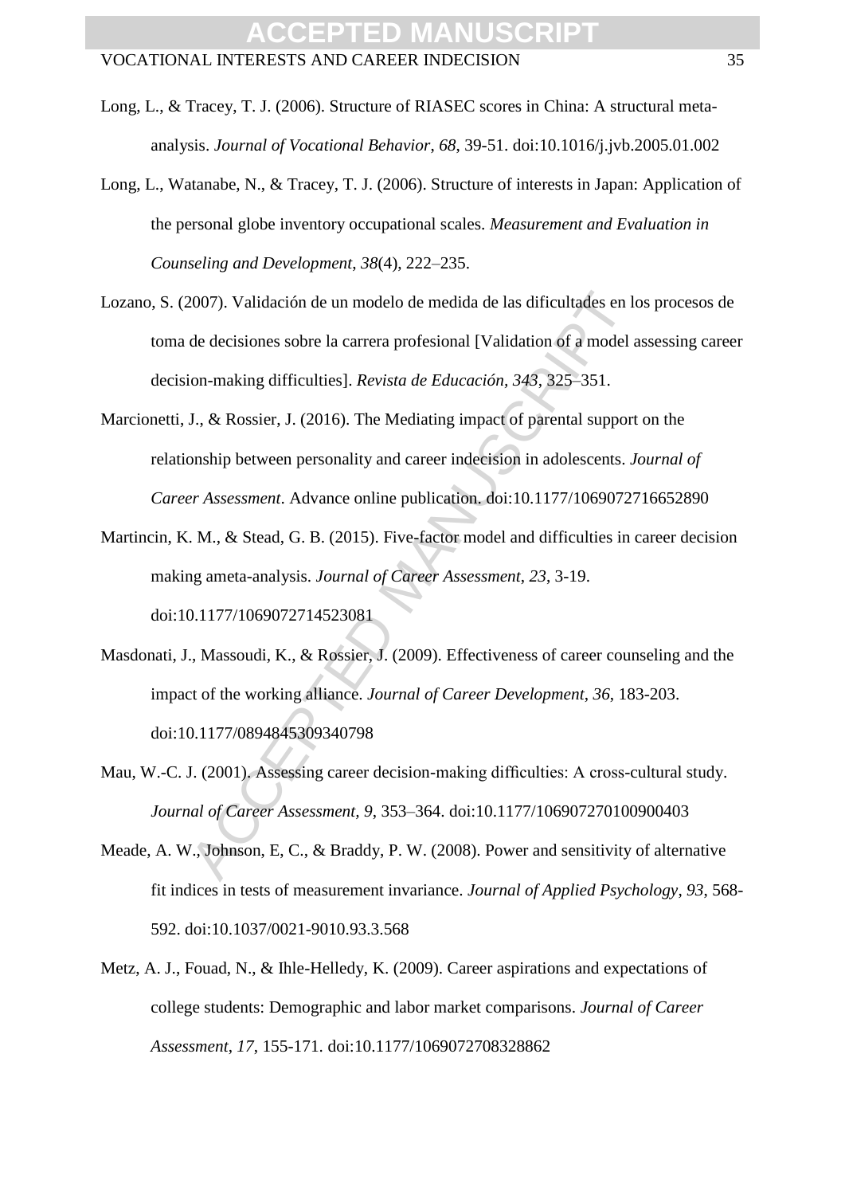Long, L., & Tracey, T. J. (2006). Structure of RIASEC scores in China: A structural meta-analysis. *Journal of Vocational Behavior*, *68*, 39-51. doi:10.1016/j.jvb.2005.01.002

Long, L., Watanabe, N., & Tracey, T. J. (2006). Structure of interests in Japan: Application of the personal globe inventory occupational scales. *Measurement and Evaluation in Counseling and Development*, *38*(4), 222–235.

Lozano, S. (2007). Validación de un modelo de medida de las dificultades en los procesos de toma de decisiones sobre la carrera profesional [Validation of a model assessing career decision-making difficulties]. *Revista de Educación, 343*, 325–351.

Marcionetti, J., & Rossier, J. (2016). The Mediating impact of parental support on the relationship between personality and career indecision in adolescents. *Journal of Career Assessment*. Advance online publication. doi:10.1177/1069072716652890

Martincin, K. M., & Stead, G. B. (2015). Five-factor model and difficulties in career decision making ameta-analysis. *Journal of Career Assessment*, *23*, 3-19. doi:10.1177/1069072714523081

Masdonati, J., Massoudi, K., & Rossier, J. (2009). Effectiveness of career counseling and the impact of the working alliance. *Journal of Career Development*, *36*, 183-203. doi:10.1177/0894845309340798

Mau, W.-C. J. (2001). Assessing career decision-making difficulties: A cross-cultural study. *Journal of Career Assessment, 9*, 353–364. doi:10.1177/106907270100900403

Meade, A. W., Johnson, E, C., & Braddy, P. W. (2008). Power and sensitivity of alternative fit indices in tests of measurement invariance. *Journal of Applied Psychology*, *93*, 568-592. doi:10.1037/0021-9010.93.3.568

Metz, A. J., Fouad, N., & Ihle-Helledy, K. (2009). Career aspirations and expectations of college students: Demographic and labor market comparisons. *Journal of Career Assessment*, *17*, 155-171. doi:10.1177/1069072708328862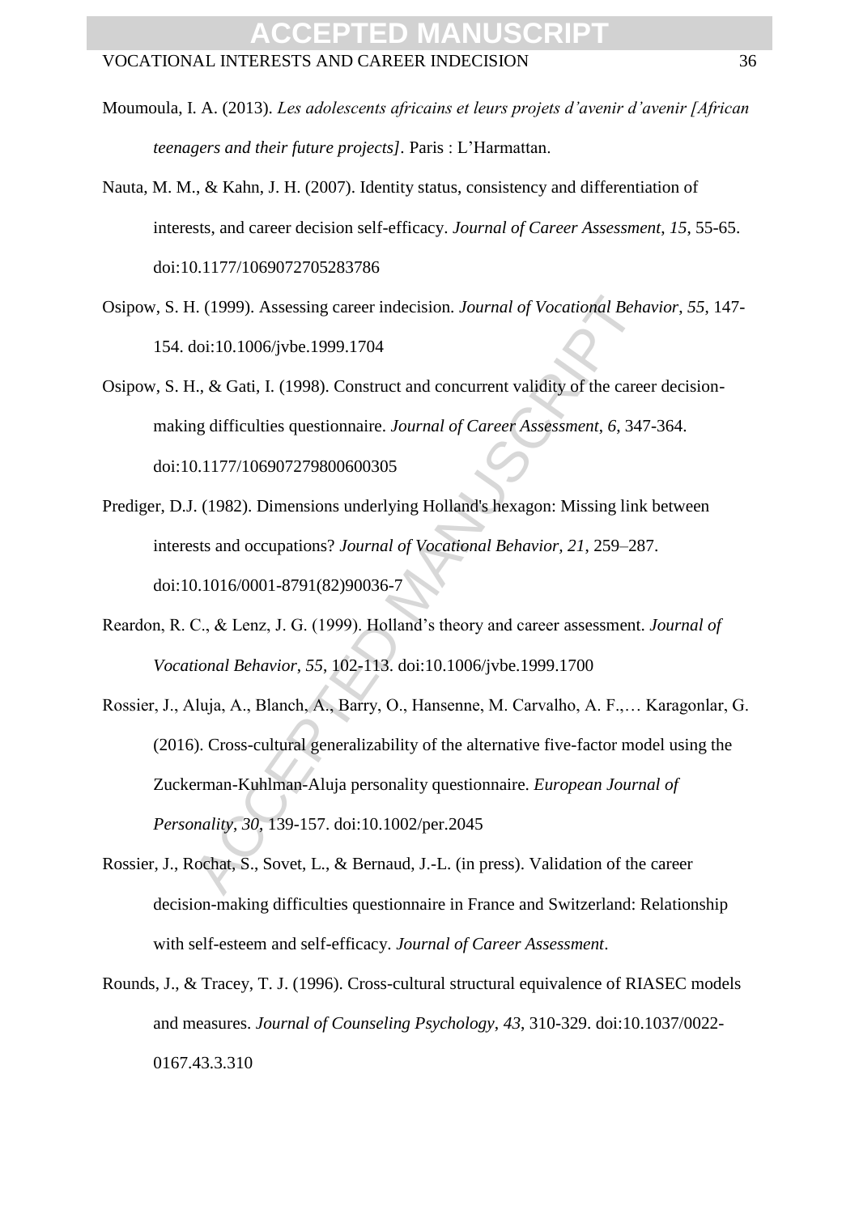Moumoula, I. A. (2013). *Les adolescents africains et leurs projets d'avenir d'avenir [African teenagers and their future projects]*. Paris : L'Harmattan.

Nauta, M. M., & Kahn, J. H. (2007). Identity status, consistency and differentiation of interests, and career decision self-efficacy. *Journal of Career Assessment*, *15*, 55-65. doi:10.1177/1069072705283786

Osipow, S. H. (1999). Assessing career indecision. *Journal of Vocational Behavior*, *55*, 147-154. doi:10.1006/jvbe.1999.1704

Osipow, S. H., & Gati, I. (1998). Construct and concurrent validity of the career decision-making difficulties questionnaire. *Journal of Career Assessment*, *6*, 347-364. doi:10.1177/106907279800600305

Prediger, D.J. (1982). Dimensions underlying Holland's hexagon: Missing link between interests and occupations? *Journal of Vocational Behavior, 21*, 259–287. doi:10.1016/0001-8791(82)90036-7

Reardon, R. C., & Lenz, J. G. (1999). Holland's theory and career assessment. *Journal of Vocational Behavior*, *55*, 102-113. doi:10.1006/jvbe.1999.1700

Rossier, J., Aluja, A., Blanch, A., Barry, O., Hansenne, M. Carvalho, A. F.,… Karagonlar, G. (2016). Cross-cultural generalizability of the alternative five-factor model using the Zuckerman-Kuhlman-Aluja personality questionnaire. *European Journal of Personality*, *30*, 139-157. doi:10.1002/per.2045

Rossier, J., Rochat, S., Sovet, L., & Bernaud, J.-L. (in press). Validation of the career decision-making difficulties questionnaire in France and Switzerland: Relationship with self-esteem and self-efficacy. *Journal of Career Assessment*.

Rounds, J., & Tracey, T. J. (1996). Cross-cultural structural equivalence of RIASEC models and measures. *Journal of Counseling Psychology*, *43*, 310-329. doi:10.1037/0022-0167.43.3.310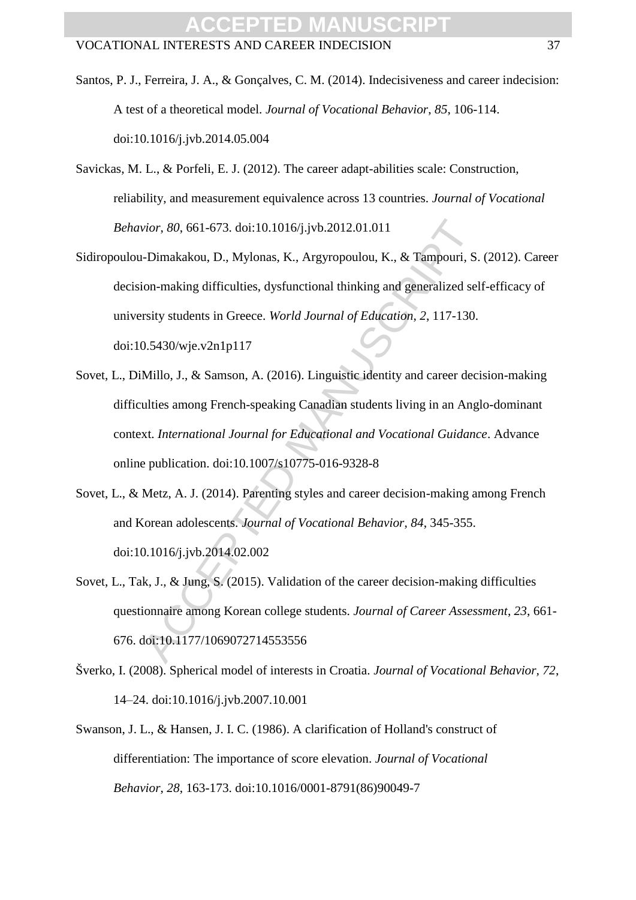Santos, P. J., Ferreira, J. A., & Gonçalves, C. M. (2014). Indecisiveness and career indecision: A test of a theoretical model. *Journal of Vocational Behavior*, *85*, 106-114. doi:10.1016/j.jvb.2014.05.004

Savickas, M. L., & Porfeli, E. J. (2012). The career adapt-abilities scale: Construction, reliability, and measurement equivalence across 13 countries. *Journal of Vocational Behavior*, *80*, 661-673. doi:10.1016/j.jvb.2012.01.011

Sidiropoulou-Dimakakou, D., Mylonas, K., Argyropoulou, K., & Tampouri, S. (2012). Career decision-making difficulties, dysfunctional thinking and generalized self-efficacy of university students in Greece. *World Journal of Education*, *2*, 117-130. doi:10.5430/wje.v2n1p117

Sovet, L., DiMillo, J., & Samson, A. (2016). Linguistic identity and career decision-making difficulties among French-speaking Canadian students living in an Anglo-dominant context. *International Journal for Educational and Vocational Guidance*. Advance online publication. doi:10.1007/s10775-016-9328-8

Sovet, L., & Metz, A. J. (2014). Parenting styles and career decision-making among French and Korean adolescents. *Journal of Vocational Behavior*, *84*, 345-355. doi:10.1016/j.jvb.2014.02.002

Sovet, L., Tak, J., & Jung, S. (2015). Validation of the career decision-making difficulties questionnaire among Korean college students. *Journal of Career Assessment*, *23*, 661-676. doi:10.1177/1069072714553556

Šverko, I. (2008). Spherical model of interests in Croatia. *Journal of Vocational Behavior*, *72*, 14–24. doi:10.1016/j.jvb.2007.10.001

Swanson, J. L., & Hansen, J. I. C. (1986). A clarification of Holland's construct of differentiation: The importance of score elevation. *Journal of Vocational Behavior*, *28*, 163-173. doi:10.1016/0001-8791(86)90049-7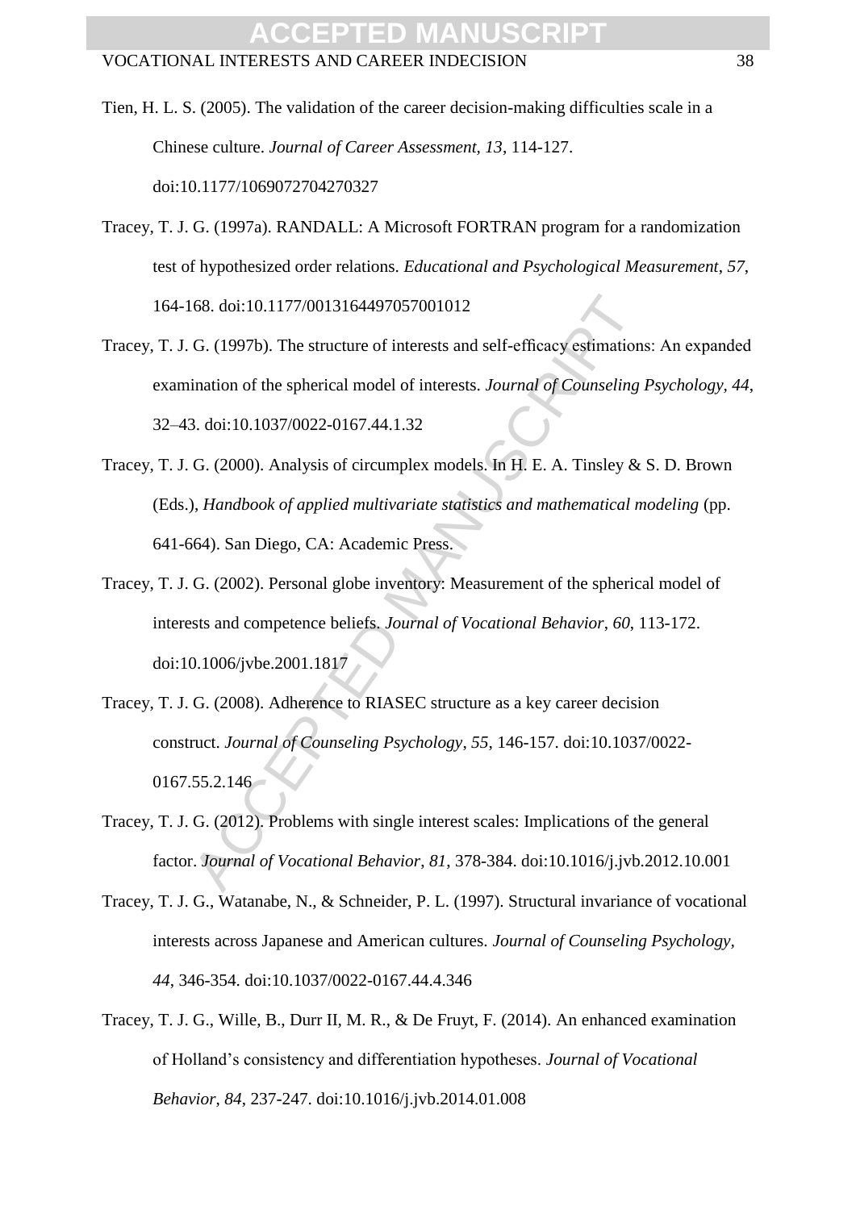Tien, H. L. S. (2005). The validation of the career decision-making difficulties scale in a Chinese culture. *Journal of Career Assessment*, *13*, 114-127. doi:10.1177/1069072704270327

Tracey, T. J. G. (1997a). RANDALL: A Microsoft FORTRAN program for a randomization test of hypothesized order relations. *Educational and Psychological Measurement*, *57*, 164-168. doi:10.1177/0013164497057001012

Tracey, T. J. G. (1997b). The structure of interests and self-efficacy estimations: An expanded examination of the spherical model of interests. *Journal of Counseling Psychology*, *44*, 32–43. doi:10.1037/0022-0167.44.1.32

Tracey, T. J. G. (2000). Analysis of circumplex models. In H. E. A. Tinsley & S. D. Brown (Eds.), *Handbook of applied multivariate statistics and mathematical modeling* (pp. 641-664). San Diego, CA: Academic Press.

Tracey, T. J. G. (2002). Personal globe inventory: Measurement of the spherical model of interests and competence beliefs. *Journal of Vocational Behavior*, *60*, 113-172. doi:10.1006/jvbe.2001.1817

Tracey, T. J. G. (2008). Adherence to RIASEC structure as a key career decision construct. *Journal of Counseling Psychology*, *55*, 146-157. doi:10.1037/0022-0167.55.2.146

Tracey, T. J. G. (2012). Problems with single interest scales: Implications of the general factor. *Journal of Vocational Behavior*, *81*, 378-384. doi:10.1016/j.jvb.2012.10.001

Tracey, T. J. G., Watanabe, N., & Schneider, P. L. (1997). Structural invariance of vocational interests across Japanese and American cultures. *Journal of Counseling Psychology*, *44*, 346-354. doi:10.1037/0022-0167.44.4.346

Tracey, T. J. G., Wille, B., Durr II, M. R., & De Fruyt, F. (2014). An enhanced examination of Holland's consistency and differentiation hypotheses. *Journal of Vocational Behavior*, *84*, 237-247. doi:10.1016/j.jvb.2014.01.008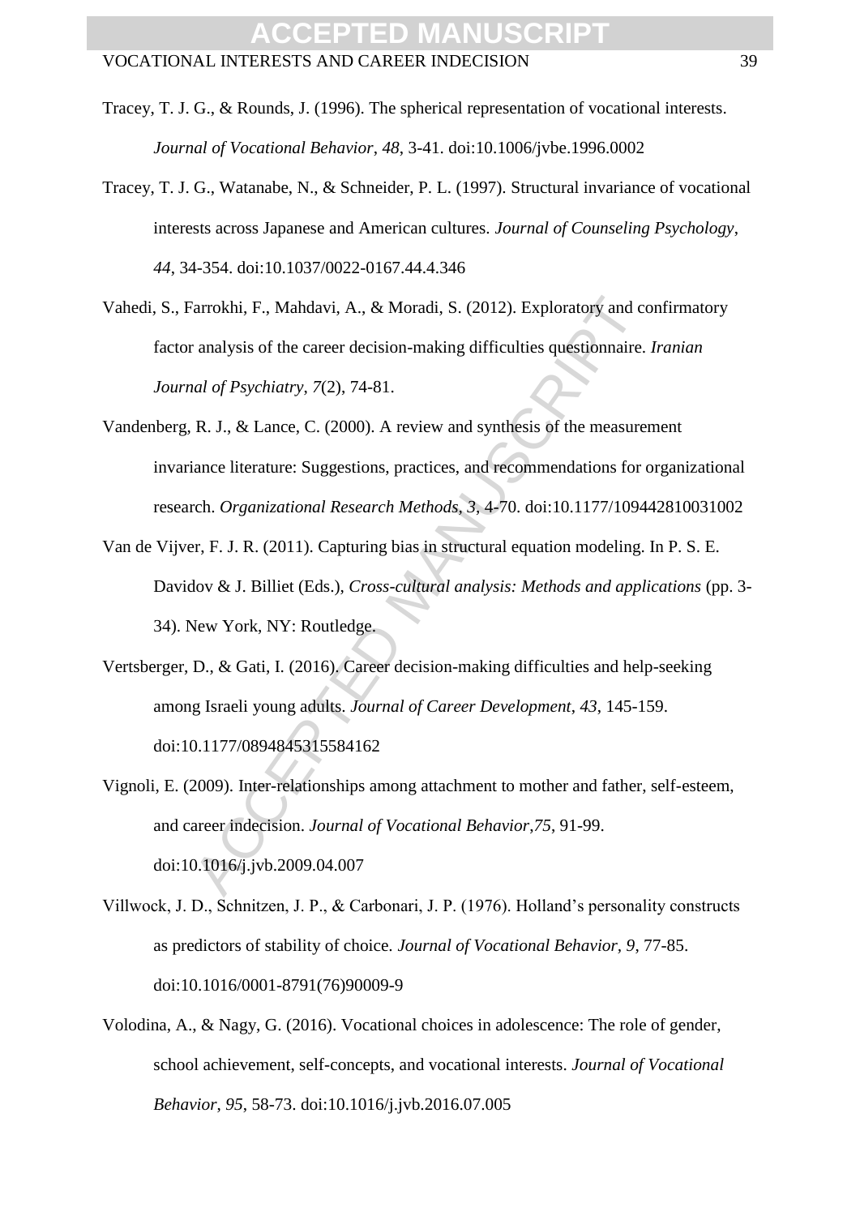Tracey, T. J. G., & Rounds, J. (1996). The spherical representation of vocational interests. *Journal of Vocational Behavior*, *48*, 3-41. doi:10.1006/jvbe.1996.0002

Tracey, T. J. G., Watanabe, N., & Schneider, P. L. (1997). Structural invariance of vocational interests across Japanese and American cultures. *Journal of Counseling Psychology*, *44*, 34-354. doi:10.1037/0022-0167.44.4.346

Vahedi, S., Farrokhi, F., Mahdavi, A., & Moradi, S. (2012). Exploratory and confirmatory factor analysis of the career decision-making difficulties questionnaire. *Iranian Journal of Psychiatry*, *7*(2), 74-81.

Vandenberg, R. J., & Lance, C. (2000). A review and synthesis of the measurement invariance literature: Suggestions, practices, and recommendations for organizational research. *Organizational Research Methods*, *3*, 4-70. doi:10.1177/109442810031002

Van de Vijver, F. J. R. (2011). Capturing bias in structural equation modeling. In P. S. E. Davidov & J. Billiet (Eds.), *Cross-cultural analysis: Methods and applications* (pp. 3-34). New York, NY: Routledge.

Vertsberger, D., & Gati, I. (2016). Career decision-making difficulties and help-seeking among Israeli young adults. *Journal of Career Development*, *43*, 145-159. doi:10.1177/0894845315584162

Vignoli, E. (2009). Inter-relationships among attachment to mother and father, self-esteem, and career indecision. *Journal of Vocational Behavior*,*75*, 91-99. doi:10.1016/j.jvb.2009.04.007

Villwock, J. D., Schnitzen, J. P., & Carbonari, J. P. (1976). Holland's personality constructs as predictors of stability of choice. *Journal of Vocational Behavior*, *9*, 77-85. doi:10.1016/0001-8791(76)90009-9

Volodina, A., & Nagy, G. (2016). Vocational choices in adolescence: The role of gender, school achievement, self-concepts, and vocational interests. *Journal of Vocational Behavior*, *95*, 58-73. doi:10.1016/j.jvb.2016.07.005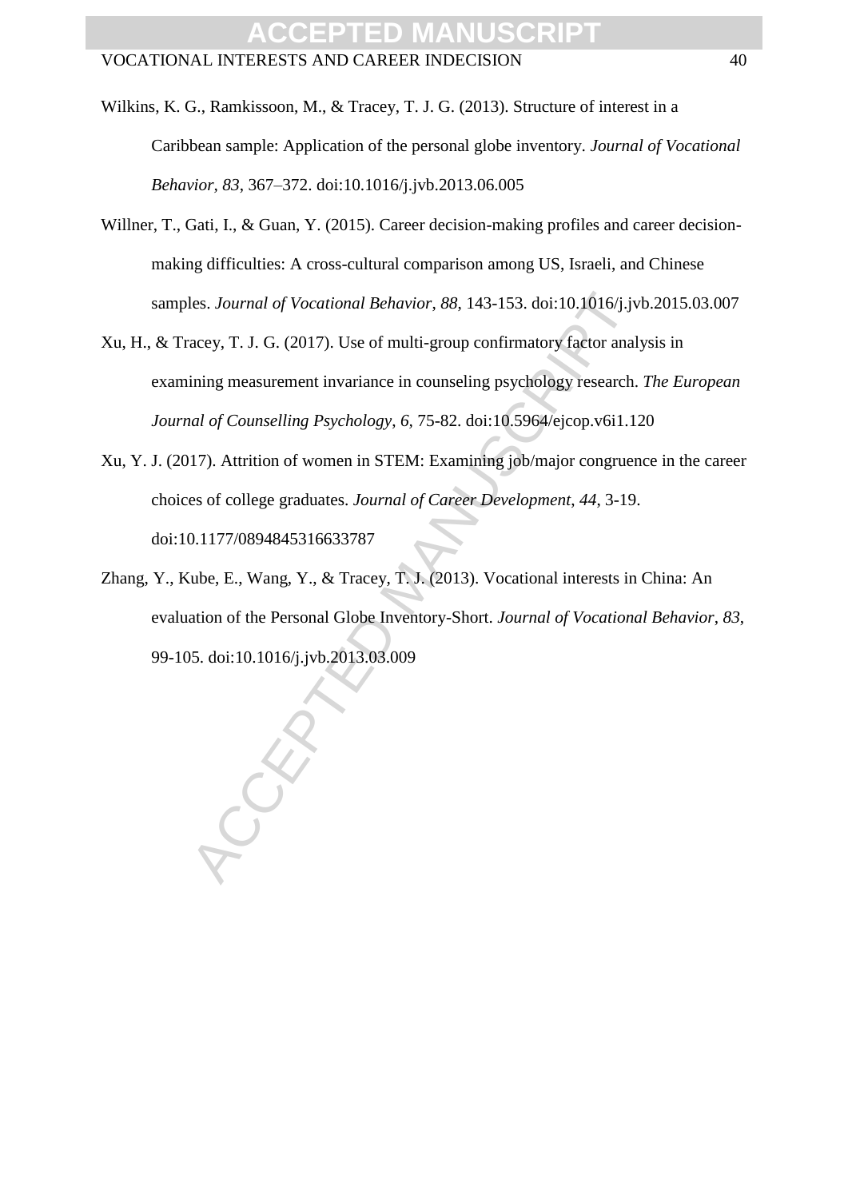Wilkins, K. G., Ramkissoon, M., & Tracey, T. J. G. (2013). Structure of interest in a Caribbean sample: Application of the personal globe inventory. *Journal of Vocational Behavior, 83*, 367–372. doi:10.1016/j.jvb.2013.06.005

Willner, T., Gati, I., & Guan, Y. (2015). Career decision-making profiles and career decision-making difficulties: A cross-cultural comparison among US, Israeli, and Chinese samples. *Journal of Vocational Behavior*, *88*, 143-153. doi:10.1016/j.jvb.2015.03.007

Xu, H., & Tracey, T. J. G. (2017). Use of multi-group confirmatory factor analysis in examining measurement invariance in counseling psychology research. *The European Journal of Counselling Psychology*, *6*, 75-82. doi:10.5964/ejcop.v6i1.120

Xu, Y. J. (2017). Attrition of women in STEM: Examining job/major congruence in the career choices of college graduates. *Journal of Career Development*, *44*, 3-19. doi:10.1177/0894845316633787

Zhang, Y., Kube, E., Wang, Y., & Tracey, T. J. (2013). Vocational interests in China: An evaluation of the Personal Globe Inventory-Short. *Journal of Vocational Behavior*, *83*, 99-105. doi:10.1016/j.jvb.2013.03.009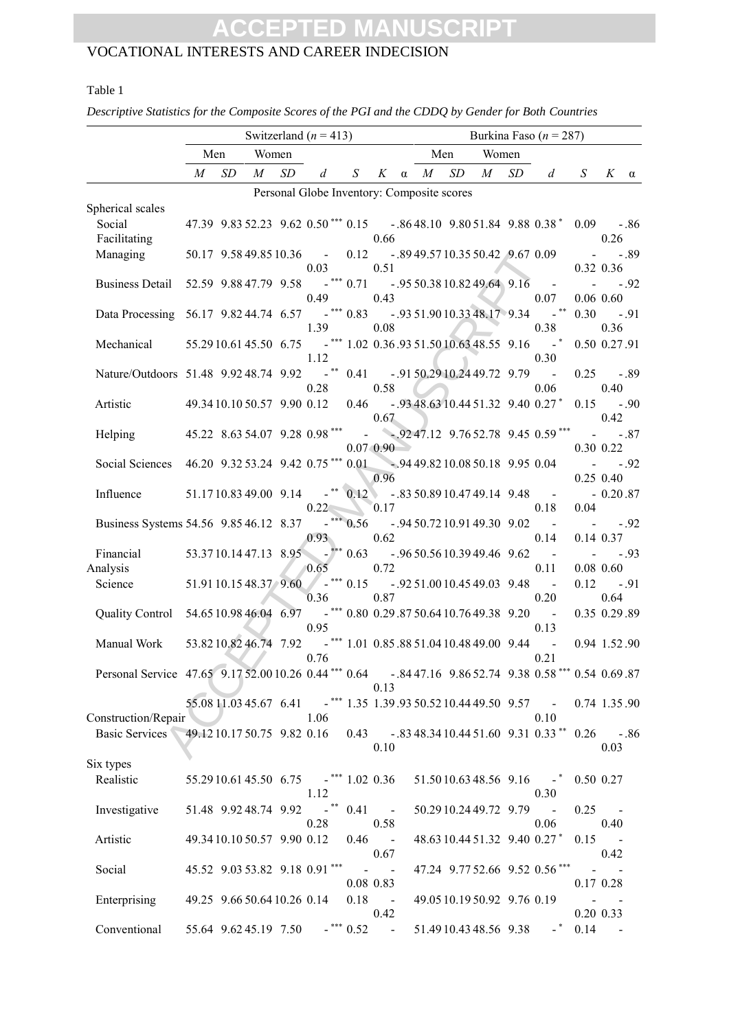Table 1

*Descriptive Statistics for the Composite Scores of the PGI and the CDDQ by Gender for Both Countries*

| | Switzerland ($n$ = 413) | | | | | | | | Burkina Faso ($n$ = 287) | | | | | | | |
|---|---|---|---|---|---|---|---|---|---|---|---|---|---|---|---|---|
| | Men | | Women | | | | | | Men | | Women | | | | | |
| | $M$ | $SD$ | $M$ | $SD$ | $d$ | $S$ | $K$ | α | $M$ | $SD$ | $M$ | $SD$ | $d$ | $S$ | $K$ | α |
| **Personal Globe Inventory: Composite scores** | | | | | | | | | | | | | | | | |
| Spherical scales | | | | | | | | | | | | | | | | |
| Social Facilitating | 47.39 | 9.83 | 52.23 | 9.62 | 0.50*** | 0.15 | -0.66 | .86 | 48.10 | 9.80 | 51.84 | 9.88 | 0.38* | 0.09 | -0.26 | .86 |
| Managing | 50.17 | 9.58 | 49.85 | 10.36 | -0.03 | 0.12 | -0.51 | .89 | 49.57 | 10.35 | 50.42 | 9.67 | 0.09 | -0.32 | -0.36 | .89 |
| Business Detail | 52.59 | 9.88 | 47.79 | 9.58 | -0.49*** | 0.71 | -0.43 | .95 | 50.38 | 10.82 | 49.64 | 9.16 | -0.07 | -0.06 | -0.60 | .92 |
| Data Processing | 56.17 | 9.82 | 44.74 | 6.57 | -1.39*** | 0.83 | -0.08 | .93 | 51.90 | 10.33 | 48.17 | 9.34 | -0.38** | 0.30 | -0.36 | .91 |
| Mechanical | 55.29 | 10.61 | 45.50 | 6.75 | -1.12*** | 1.02 | 0.36 | .93 | 51.50 | 10.63 | 48.55 | 9.16 | -0.30* | 0.50 | 0.27 | .91 |
| Nature/Outdoors | 51.48 | 9.92 | 48.74 | 9.92 | -0.28** | 0.41 | -0.58 | .91 | 50.29 | 10.24 | 49.72 | 9.79 | -0.06 | 0.25 | -0.40 | .89 |
| Artistic | 49.34 | 10.10 | 50.57 | 9.90 | 0.12 | 0.46 | -0.67 | .93 | 48.63 | 10.44 | 51.32 | 9.40 | 0.27* | 0.15 | -0.42 | .90 |
| Helping | 45.22 | 8.63 | 54.07 | 9.28 | 0.98*** | -0.07 | -0.90 | .92 | 47.12 | 9.76 | 52.78 | 9.45 | 0.59*** | -0.30 | -0.22 | .87 |
| Social Sciences | 46.20 | 9.32 | 53.24 | 9.42 | 0.75*** | 0.01 | -0.96 | .94 | 49.82 | 10.08 | 50.18 | 9.95 | 0.04 | -0.25 | -0.40 | .92 |
| Influence | 51.17 | 10.83 | 49.00 | 9.14 | -0.22** | 0.12 | -0.17 | .83 | 50.89 | 10.47 | 49.14 | 9.48 | -0.18 | -0.04 | 0.20 | .87 |
| Business Systems | 54.56 | 9.85 | 46.12 | 8.37 | -0.93*** | 0.56 | -0.62 | .94 | 50.72 | 10.91 | 49.30 | 9.02 | -0.14 | -0.14 | -0.37 | .92 |
| Financial Analysis | 53.37 | 10.14 | 47.13 | 8.95 | -0.65*** | 0.63 | -0.72 | .96 | 50.56 | 10.39 | 49.46 | 9.62 | -0.11 | -0.08 | -0.60 | .93 |
| Science | 51.91 | 10.15 | 48.37 | 9.60 | -0.36*** | 0.15 | -0.87 | .92 | 51.00 | 10.45 | 49.03 | 9.48 | -0.20 | 0.12 | -0.64 | .91 |
| Quality Control | 54.65 | 10.98 | 46.04 | 6.97 | -0.95*** | 0.80 | 0.29 | .87 | 50.64 | 10.76 | 49.38 | 9.20 | -0.13 | 0.35 | 0.29 | .89 |
| Manual Work | 53.82 | 10.82 | 46.74 | 7.92 | -0.76*** | 1.01 | 0.85 | .88 | 51.04 | 10.48 | 49.00 | 9.44 | -0.21 | 0.94 | 1.52 | .90 |
| Personal Service | 47.65 | 9.17 | 52.00 | 10.26 | 0.44*** | 0.64 | -0.13 | .84 | 47.16 | 9.86 | 52.74 | 9.38 | 0.58*** | 0.54 | 0.69 | .87 |
| Construction/Repair | 55.08 | 11.03 | 45.67 | 6.41 | -1.06*** | 1.35 | 1.39 | .93 | 50.52 | 10.44 | 49.50 | 9.57 | -0.10 | 0.74 | 1.35 | .90 |
| Basic Services | 49.12 | 10.17 | 50.75 | 9.82 | 0.16 | 0.43 | -0.10 | .83 | 48.34 | 10.44 | 51.60 | 9.31 | 0.33** | 0.26 | -0.03 | .86 |
| Six types | | | | | | | | | | | | | | | | |
| Realistic | 55.29 | 10.61 | 45.50 | 6.75 | -1.12*** | 1.02 | 0.36 | | 51.50 | 10.63 | 48.56 | 9.16 | -0.30* | 0.50 | 0.27 | |
| Investigative | 51.48 | 9.92 | 48.74 | 9.92 | -0.28** | 0.41 | -0.58 | | 50.29 | 10.24 | 49.72 | 9.79 | -0.06 | 0.25 | -0.40 | |
| Artistic | 49.34 | 10.10 | 50.57 | 9.90 | 0.12 | 0.46 | -0.67 | | 48.63 | 10.44 | 51.32 | 9.40 | 0.27* | 0.15 | -0.42 | |
| Social | 45.52 | 9.03 | 53.82 | 9.18 | 0.91*** | -0.08 | -0.83 | | 47.24 | 9.77 | 52.66 | 9.52 | 0.56*** | -0.17 | -0.28 | |
| Enterprising | 49.25 | 9.66 | 50.64 | 10.26 | 0.14 | 0.18 | -0.42 | | 49.05 | 10.19 | 50.92 | 9.76 | 0.19 | -0.20 | -0.33 | |
| Conventional | 55.64 | 9.62 | 45.19 | 7.50 | -*** | 0.52 | - | | 51.49 | 10.43 | 48.56 | 9.38 | -* | 0.14 | - | |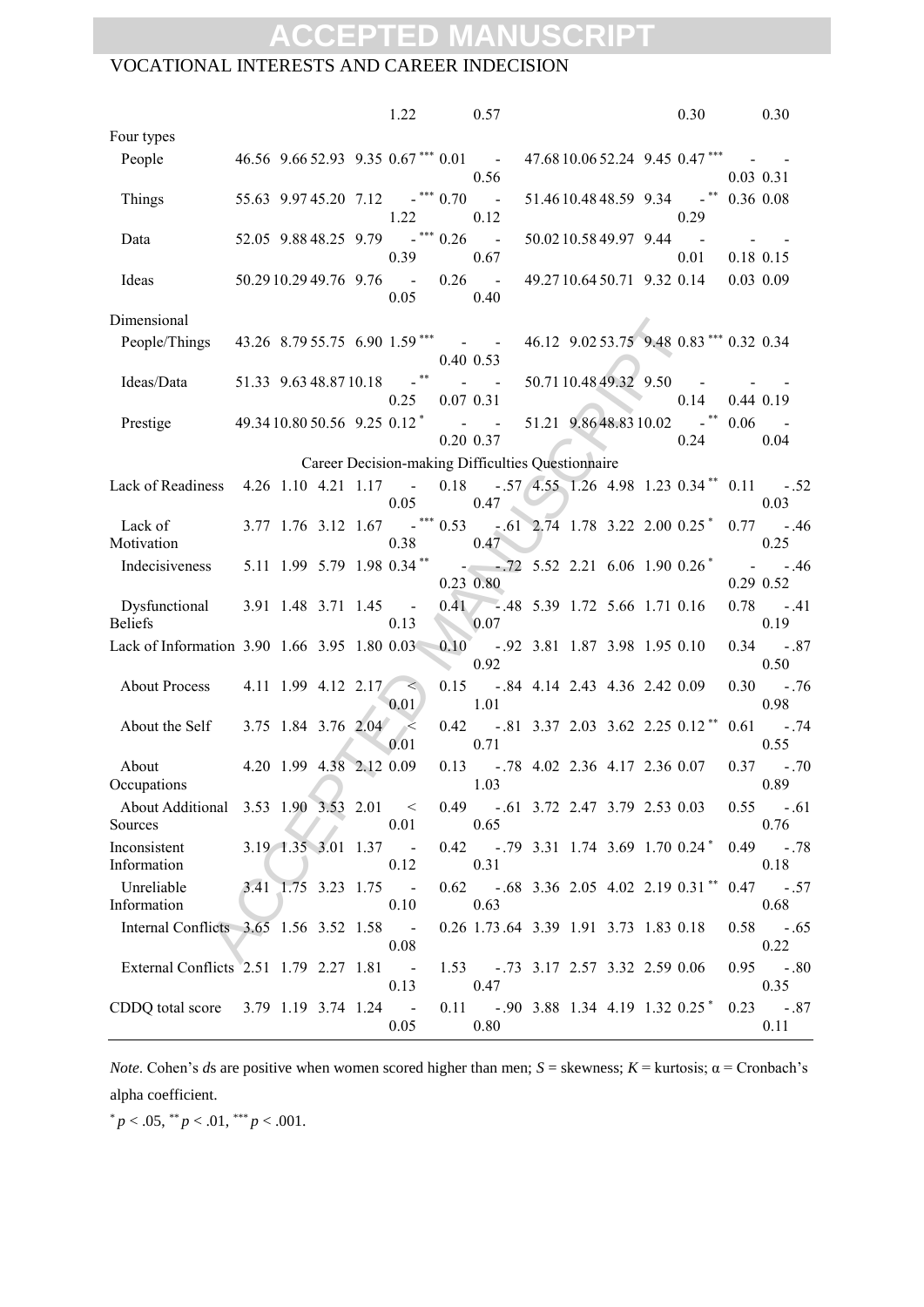| | | | | | | | | | | | | | | | | |
|---|---|---|---|---|---|---|---|---|---|---|---|---|---|---|---|---|
| | | | | | 1.22 | | 0.57 | | | | | | 0.30 | | 0.30 | |
| Four types | | | | | | | | | | | | | | | | |
| People | 46.56 | 9.66 | 52.93 | 9.35 | 0.67*** | 0.01 | -0.56 | | 47.68 | 10.06 | 52.24 | 9.45 | 0.47*** | -0.03 | -0.31 | |
| Things | 55.63 | 9.97 | 45.20 | 7.12 | -1.22*** | 0.70 | -0.12 | | 51.46 | 10.48 | 48.59 | 9.34 | -0.29** | 0.36 | 0.08 | |
| Data | 52.05 | 9.88 | 48.25 | 9.79 | -0.39*** | 0.26 | -0.67 | | 50.02 | 10.58 | 49.97 | 9.44 | -0.01 | -0.18 | -0.15 | |
| Ideas | 50.29 | 10.29 | 49.76 | 9.76 | -0.05 | 0.26 | -0.40 | | 49.27 | 10.64 | 50.71 | 9.32 | 0.14 | 0.03 | 0.09 | |
| Dimensional | | | | | | | | | | | | | | | | |
| People/Things | 43.26 | 8.79 | 55.75 | 6.90 | 1.59*** | -0.40 | -0.53 | | 46.12 | 9.02 | 53.75 | 9.48 | 0.83*** | 0.32 | 0.34 | |
| Ideas/Data | 51.33 | 9.63 | 48.87 | 10.18 | -0.25** | -0.07 | -0.31 | | 50.71 | 10.48 | 49.32 | 9.50 | -0.14 | -0.44 | -0.19 | |
| Prestige | 49.34 | 10.80 | 50.56 | 9.25 | 0.12* | -0.20 | -0.37 | | 51.21 | 9.86 | 48.83 | 10.02 | -0.24** | 0.06 | -0.04 | |
| Career Decision-making Difficulties Questionnaire | | | | | | | | | | | | | | | | |
| Lack of Readiness | 4.26 | 1.10 | 4.21 | 1.17 | -0.05 | 0.18 | -0.47 | .57 | 4.55 | 1.26 | 4.98 | 1.23 | 0.34** | 0.11 | -0.03 | .52 |
| Lack of Motivation | 3.77 | 1.76 | 3.12 | 1.67 | -0.38*** | 0.53 | -0.47 | .61 | 2.74 | 1.78 | 3.22 | 2.00 | 0.25* | 0.77 | -0.25 | .46 |
| Indecisiveness | 5.11 | 1.99 | 5.79 | 1.98 | 0.34** | -0.23 | -0.80 | .72 | 5.52 | 2.21 | 6.06 | 1.90 | 0.26* | -0.29 | -0.52 | .46 |
| Dysfunctional Beliefs | 3.91 | 1.48 | 3.71 | 1.45 | -0.13 | 0.41 | -0.07 | .48 | 5.39 | 1.72 | 5.66 | 1.71 | 0.16 | 0.78 | -0.19 | .41 |
| Lack of Information | 3.90 | 1.66 | 3.95 | 1.80 | 0.03 | 0.10 | -0.92 | .92 | 3.81 | 1.87 | 3.98 | 1.95 | 0.10 | 0.34 | -0.50 | .87 |
| About Process | 4.11 | 1.99 | 4.12 | 2.17 | < 0.01 | 0.15 | -1.01 | .84 | 4.14 | 2.43 | 4.36 | 2.42 | 0.09 | 0.30 | -0.98 | .76 |
| About the Self | 3.75 | 1.84 | 3.76 | 2.04 | < 0.01 | 0.42 | -0.71 | .81 | 3.37 | 2.03 | 3.62 | 2.25 | 0.12** | 0.61 | -0.55 | .74 |
| About Occupations | 4.20 | 1.99 | 4.38 | 2.12 | 0.09 | 0.13 | -1.03 | .78 | 4.02 | 2.36 | 4.17 | 2.36 | 0.07 | 0.37 | -0.89 | .70 |
| About Additional Sources | 3.53 | 1.90 | 3.53 | 2.01 | < 0.01 | 0.49 | -0.65 | .61 | 3.72 | 2.47 | 3.79 | 2.53 | 0.03 | 0.55 | -0.76 | .61 |
| Inconsistent Information | 3.19 | 1.35 | 3.01 | 1.37 | -0.12 | 0.42 | -0.31 | .79 | 3.31 | 1.74 | 3.69 | 1.70 | 0.24* | 0.49 | -0.18 | .78 |
| Unreliable Information | 3.41 | 1.75 | 3.23 | 1.75 | -0.10 | 0.62 | -0.63 | .68 | 3.36 | 2.05 | 4.02 | 2.19 | 0.31** | 0.47 | -0.68 | .57 |
| Internal Conflicts | 3.65 | 1.56 | 3.52 | 1.58 | -0.08 | 0.26 | 1.73 | .64 | 3.39 | 1.91 | 3.73 | 1.83 | 0.18 | 0.58 | -0.22 | .65 |
| External Conflicts | 2.51 | 1.79 | 2.27 | 1.81 | -0.13 | 1.53 | -0.47 | .73 | 3.17 | 2.57 | 3.32 | 2.59 | 0.06 | 0.95 | -0.35 | .80 |
| CDDQ total score | 3.79 | 1.19 | 3.74 | 1.24 | -0.05 | 0.11 | -0.80 | .90 | 3.88 | 1.34 | 4.19 | 1.32 | 0.25* | 0.23 | -0.11 | .87 |

*Note*. Cohen's *d*s are positive when women scored higher than men; *S* = skewness; *K* = kurtosis; α = Cronbach's alpha coefficient.

\* $p < .05$, \*\* $p < .01$, \*\*\* $p < .001$.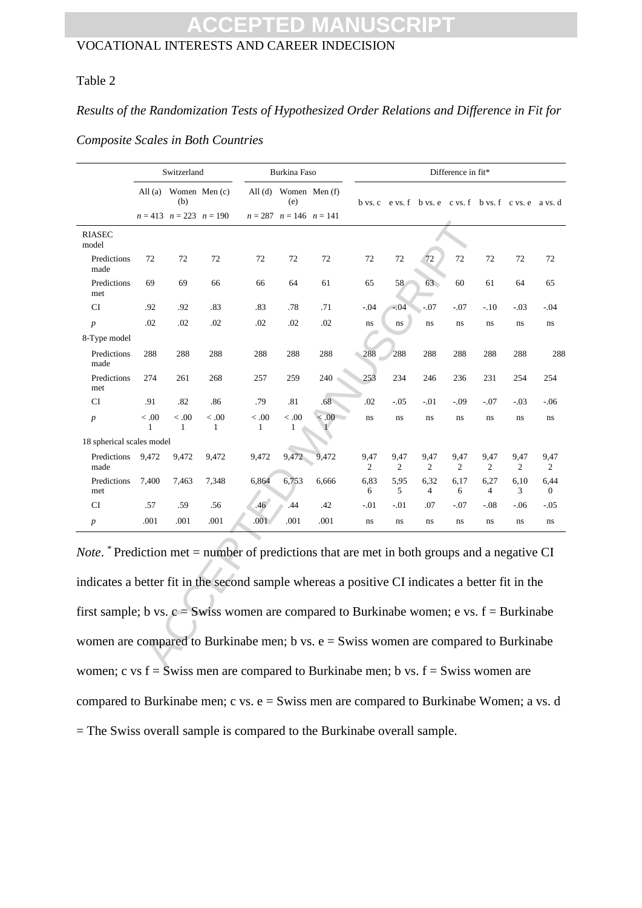Table 2

*Results of the Randomization Tests of Hypothesized Order Relations and Difference in Fit for Composite Scales in Both Countries*

| | Switzerland | | | Burkina Faso | | | Difference in fit* | | | | | | |
|---|---|---|---|---|---|---|---|---|---|---|---|---|---|
| | All (a) | Women (b) | Men (c) | All (d) | Women (e) | Men (f) | b vs. c | e vs. f | b vs. e | c vs. f | b vs. f | c vs. e | a vs. d |
| | *n* = 413 | *n* = 223 | *n* = 190 | *n* = 287 | *n* = 146 | *n* = 141 | | | | | | | |
| RIASEC model | | | | | | | | | | | | | |
| Predictions made | 72 | 72 | 72 | 72 | 72 | 72 | 72 | 72 | 72 | 72 | 72 | 72 | 72 |
| Predictions met | 69 | 69 | 66 | 66 | 64 | 61 | 65 | 58 | 63 | 60 | 61 | 64 | 65 |
| CI | .92 | .92 | .83 | .83 | .78 | .71 | -.04 | -.04 | -.07 | -.07 | -.10 | -.03 | -.04 |
| *p* | .02 | .02 | .02 | .02 | .02 | .02 | ns | ns | ns | ns | ns | ns | ns |
| 8-Type model | | | | | | | | | | | | | |
| Predictions made | 288 | 288 | 288 | 288 | 288 | 288 | 288 | 288 | 288 | 288 | 288 | 288 | 288 |
| Predictions met | 274 | 261 | 268 | 257 | 259 | 240 | 253 | 234 | 246 | 236 | 231 | 254 | 254 |
| CI | .91 | .82 | .86 | .79 | .81 | .68 | .02 | -.05 | -.01 | -.09 | -.07 | -.03 | -.06 |
| *p* | < .001 | < .001 | < .001 | < .001 | < .001 | < .001 | ns | ns | ns | ns | ns | ns | ns |
| 18 spherical scales model | | | | | | | | | | | | | |
| Predictions made | 9,472 | 9,472 | 9,472 | 9,472 | 9,472 | 9,472 | 9,472 | 9,472 | 9,472 | 9,472 | 9,472 | 9,472 | 9,472 |
| Predictions met | 7,400 | 7,463 | 7,348 | 6,864 | 6,753 | 6,666 | 6,836 | 5,955 | 6,324 | 6,176 | 6,274 | 6,103 | 6,440 |
| CI | .57 | .59 | .56 | .46 | .44 | .42 | -.01 | -.01 | .07 | -.07 | -.08 | -.06 | -.05 |
| *p* | .001 | .001 | .001 | .001 | .001 | .001 | ns | ns | ns | ns | ns | ns | ns |

*Note*. * Prediction met = number of predictions that are met in both groups and a negative CI indicates a better fit in the second sample whereas a positive CI indicates a better fit in the first sample; b vs. c = Swiss women are compared to Burkinabe women; e vs. f = Burkinabe women are compared to Burkinabe men; b vs. e = Swiss women are compared to Burkinabe women; c vs f = Swiss men are compared to Burkinabe men; b vs. f = Swiss women are compared to Burkinabe men; c vs. e = Swiss men are compared to Burkinabe Women; a vs. d = The Swiss overall sample is compared to the Burkinabe overall sample.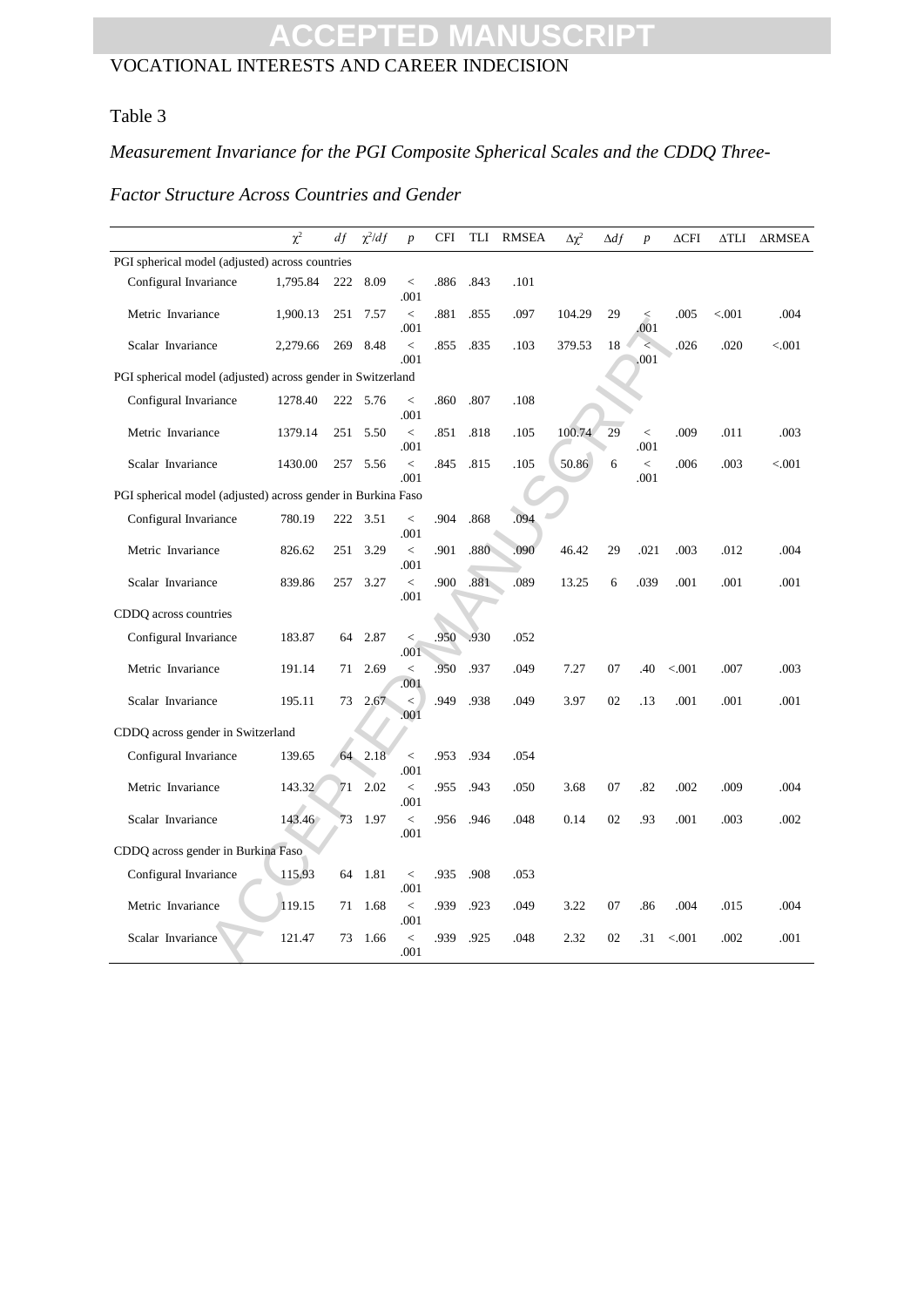Table 3

*Measurement Invariance for the PGI Composite Spherical Scales and the CDDQ Three-Factor Structure Across Countries and Gender*

| | $\chi^2$ | $df$ | $\chi^2/df$ | $p$ | CFI | TLI | RMSEA | $\Delta\chi^2$ | $\Delta df$ | $p$ | ΔCFI | ΔTLI | ΔRMSEA |
|---|---|---|---|---|---|---|---|---|---|---|---|---|---|
| PGI spherical model (adjusted) across countries | | | | | | | | | | | | | |
| Configural Invariance | 1,795.84 | 222 | 8.09 | < .001 | .886 | .843 | .101 | | | | | | |
| Metric Invariance | 1,900.13 | 251 | 7.57 | < .001 | .881 | .855 | .097 | 104.29 | 29 | < .001 | .005 | <.001 | .004 |
| Scalar Invariance | 2,279.66 | 269 | 8.48 | < .001 | .855 | .835 | .103 | 379.53 | 18 | < .001 | .026 | .020 | <.001 |
| PGI spherical model (adjusted) across gender in Switzerland | | | | | | | | | | | | | |
| Configural Invariance | 1278.40 | 222 | 5.76 | < .001 | .860 | .807 | .108 | | | | | | |
| Metric Invariance | 1379.14 | 251 | 5.50 | < .001 | .851 | .818 | .105 | 100.74 | 29 | < .001 | .009 | .011 | .003 |
| Scalar Invariance | 1430.00 | 257 | 5.56 | < .001 | .845 | .815 | .105 | 50.86 | 6 | < .001 | .006 | .003 | <.001 |
| PGI spherical model (adjusted) across gender in Burkina Faso | | | | | | | | | | | | | |
| Configural Invariance | 780.19 | 222 | 3.51 | < .001 | .904 | .868 | .094 | | | | | | |
| Metric Invariance | 826.62 | 251 | 3.29 | < .001 | .901 | .880 | .090 | 46.42 | 29 | .021 | .003 | .012 | .004 |
| Scalar Invariance | 839.86 | 257 | 3.27 | < .001 | .900 | .881 | .089 | 13.25 | 6 | .039 | .001 | .001 | .001 |
| CDDQ across countries | | | | | | | | | | | | | |
| Configural Invariance | 183.87 | 64 | 2.87 | < .001 | .950 | .930 | .052 | | | | | | |
| Metric Invariance | 191.14 | 71 | 2.69 | < .001 | .950 | .937 | .049 | 7.27 | 07 | .40 | <.001 | .007 | .003 |
| Scalar Invariance | 195.11 | 73 | 2.67 | < .001 | .949 | .938 | .049 | 3.97 | 02 | .13 | .001 | .001 | .001 |
| CDDQ across gender in Switzerland | | | | | | | | | | | | | |
| Configural Invariance | 139.65 | 64 | 2.18 | < .001 | .953 | .934 | .054 | | | | | | |
| Metric Invariance | 143.32 | 71 | 2.02 | < .001 | .955 | .943 | .050 | 3.68 | 07 | .82 | .002 | .009 | .004 |
| Scalar Invariance | 143.46 | 73 | 1.97 | < .001 | .956 | .946 | .048 | 0.14 | 02 | .93 | .001 | .003 | .002 |
| CDDQ across gender in Burkina Faso | | | | | | | | | | | | | |
| Configural Invariance | 115.93 | 64 | 1.81 | < .001 | .935 | .908 | .053 | | | | | | |
| Metric Invariance | 119.15 | 71 | 1.68 | < .001 | .939 | .923 | .049 | 3.22 | 07 | .86 | .004 | .015 | .004 |
| Scalar Invariance | 121.47 | 73 | 1.66 | < .001 | .939 | .925 | .048 | 2.32 | 02 | .31 | <.001 | .002 | .001 |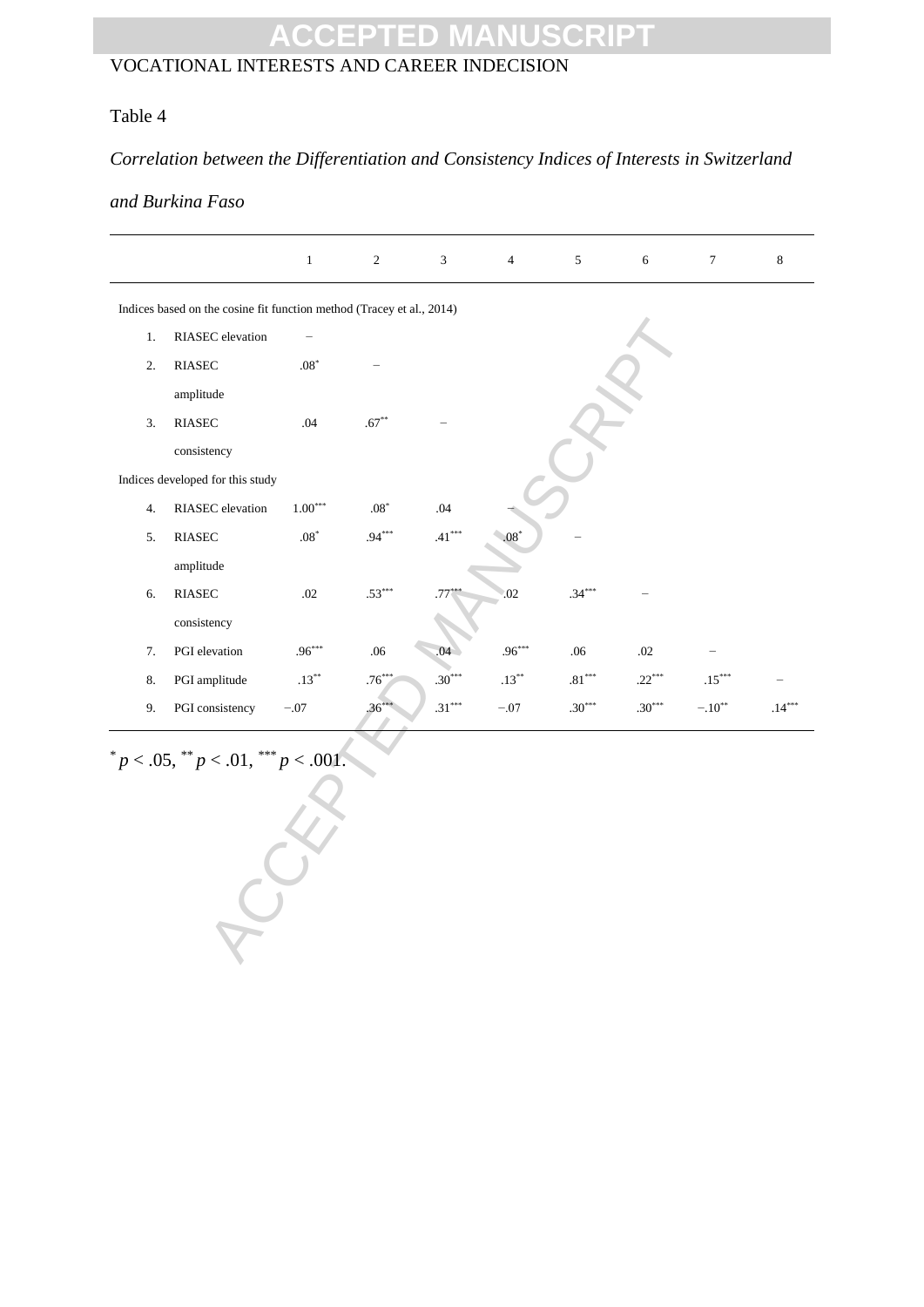Table 4

*Correlation between the Differentiation and Consistency Indices of Interests in Switzerland and Burkina Faso*

| | | 1 | 2 | 3 | 4 | 5 | 6 | 7 | 8 |
|---|---|---|---|---|---|---|---|---|---|
| Indices based on the cosine fit function method (Tracey et al., 2014) | | | | | | | | | |
| 1. | RIASEC elevation | – | | | | | | | |
| 2. | RIASEC amplitude | .08* | – | | | | | | |
| 3. | RIASEC consistency | .04 | .67** | – | | | | | |
| Indices developed for this study | | | | | | | | | |
| 4. | RIASEC elevation | 1.00*** | .08* | .04 | – | | | | |
| 5. | RIASEC amplitude | .08* | .94*** | .41*** | .08* | – | | | |
| 6. | RIASEC consistency | .02 | .53*** | .77*** | .02 | .34*** | – | | |
| 7. | PGI elevation | .96*** | .06 | .04 | .96*** | .06 | .02 | – | |
| 8. | PGI amplitude | .13** | .76*** | .30*** | .13** | .81*** | .22*** | .15*** | – |
| 9. | PGI consistency | −.07 | .36*** | .31*** | −.07 | .30*** | .30*** | −.10** | .14*** |

* $p < .05$, ** $p < .01$, *** $p < .001$.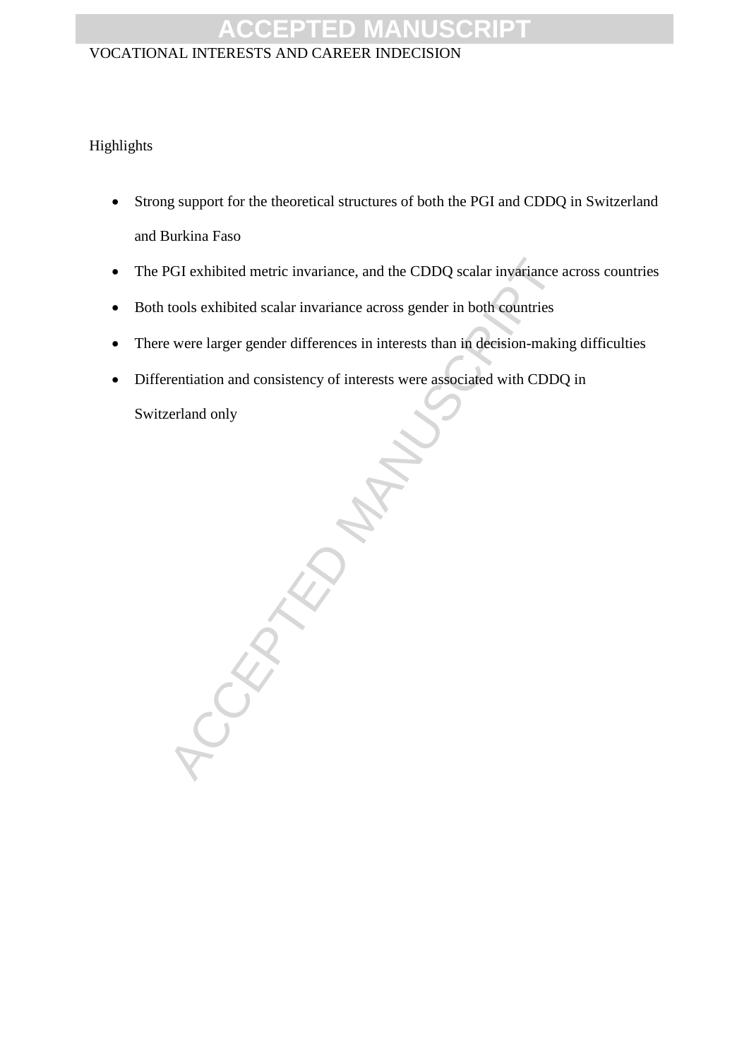Highlights

- Strong support for the theoretical structures of both the PGI and CDDQ in Switzerland and Burkina Faso
- The PGI exhibited metric invariance, and the CDDQ scalar invariance across countries
- Both tools exhibited scalar invariance across gender in both countries
- There were larger gender differences in interests than in decision-making difficulties
- Differentiation and consistency of interests were associated with CDDQ in Switzerland only